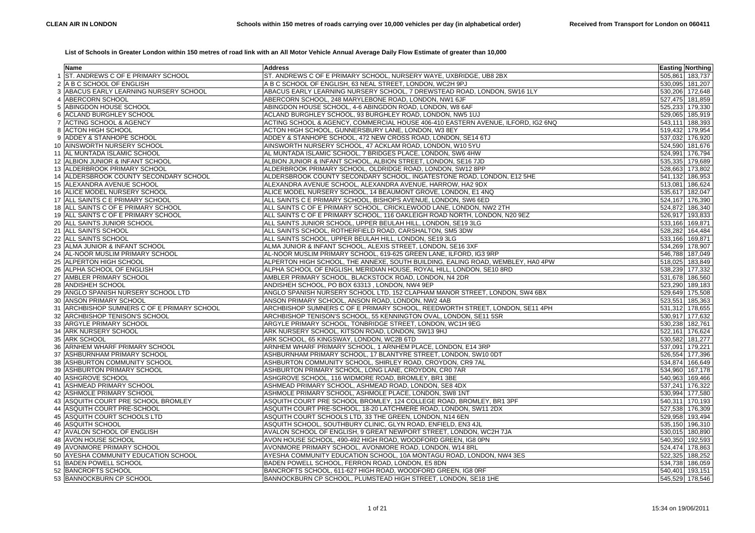**List of Schools in Greater London within 150 metres of road link with an All Motor Vehicle Annual Average Daily Flow Estimate of greater than 10,000**

| | Name | Address | Easting | Northing |
|---|---|---|---|---|
| 1 | ST. ANDREWS C OF E PRIMARY SCHOOL | ST. ANDREWS C OF E PRIMARY SCHOOL, NURSERY WAYE, UXBRIDGE, UB8 2BX | 505,861 | 183,737 |
| 2 | A B C SCHOOL OF ENGLISH | A B C SCHOOL OF ENGLISH, 63 NEAL STREET, LONDON, WC2H 9PJ | 530,095 | 181,207 |
| 3 | ABACUS EARLY LEARNING NURSERY SCHOOL | ABACUS EARLY LEARNING NURSERY SCHOOL, 7 DREWSTEAD ROAD, LONDON, SW16 1LY | 530,206 | 172,648 |
| 4 | ABERCORN SCHOOL | ABERCORN SCHOOL, 248 MARYLEBONE ROAD, LONDON, NW1 6JF | 527,475 | 181,859 |
| 5 | ABINGDON HOUSE SCHOOL | ABINGDON HOUSE SCHOOL, 4-6 ABINGDON ROAD, LONDON, W8 6AF | 525,233 | 179,330 |
| 6 | ACLAND BURGHLEY SCHOOL | ACLAND BURGHLEY SCHOOL, 93 BURGHLEY ROAD, LONDON, NW5 1UJ | 529,065 | 185,919 |
| 7 | ACTING SCHOOL & AGENCY | ACTING SCHOOL & AGENCY, COMMERCIAL HOUSE 406-410 EASTERN AVENUE, ILFORD, IG2 6NQ | 543,111 | 188,393 |
| 8 | ACTON HIGH SCHOOL | ACTON HIGH SCHOOL, GUNNERSBURY LANE, LONDON, W3 8EY | 519,432 | 179,954 |
| 9 | ADDEY & STANHOPE SCHOOL | ADDEY & STANHOPE SCHOOL, 472 NEW CROSS ROAD, LONDON, SE14 6TJ | 537,032 | 176,920 |
| 10 | AINSWORTH NURSERY SCHOOL | AINSWORTH NURSERY SCHOOL, 47 ACKLAM ROAD, LONDON, W10 5YU | 524,590 | 181,676 |
| 11 | AL MUNTADA ISLAMIC SCHOOL | AL MUNTADA ISLAMIC SCHOOL, 7 BRIDGES PLACE, LONDON, SW6 4HW | 524,991 | 176,794 |
| 12 | ALBION JUNIOR & INFANT SCHOOL | ALBION JUNIOR & INFANT SCHOOL, ALBION STREET, LONDON, SE16 7JD | 535,335 | 179,689 |
| 13 | ALDERBROOK PRIMARY SCHOOL | ALDERBROOK PRIMARY SCHOOL, OLDRIDGE ROAD, LONDON, SW12 8PP | 528,663 | 173,802 |
| 14 | ALDERSBROOK COUNTY SECONDARY SCHOOL | ALDERSBROOK COUNTY SECONDARY SCHOOL, INGATESTONE ROAD, LONDON, E12 5HE | 541,132 | 186,953 |
| 15 | ALEXANDRA AVENUE SCHOOL | ALEXANDRA AVENUE SCHOOL, ALEXANDRA AVENUE, HARROW, HA2 9DX | 513,081 | 186,624 |
| 16 | ALICE MODEL NURSERY SCHOOL | ALICE MODEL NURSERY SCHOOL, 14 BEAUMONT GROVE, LONDON, E1 4NQ | 535,617 | 182,047 |
| 17 | ALL SAINTS C E PRIMARY SCHOOL | ALL SAINTS C E PRIMARY SCHOOL, BISHOPS AVENUE, LONDON, SW6 6ED | 524,167 | 176,390 |
| 18 | ALL SAINTS C OF E PRIMARY SCHOOL | ALL SAINTS C OF E PRIMARY SCHOOL, CRICKLEWOOD LANE, LONDON, NW2 2TH | 524,872 | 186,340 |
| 19 | ALL SAINTS C OF E PRIMARY SCHOOL | ALL SAINTS C OF E PRIMARY SCHOOL, 116 OAKLEIGH ROAD NORTH, LONDON, N20 9EZ | 526,917 | 193,833 |
| 20 | ALL SAINTS JUNIOR SCHOOL | ALL SAINTS JUNIOR SCHOOL, UPPER BEULAH HILL, LONDON, SE19 3LG | 533,166 | 169,871 |
| 21 | ALL SAINTS SCHOOL | ALL SAINTS SCHOOL, ROTHERFIELD ROAD, CARSHALTON, SM5 3DW | 528,282 | 164,484 |
| 22 | ALL SAINTS SCHOOL | ALL SAINTS SCHOOL, UPPER BEULAH HILL, LONDON, SE19 3LG | 533,166 | 169,871 |
| 23 | ALMA JUNIOR & INFANT SCHOOL | ALMA JUNIOR & INFANT SCHOOL, ALEXIS STREET, LONDON, SE16 3XF | 534,269 | 178,907 |
| 24 | AL-NOOR MUSLIM PRIMARY SCHOOL | AL-NOOR MUSLIM PRIMARY SCHOOL, 619-625 GREEN LANE, ILFORD, IG3 9RP | 546,788 | 187,049 |
| 25 | ALPERTON HIGH SCHOOL | ALPERTON HIGH SCHOOL, THE ANNEXE, SOUTH BUILDING, EALING ROAD, WEMBLEY, HA0 4PW | 518,025 | 183,849 |
| 26 | ALPHA SCHOOL OF ENGLISH | ALPHA SCHOOL OF ENGLISH, MERIDIAN HOUSE, ROYAL HILL, LONDON, SE10 8RD | 538,239 | 177,332 |
| 27 | AMBLER PRIMARY SCHOOL | AMBLER PRIMARY SCHOOL, BLACKSTOCK ROAD, LONDON, N4 2DR | 531,678 | 186,560 |
| 28 | ANDISHEH SCHOOL | ANDISHEH SCHOOL, PO BOX 63313 , LONDON, NW4 9EP | 523,290 | 189,183 |
| 29 | ANGLO SPANISH NURSERY SCHOOL LTD | ANGLO SPANISH NURSERY SCHOOL LTD, 152 CLAPHAM MANOR STREET, LONDON, SW4 6BX | 529,649 | 175,508 |
| 30 | ANSON PRIMARY SCHOOL | ANSON PRIMARY SCHOOL, ANSON ROAD, LONDON, NW2 4AB | 523,551 | 185,363 |
| 31 | ARCHBISHOP SUMNERS C OF E PRIMARY SCHOOL | ARCHBISHOP SUMNERS C OF E PRIMARY SCHOOL, REEDWORTH STREET, LONDON, SE11 4PH | 531,312 | 178,655 |
| 32 | ARCHBISHOP TENISON'S SCHOOL | ARCHBISHOP TENISON'S SCHOOL, 55 KENNINGTON OVAL, LONDON, SE11 5SR | 530,917 | 177,632 |
| 33 | ARGYLE PRIMARY SCHOOL | ARGYLE PRIMARY SCHOOL, TONBRIDGE STREET, LONDON, WC1H 9EG | 530,238 | 182,761 |
| 34 | ARK NURSERY SCHOOL | ARK NURSERY SCHOOL, KITSON ROAD, LONDON, SW13 9HJ | 522,161 | 176,624 |
| 35 | ARK SCHOOL | ARK SCHOOL, 65 KINGSWAY, LONDON, WC2B 6TD | 530,582 | 181,277 |
| 36 | ARNHEM WHARF PRIMARY SCHOOL | ARNHEM WHARF PRIMARY SCHOOL, 1 ARNHEM PLACE, LONDON, E14 3RP | 537,091 | 179,221 |
| 37 | ASHBURNHAM PRIMARY SCHOOL | ASHBURNHAM PRIMARY SCHOOL, 17 BLANTYRE STREET, LONDON, SW10 0DT | 526,554 | 177,396 |
| 38 | ASHBURTON COMMUNITY SCHOOL | ASHBURTON COMMUNITY SCHOOL, SHIRLEY ROAD, CROYDON, CR9 7AL | 534,874 | 166,649 |
| 39 | ASHBURTON PRIMARY SCHOOL | ASHBURTON PRIMARY SCHOOL, LONG LANE, CROYDON, CR0 7AR | 534,960 | 167,178 |
| 40 | ASHGROVE SCHOOL | ASHGROVE SCHOOL, 116 WIDMORE ROAD, BROMLEY, BR1 3BE | 540,963 | 169,466 |
| 41 | ASHMEAD PRIMARY SCHOOL | ASHMEAD PRIMARY SCHOOL, ASHMEAD ROAD, LONDON, SE8 4DX | 537,241 | 176,322 |
| 42 | ASHMOLE PRIMARY SCHOOL | ASHMOLE PRIMARY SCHOOL, ASHMOLE PLACE, LONDON, SW8 1NT | 530,994 | 177,580 |
| 43 | ASQUITH COURT PRE SCHOOL BROMLEY | ASQUITH COURT PRE SCHOOL BROMLEY, 124 COLLEGE ROAD, BROMLEY, BR1 3PF | 540,311 | 170,193 |
| 44 | ASQUITH COURT PRE-SCHOOL | ASQUITH COURT PRE-SCHOOL, 18-20 LATCHMERE ROAD, LONDON, SW11 2DX | 527,538 | 176,309 |
| 45 | ASQUITH COURT SCHOOLS LTD | ASQUITH COURT SCHOOLS LTD, 33 THE GREEN, LONDON, N14 6EN | 529,958 | 193,494 |
| 46 | ASQUITH SCHOOL | ASQUITH SCHOOL, SOUTHBURY CLINIC, GLYN ROAD, ENFIELD, EN3 4JL | 535,150 | 196,310 |
| 47 | AVALON SCHOOL OF ENGLISH | AVALON SCHOOL OF ENGLISH, 9 GREAT NEWPORT STREET, LONDON, WC2H 7JA | 530,015 | 180,890 |
| 48 | AVON HOUSE SCHOOL | AVON HOUSE SCHOOL, 490-492 HIGH ROAD, WOODFORD GREEN, IG8 0PN | 540,350 | 192,593 |
| 49 | AVONMORE PRIMARY SCHOOL | AVONMORE PRIMARY SCHOOL, AVONMORE ROAD, LONDON, W14 8RL | 524,474 | 178,863 |
| 50 | AYESHA COMMUNITY EDUCATION SCHOOL | AYESHA COMMUNITY EDUCATION SCHOOL, 10A MONTAGU ROAD, LONDON, NW4 3ES | 522,325 | 188,252 |
| 51 | BADEN POWELL SCHOOL | BADEN POWELL SCHOOL, FERRON ROAD, LONDON, E5 8DN | 534,738 | 186,059 |
| 52 | BANCROFTS SCHOOL | BANCROFTS SCHOOL, 611-627 HIGH ROAD, WOODFORD GREEN, IG8 0RF | 540,401 | 193,151 |
| 53 | BANNOCKBURN CP SCHOOL | BANNOCKBURN CP SCHOOL, PLUMSTEAD HIGH STREET, LONDON, SE18 1HE | 545,529 | 178,546 |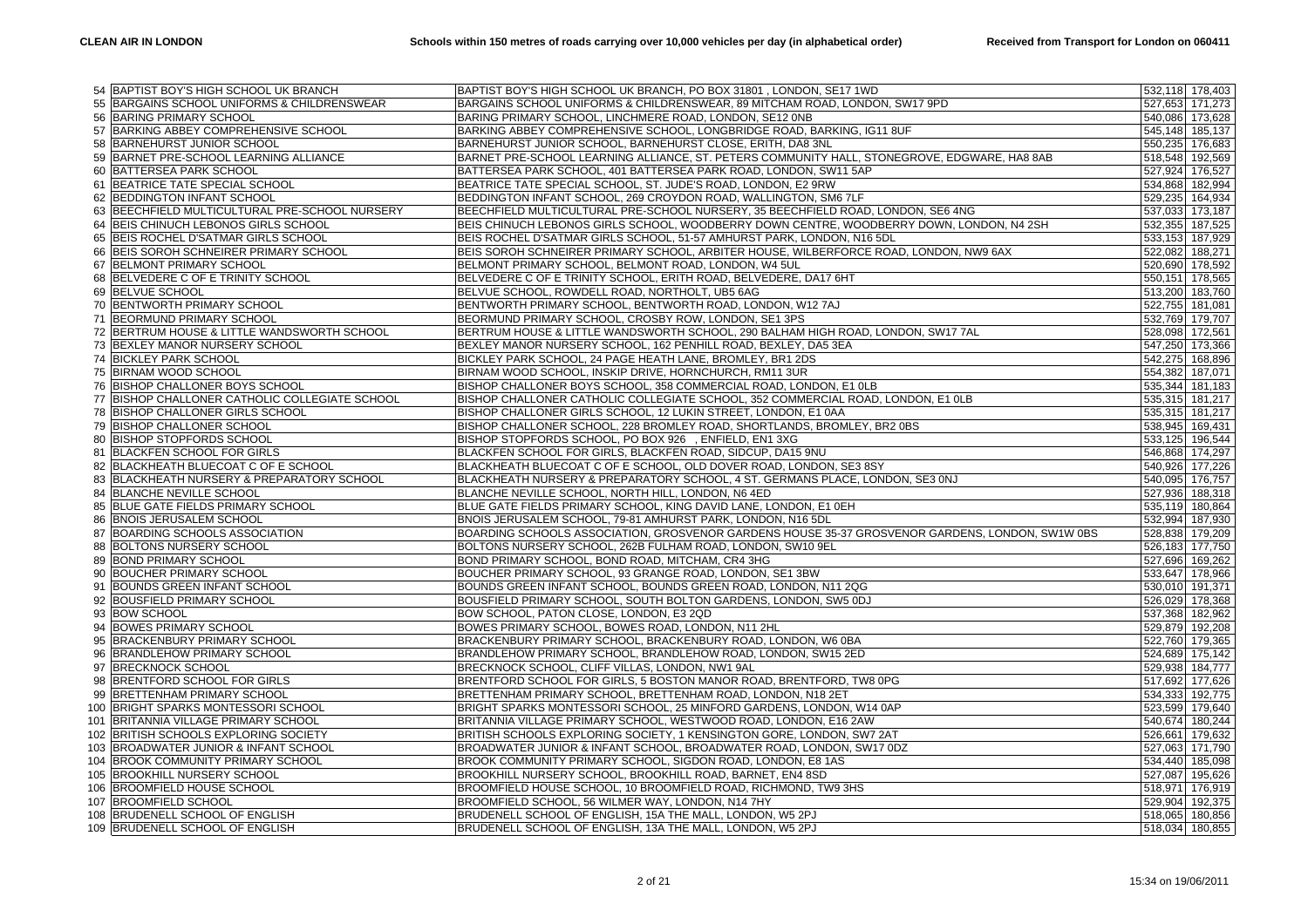| | | | | |
|---|---|---|---|---|
| 54 | BAPTIST BOY'S HIGH SCHOOL UK BRANCH | BAPTIST BOY'S HIGH SCHOOL UK BRANCH, PO BOX 31801 , LONDON, SE17 1WD | 532,118 | 178,403 |
| 55 | BARGAINS SCHOOL UNIFORMS & CHILDRENSWEAR | BARGAINS SCHOOL UNIFORMS & CHILDRENSWEAR, 89 MITCHAM ROAD, LONDON, SW17 9PD | 527,653 | 171,273 |
| 56 | BARING PRIMARY SCHOOL | BARING PRIMARY SCHOOL, LINCHMERE ROAD, LONDON, SE12 0NB | 540,086 | 173,628 |
| 57 | BARKING ABBEY COMPREHENSIVE SCHOOL | BARKING ABBEY COMPREHENSIVE SCHOOL, LONGBRIDGE ROAD, BARKING, IG11 8UF | 545,148 | 185,137 |
| 58 | BARNEHURST JUNIOR SCHOOL | BARNEHURST JUNIOR SCHOOL, BARNEHURST CLOSE, ERITH, DA8 3NL | 550,235 | 176,683 |
| 59 | BARNET PRE-SCHOOL LEARNING ALLIANCE | BARNET PRE-SCHOOL LEARNING ALLIANCE, ST. PETERS COMMUNITY HALL, STONEGROVE, EDGWARE, HA8 8AB | 518,548 | 192,569 |
| 60 | BATTERSEA PARK SCHOOL | BATTERSEA PARK SCHOOL, 401 BATTERSEA PARK ROAD, LONDON, SW11 5AP | 527,924 | 176,527 |
| 61 | BEATRICE TATE SPECIAL SCHOOL | BEATRICE TATE SPECIAL SCHOOL, ST. JUDE'S ROAD, LONDON, E2 9RW | 534,868 | 182,994 |
| 62 | BEDDINGTON INFANT SCHOOL | BEDDINGTON INFANT SCHOOL, 269 CROYDON ROAD, WALLINGTON, SM6 7LF | 529,235 | 164,934 |
| 63 | BEECHFIELD MULTICULTURAL PRE-SCHOOL NURSERY | BEECHFIELD MULTICULTURAL PRE-SCHOOL NURSERY, 35 BEECHFIELD ROAD, LONDON, SE6 4NG | 537,033 | 173,187 |
| 64 | BEIS CHINUCH LEBONOS GIRLS SCHOOL | BEIS CHINUCH LEBONOS GIRLS SCHOOL, WOODBERRY DOWN CENTRE, WOODBERRY DOWN, LONDON, N4 2SH | 532,355 | 187,525 |
| 65 | BEIS ROCHEL D'SATMAR GIRLS SCHOOL | BEIS ROCHEL D'SATMAR GIRLS SCHOOL, 51-57 AMHURST PARK, LONDON, N16 5DL | 533,153 | 187,929 |
| 66 | BEIS SOROH SCHNEIRER PRIMARY SCHOOL | BEIS SOROH SCHNEIRER PRIMARY SCHOOL, ARBITER HOUSE, WILBERFORCE ROAD, LONDON, NW9 6AX | 522,082 | 188,271 |
| 67 | BELMONT PRIMARY SCHOOL | BELMONT PRIMARY SCHOOL, BELMONT ROAD, LONDON, W4 5UL | 520,690 | 178,592 |
| 68 | BELVEDERE C OF E TRINITY SCHOOL | BELVEDERE C OF E TRINITY SCHOOL, ERITH ROAD, BELVEDERE, DA17 6HT | 550,151 | 178,565 |
| 69 | BELVUE SCHOOL | BELVUE SCHOOL, ROWDELL ROAD, NORTHOLT, UB5 6AG | 513,200 | 183,760 |
| 70 | BENTWORTH PRIMARY SCHOOL | BENTWORTH PRIMARY SCHOOL, BENTWORTH ROAD, LONDON, W12 7AJ | 522,755 | 181,081 |
| 71 | BEORMUND PRIMARY SCHOOL | BEORMUND PRIMARY SCHOOL, CROSBY ROW, LONDON, SE1 3PS | 532,769 | 179,707 |
| 72 | BERTRUM HOUSE & LITTLE WANDSWORTH SCHOOL | BERTRUM HOUSE & LITTLE WANDSWORTH SCHOOL, 290 BALHAM HIGH ROAD, LONDON, SW17 7AL | 528,098 | 172,561 |
| 73 | BEXLEY MANOR NURSERY SCHOOL | BEXLEY MANOR NURSERY SCHOOL, 162 PENHILL ROAD, BEXLEY, DA5 3EA | 547,250 | 173,366 |
| 74 | BICKLEY PARK SCHOOL | BICKLEY PARK SCHOOL, 24 PAGE HEATH LANE, BROMLEY, BR1 2DS | 542,275 | 168,896 |
| 75 | BIRNAM WOOD SCHOOL | BIRNAM WOOD SCHOOL, INSKIP DRIVE, HORNCHURCH, RM11 3UR | 554,382 | 187,071 |
| 76 | BISHOP CHALLONER BOYS SCHOOL | BISHOP CHALLONER BOYS SCHOOL, 358 COMMERCIAL ROAD, LONDON, E1 0LB | 535,344 | 181,183 |
| 77 | BISHOP CHALLONER CATHOLIC COLLEGIATE SCHOOL | BISHOP CHALLONER CATHOLIC COLLEGIATE SCHOOL, 352 COMMERCIAL ROAD, LONDON, E1 0LB | 535,315 | 181,217 |
| 78 | BISHOP CHALLONER GIRLS SCHOOL | BISHOP CHALLONER GIRLS SCHOOL, 12 LUKIN STREET, LONDON, E1 0AA | 535,315 | 181,217 |
| 79 | BISHOP CHALLONER SCHOOL | BISHOP CHALLONER SCHOOL, 228 BROMLEY ROAD, SHORTLANDS, BROMLEY, BR2 0BS | 538,945 | 169,431 |
| 80 | BISHOP STOPFORDS SCHOOL | BISHOP STOPFORDS SCHOOL, PO BOX 926 , ENFIELD, EN1 3XG | 533,125 | 196,544 |
| 81 | BLACKFEN SCHOOL FOR GIRLS | BLACKFEN SCHOOL FOR GIRLS, BLACKFEN ROAD, SIDCUP, DA15 9NU | 546,868 | 174,297 |
| 82 | BLACKHEATH BLUECOAT C OF E SCHOOL | BLACKHEATH BLUECOAT C OF E SCHOOL, OLD DOVER ROAD, LONDON, SE3 8SY | 540,926 | 177,226 |
| 83 | BLACKHEATH NURSERY & PREPARATORY SCHOOL | BLACKHEATH NURSERY & PREPARATORY SCHOOL, 4 ST. GERMANS PLACE, LONDON, SE3 0NJ | 540,095 | 176,757 |
| 84 | BLANCHE NEVILLE SCHOOL | BLANCHE NEVILLE SCHOOL, NORTH HILL, LONDON, N6 4ED | 527,936 | 188,318 |
| 85 | BLUE GATE FIELDS PRIMARY SCHOOL | BLUE GATE FIELDS PRIMARY SCHOOL, KING DAVID LANE, LONDON, E1 0EH | 535,119 | 180,864 |
| 86 | BNOIS JERUSALEM SCHOOL | BNOIS JERUSALEM SCHOOL, 79-81 AMHURST PARK, LONDON, N16 5DL | 532,994 | 187,930 |
| 87 | BOARDING SCHOOLS ASSOCIATION | BOARDING SCHOOLS ASSOCIATION, GROSVENOR GARDENS HOUSE 35-37 GROSVENOR GARDENS, LONDON, SW1W 0BS | 528,838 | 179,209 |
| 88 | BOLTONS NURSERY SCHOOL | BOLTONS NURSERY SCHOOL, 262B FULHAM ROAD, LONDON, SW10 9EL | 526,183 | 177,750 |
| 89 | BOND PRIMARY SCHOOL | BOND PRIMARY SCHOOL, BOND ROAD, MITCHAM, CR4 3HG | 527,696 | 169,262 |
| 90 | BOUCHER PRIMARY SCHOOL | BOUCHER PRIMARY SCHOOL, 93 GRANGE ROAD, LONDON, SE1 3BW | 533,647 | 178,966 |
| 91 | BOUNDS GREEN INFANT SCHOOL | BOUNDS GREEN INFANT SCHOOL, BOUNDS GREEN ROAD, LONDON, N11 2QG | 530,010 | 191,371 |
| 92 | BOUSFIELD PRIMARY SCHOOL | BOUSFIELD PRIMARY SCHOOL, SOUTH BOLTON GARDENS, LONDON, SW5 0DJ | 526,029 | 178,368 |
| 93 | BOW SCHOOL | BOW SCHOOL, PATON CLOSE, LONDON, E3 2QD | 537,368 | 182,962 |
| 94 | BOWES PRIMARY SCHOOL | BOWES PRIMARY SCHOOL, BOWES ROAD, LONDON, N11 2HL | 529,879 | 192,208 |
| 95 | BRACKENBURY PRIMARY SCHOOL | BRACKENBURY PRIMARY SCHOOL, BRACKENBURY ROAD, LONDON, W6 0BA | 522,760 | 179,365 |
| 96 | BRANDLEHOW PRIMARY SCHOOL | BRANDLEHOW PRIMARY SCHOOL, BRANDLEHOW ROAD, LONDON, SW15 2ED | 524,689 | 175,142 |
| 97 | BRECKNOCK SCHOOL | BRECKNOCK SCHOOL, CLIFF VILLAS, LONDON, NW1 9AL | 529,938 | 184,777 |
| 98 | BRENTFORD SCHOOL FOR GIRLS | BRENTFORD SCHOOL FOR GIRLS, 5 BOSTON MANOR ROAD, BRENTFORD, TW8 0PG | 517,692 | 177,626 |
| 99 | BRETTENHAM PRIMARY SCHOOL | BRETTENHAM PRIMARY SCHOOL, BRETTENHAM ROAD, LONDON, N18 2ET | 534,333 | 192,775 |
| 100 | BRIGHT SPARKS MONTESSORI SCHOOL | BRIGHT SPARKS MONTESSORI SCHOOL, 25 MINFORD GARDENS, LONDON, W14 0AP | 523,599 | 179,640 |
| 101 | BRITANNIA VILLAGE PRIMARY SCHOOL | BRITANNIA VILLAGE PRIMARY SCHOOL, WESTWOOD ROAD, LONDON, E16 2AW | 540,674 | 180,244 |
| 102 | BRITISH SCHOOLS EXPLORING SOCIETY | BRITISH SCHOOLS EXPLORING SOCIETY, 1 KENSINGTON GORE, LONDON, SW7 2AT | 526,661 | 179,632 |
| 103 | BROADWATER JUNIOR & INFANT SCHOOL | BROADWATER JUNIOR & INFANT SCHOOL, BROADWATER ROAD, LONDON, SW17 0DZ | 527,063 | 171,790 |
| 104 | BROOK COMMUNITY PRIMARY SCHOOL | BROOK COMMUNITY PRIMARY SCHOOL, SIGDON ROAD, LONDON, E8 1AS | 534,440 | 185,098 |
| 105 | BROOKHILL NURSERY SCHOOL | BROOKHILL NURSERY SCHOOL, BROOKHILL ROAD, BARNET, EN4 8SD | 527,087 | 195,626 |
| 106 | BROOMFIELD HOUSE SCHOOL | BROOMFIELD HOUSE SCHOOL, 10 BROOMFIELD ROAD, RICHMOND, TW9 3HS | 518,971 | 176,919 |
| 107 | BROOMFIELD SCHOOL | BROOMFIELD SCHOOL, 56 WILMER WAY, LONDON, N14 7HY | 529,904 | 192,375 |
| 108 | BRUDENELL SCHOOL OF ENGLISH | BRUDENELL SCHOOL OF ENGLISH, 15A THE MALL, LONDON, W5 2PJ | 518,065 | 180,856 |
| 109 | BRUDENELL SCHOOL OF ENGLISH | BRUDENELL SCHOOL OF ENGLISH, 13A THE MALL, LONDON, W5 2PJ | 518,034 | 180,855 |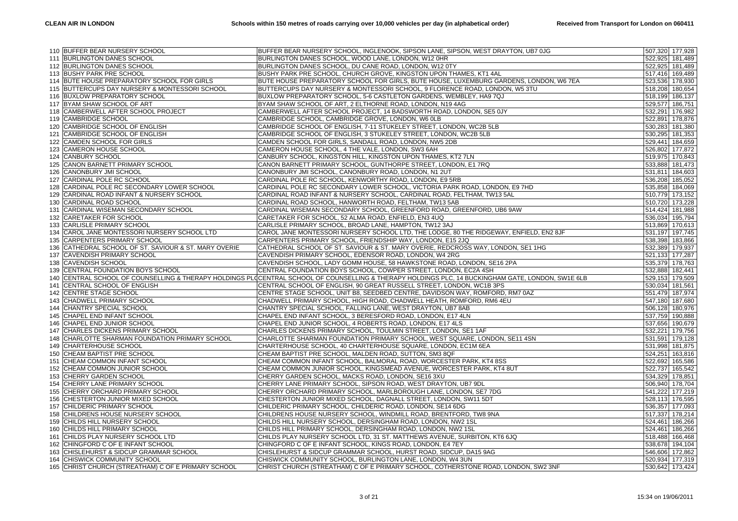| | | | | |
|---|---|---|---|---|
| 110 | BUFFER BEAR NURSERY SCHOOL | BUFFER BEAR NURSERY SCHOOL, INGLENOOK, SIPSON LANE, SIPSON, WEST DRAYTON, UB7 0JG | 507,320 | 177,928 |
| 111 | BURLINGTON DANES SCHOOL | BURLINGTON DANES SCHOOL, WOOD LANE, LONDON, W12 0HR | 522,925 | 181,489 |
| 112 | BURLINGTON DANES SCHOOL | BURLINGTON DANES SCHOOL, DU CANE ROAD, LONDON, W12 0TY | 522,925 | 181,489 |
| 113 | BUSHY PARK PRE SCHOOL | BUSHY PARK PRE SCHOOL, CHURCH GROVE, KINGSTON UPON THAMES, KT1 4AL | 517,416 | 169,489 |
| 114 | BUTE HOUSE PREPARATORY SCHOOL FOR GIRLS | BUTE HOUSE PREPARATORY SCHOOL FOR GIRLS, BUTE HOUSE, LUXEMBURG GARDENS, LONDON, W6 7EA | 523,536 | 178,930 |
| 115 | BUTTERCUPS DAY NURSERY & MONTESSORI SCHOOL | BUTTERCUPS DAY NURSERY & MONTESSORI SCHOOL, 9 FLORENCE ROAD, LONDON, W5 3TU | 518,208 | 180,654 |
| 116 | BUXLOW PREPARATORY SCHOOL | BUXLOW PREPARATORY SCHOOL, 5-6 CASTLETON GARDENS, WEMBLEY, HA9 7QJ | 518,199 | 186,137 |
| 117 | BYAM SHAW SCHOOL OF ART | BYAM SHAW SCHOOL OF ART, 2 ELTHORNE ROAD, LONDON, N19 4AG | 529,577 | 186,751 |
| 118 | CAMBERWELL AFTER SCHOOL PROJECT | CAMBERWELL AFTER SCHOOL PROJECT, 14 BADSWORTH ROAD, LONDON, SE5 0JY | 532,291 | 176,982 |
| 119 | CAMBRIDGE SCHOOL | CAMBRIDGE SCHOOL, CAMBRIDGE GROVE, LONDON, W6 0LB | 522,891 | 178,876 |
| 120 | CAMBRIDGE SCHOOL OF ENGLISH | CAMBRIDGE SCHOOL OF ENGLISH, 7-11 STUKELEY STREET, LONDON, WC2B 5LB | 530,283 | 181,380 |
| 121 | CAMBRIDGE SCHOOL OF ENGLISH | CAMBRIDGE SCHOOL OF ENGLISH, 3 STUKELEY STREET, LONDON, WC2B 5LB | 530,295 | 181,353 |
| 122 | CAMDEN SCHOOL FOR GIRLS | CAMDEN SCHOOL FOR GIRLS, SANDALL ROAD, LONDON, NW5 2DB | 529,441 | 184,659 |
| 123 | CAMERON HOUSE SCHOOL | CAMERON HOUSE SCHOOL, 4 THE VALE, LONDON, SW3 6AH | 526,802 | 177,872 |
| 124 | CANBURY SCHOOL | CANBURY SCHOOL, KINGSTON HILL, KINGSTON UPON THAMES, KT2 7LN | 519,975 | 170,843 |
| 125 | CANON BARNETT PRIMARY SCHOOL | CANON BARNETT PRIMARY SCHOOL, GUNTHORPE STREET, LONDON, E1 7RQ | 533,888 | 181,473 |
| 126 | CANONBURY JMI SCHOOL | CANONBURY JMI SCHOOL, CANONBURY ROAD, LONDON, N1 2UT | 531,811 | 184,603 |
| 127 | CARDINAL POLE RC SCHOOL | CARDINAL POLE RC SCHOOL, KENWORTHY ROAD, LONDON, E9 5RB | 536,208 | 185,052 |
| 128 | CARDINAL POLE RC SECONDARY LOWER SCHOOL | CARDINAL POLE RC SECONDARY LOWER SCHOOL, VICTORIA PARK ROAD, LONDON, E9 7HD | 535,858 | 184,069 |
| 129 | CARDINAL ROAD INFANT & NURSERY SCHOOL | CARDINAL ROAD INFANT & NURSERY SCHOOL, CARDINAL ROAD, FELTHAM, TW13 5AL | 510,779 | 173,152 |
| 130 | CARDINAL ROAD SCHOOL | CARDINAL ROAD SCHOOL, HANWORTH ROAD, FELTHAM, TW13 5AB | 510,720 | 173,228 |
| 131 | CARDINAL WISEMAN SECONDARY SCHOOL | CARDINAL WISEMAN SECONDARY SCHOOL, GREENFORD ROAD, GREENFORD, UB6 9AW | 514,424 | 181,988 |
| 132 | CARETAKER FOR SCHOOL | CARETAKER FOR SCHOOL, 52 ALMA ROAD, ENFIELD, EN3 4UQ | 536,034 | 195,794 |
| 133 | CARLISLE PRIMARY SCHOOL | CARLISLE PRIMARY SCHOOL, BROAD LANE, HAMPTON, TW12 3AJ | 513,869 | 170,613 |
| 134 | CAROL JANE MONTESSORI NURSERY SCHOOL LTD | CAROL JANE MONTESSORI NURSERY SCHOOL LTD, THE LODGE, 80 THE RIDGEWAY, ENFIELD, EN2 8JF | 531,197 | 197,745 |
| 135 | CARPENTERS PRIMARY SCHOOL | CARPENTERS PRIMARY SCHOOL, FRIENDSHIP WAY, LONDON, E15 2JQ | 538,398 | 183,866 |
| 136 | CATHEDRAL SCHOOL OF ST. SAVIOUR & ST. MARY OVERIE | CATHEDRAL SCHOOL OF ST. SAVIOUR & ST. MARY OVERIE, REDCROSS WAY, LONDON, SE1 1HG | 532,389 | 179,937 |
| 137 | CAVENDISH PRIMARY SCHOOL | CAVENDISH PRIMARY SCHOOL, EDENSOR ROAD, LONDON, W4 2RG | 521,133 | 177,287 |
| 138 | CAVENDISH SCHOOL | CAVENDISH SCHOOL, LADY GOMM HOUSE, 58 HAWKSTONE ROAD, LONDON, SE16 2PA | 535,379 | 178,763 |
| 139 | CENTRAL FOUNDATION BOYS SCHOOL | CENTRAL FOUNDATION BOYS SCHOOL, COWPER STREET, LONDON, EC2A 4SH | 532,888 | 182,441 |
| 140 | CENTRAL SCHOOL OF COUNSELLING & THERAPY HOLDINGS PLC | CENTRAL SCHOOL OF COUNSELLING & THERAPY HOLDINGS PLC, 14 BUCKINGHAM GATE, LONDON, SW1E 6LB | 529,153 | 179,509 |
| 141 | CENTRAL SCHOOL OF ENGLISH | CENTRAL SCHOOL OF ENGLISH, 90 GREAT RUSSELL STREET, LONDON, WC1B 3PS | 530,034 | 181,561 |
| 142 | CENTRE STAGE SCHOOL | CENTRE STAGE SCHOOL, UNIT B8, SEEDBED CENTRE, DAVIDSON WAY, ROMFORD, RM7 0AZ | 551,479 | 187,974 |
| 143 | CHADWELL PRIMARY SCHOOL | CHADWELL PRIMARY SCHOOL, HIGH ROAD, CHADWELL HEATH, ROMFORD, RM6 4EU | 547,180 | 187,680 |
| 144 | CHANTRY SPECIAL SCHOOL | CHANTRY SPECIAL SCHOOL, FALLING LANE, WEST DRAYTON, UB7 8AB | 506,128 | 180,976 |
| 145 | CHAPEL END INFANT SCHOOL | CHAPEL END INFANT SCHOOL, 3 BERESFORD ROAD, LONDON, E17 4LN | 537,759 | 190,888 |
| 146 | CHAPEL END JUNIOR SCHOOL | CHAPEL END JUNIOR SCHOOL, 4 ROBERTS ROAD, LONDON, E17 4LS | 537,656 | 190,679 |
| 147 | CHARLES DICKENS PRIMARY SCHOOL | CHARLES DICKENS PRIMARY SCHOOL, TOULMIN STREET, LONDON, SE1 1AF | 532,221 | 179,756 |
| 148 | CHARLOTTE SHARMAN FOUNDATION PRIMARY SCHOOL | CHARLOTTE SHARMAN FOUNDATION PRIMARY SCHOOL, WEST SQUARE, LONDON, SE11 4SN | 531,591 | 179,128 |
| 149 | CHARTERHOUSE SCHOOL | CHARTERHOUSE SCHOOL, 40 CHARTERHOUSE SQUARE, LONDON, EC1M 6EA | 531,998 | 181,875 |
| 150 | CHEAM BAPTIST PRE SCHOOL | CHEAM BAPTIST PRE SCHOOL, MALDEN ROAD, SUTTON, SM3 8QF | 524,251 | 163,816 |
| 151 | CHEAM COMMON INFANT SCHOOL | CHEAM COMMON INFANT SCHOOL, BALMORAL ROAD, WORCESTER PARK, KT4 8SS | 522,692 | 165,586 |
| 152 | CHEAM COMMON JUNIOR SCHOOL | CHEAM COMMON JUNIOR SCHOOL, KINGSMEAD AVENUE, WORCESTER PARK, KT4 8UT | 522,737 | 165,542 |
| 153 | CHERRY GARDEN SCHOOL | CHERRY GARDEN SCHOOL, MACKS ROAD, LONDON, SE16 3XU | 534,329 | 178,851 |
| 154 | CHERRY LANE PRIMARY SCHOOL | CHERRY LANE PRIMARY SCHOOL, SIPSON ROAD, WEST DRAYTON, UB7 9DL | 506,940 | 178,704 |
| 155 | CHERRY ORCHARD PRIMARY SCHOOL | CHERRY ORCHARD PRIMARY SCHOOL, MARLBOROUGH LANE, LONDON, SE7 7DG | 541,222 | 177,219 |
| 156 | CHESTERTON JUNIOR MIXED SCHOOL | CHESTERTON JUNIOR MIXED SCHOOL, DAGNALL STREET, LONDON, SW11 5DT | 528,113 | 176,595 |
| 157 | CHILDERIC PRIMARY SCHOOL | CHILDERIC PRIMARY SCHOOL, CHILDERIC ROAD, LONDON, SE14 6DG | 536,357 | 177,093 |
| 158 | CHILDRENS HOUSE NURSERY SCHOOL | CHILDRENS HOUSE NURSERY SCHOOL, WINDMILL ROAD, BRENTFORD, TW8 9NA | 517,337 | 178,214 |
| 159 | CHILDS HILL NURSERY SCHOOL | CHILDS HILL NURSERY SCHOOL, DERSINGHAM ROAD, LONDON, NW2 1SL | 524,461 | 186,266 |
| 160 | CHILDS HILL PRIMARY SCHOOL | CHILDS HILL PRIMARY SCHOOL, DERSINGHAM ROAD, LONDON, NW2 1SL | 524,461 | 186,266 |
| 161 | CHILDS PLAY NURSERY SCHOOL LTD | CHILDS PLAY NURSERY SCHOOL LTD, 31 ST. MATTHEWS AVENUE, SURBITON, KT6 6JQ | 518,488 | 166,468 |
| 162 | CHINGFORD C OF E INFANT SCHOOL | CHINGFORD C OF E INFANT SCHOOL, KINGS ROAD, LONDON, E4 7EY | 538,678 | 194,104 |
| 163 | CHISLEHURST & SIDCUP GRAMMAR SCHOOL | CHISLEHURST & SIDCUP GRAMMAR SCHOOL, HURST ROAD, SIDCUP, DA15 9AG | 546,606 | 172,862 |
| 164 | CHISWICK COMMUNITY SCHOOL | CHISWICK COMMUNITY SCHOOL, BURLINGTON LANE, LONDON, W4 3UN | 520,934 | 177,319 |
| 165 | CHRIST CHURCH (STREATHAM) C OF E PRIMARY SCHOOL | CHRIST CHURCH (STREATHAM) C OF E PRIMARY SCHOOL, COTHERSTONE ROAD, LONDON, SW2 3NF | 530,642 | 173,424 |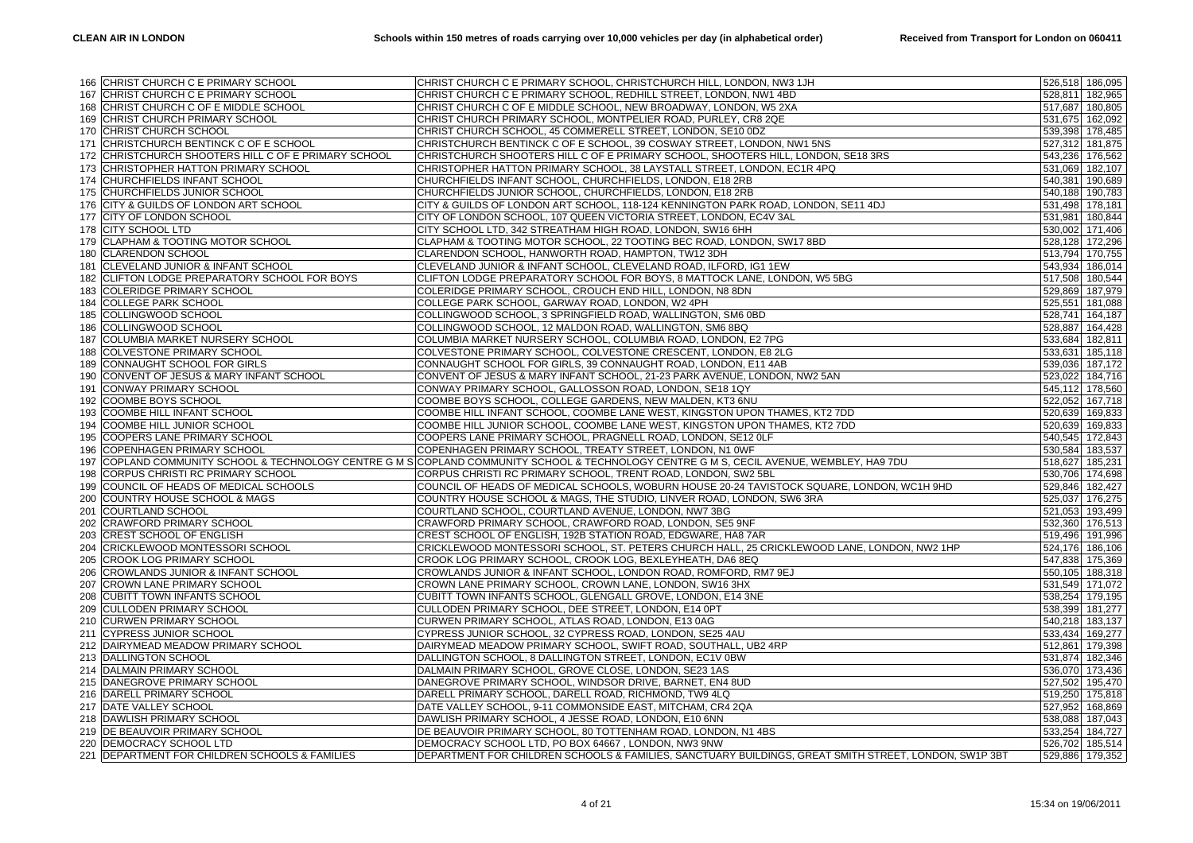| | | | | |
|---|---|---|---|---|
| 166 | CHRIST CHURCH C E PRIMARY SCHOOL | CHRIST CHURCH C E PRIMARY SCHOOL, CHRISTCHURCH HILL, LONDON, NW3 1JH | 526,518 | 186,095 |
| 167 | CHRIST CHURCH C E PRIMARY SCHOOL | CHRIST CHURCH C E PRIMARY SCHOOL, REDHILL STREET, LONDON, NW1 4BD | 528,811 | 182,965 |
| 168 | CHRIST CHURCH C OF E MIDDLE SCHOOL | CHRIST CHURCH C OF E MIDDLE SCHOOL, NEW BROADWAY, LONDON, W5 2XA | 517,687 | 180,805 |
| 169 | CHRIST CHURCH PRIMARY SCHOOL | CHRIST CHURCH PRIMARY SCHOOL, MONTPELIER ROAD, PURLEY, CR8 2QE | 531,675 | 162,092 |
| 170 | CHRIST CHURCH SCHOOL | CHRIST CHURCH SCHOOL, 45 COMMERELL STREET, LONDON, SE10 0DZ | 539,398 | 178,485 |
| 171 | CHRISTCHURCH BENTINCK C OF E SCHOOL | CHRISTCHURCH BENTINCK C OF E SCHOOL, 39 COSWAY STREET, LONDON, NW1 5NS | 527,312 | 181,875 |
| 172 | CHRISTCHURCH SHOOTERS HILL C OF E PRIMARY SCHOOL | CHRISTCHURCH SHOOTERS HILL C OF E PRIMARY SCHOOL, SHOOTERS HILL, LONDON, SE18 3RS | 543,236 | 176,562 |
| 173 | CHRISTOPHER HATTON PRIMARY SCHOOL | CHRISTOPHER HATTON PRIMARY SCHOOL, 38 LAYSTALL STREET, LONDON, EC1R 4PQ | 531,069 | 182,107 |
| 174 | CHURCHFIELDS INFANT SCHOOL | CHURCHFIELDS INFANT SCHOOL, CHURCHFIELDS, LONDON, E18 2RB | 540,381 | 190,689 |
| 175 | CHURCHFIELDS JUNIOR SCHOOL | CHURCHFIELDS JUNIOR SCHOOL, CHURCHFIELDS, LONDON, E18 2RB | 540,188 | 190,783 |
| 176 | CITY & GUILDS OF LONDON ART SCHOOL | CITY & GUILDS OF LONDON ART SCHOOL, 118-124 KENNINGTON PARK ROAD, LONDON, SE11 4DJ | 531,498 | 178,181 |
| 177 | CITY OF LONDON SCHOOL | CITY OF LONDON SCHOOL, 107 QUEEN VICTORIA STREET, LONDON, EC4V 3AL | 531,981 | 180,844 |
| 178 | CITY SCHOOL LTD | CITY SCHOOL LTD, 342 STREATHAM HIGH ROAD, LONDON, SW16 6HH | 530,002 | 171,406 |
| 179 | CLAPHAM & TOOTING MOTOR SCHOOL | CLAPHAM & TOOTING MOTOR SCHOOL, 22 TOOTING BEC ROAD, LONDON, SW17 8BD | 528,128 | 172,296 |
| 180 | CLARENDON SCHOOL | CLARENDON SCHOOL, HANWORTH ROAD, HAMPTON, TW12 3DH | 513,794 | 170,755 |
| 181 | CLEVELAND JUNIOR & INFANT SCHOOL | CLEVELAND JUNIOR & INFANT SCHOOL, CLEVELAND ROAD, ILFORD, IG1 1EW | 543,934 | 186,014 |
| 182 | CLIFTON LODGE PREPARATORY SCHOOL FOR BOYS | CLIFTON LODGE PREPARATORY SCHOOL FOR BOYS, 8 MATTOCK LANE, LONDON, W5 5BG | 517,508 | 180,544 |
| 183 | COLERIDGE PRIMARY SCHOOL | COLERIDGE PRIMARY SCHOOL, CROUCH END HILL, LONDON, N8 8DN | 529,869 | 187,979 |
| 184 | COLLEGE PARK SCHOOL | COLLEGE PARK SCHOOL, GARWAY ROAD, LONDON, W2 4PH | 525,551 | 181,088 |
| 185 | COLLINGWOOD SCHOOL | COLLINGWOOD SCHOOL, 3 SPRINGFIELD ROAD, WALLINGTON, SM6 0BD | 528,741 | 164,187 |
| 186 | COLLINGWOOD SCHOOL | COLLINGWOOD SCHOOL, 12 MALDON ROAD, WALLINGTON, SM6 8BQ | 528,887 | 164,428 |
| 187 | COLUMBIA MARKET NURSERY SCHOOL | COLUMBIA MARKET NURSERY SCHOOL, COLUMBIA ROAD, LONDON, E2 7PG | 533,684 | 182,811 |
| 188 | COLVESTONE PRIMARY SCHOOL | COLVESTONE PRIMARY SCHOOL, COLVESTONE CRESCENT, LONDON, E8 2LG | 533,631 | 185,118 |
| 189 | CONNAUGHT SCHOOL FOR GIRLS | CONNAUGHT SCHOOL FOR GIRLS, 39 CONNAUGHT ROAD, LONDON, E11 4AB | 539,036 | 187,172 |
| 190 | CONVENT OF JESUS & MARY INFANT SCHOOL | CONVENT OF JESUS & MARY INFANT SCHOOL, 21-23 PARK AVENUE, LONDON, NW2 5AN | 523,022 | 184,716 |
| 191 | CONWAY PRIMARY SCHOOL | CONWAY PRIMARY SCHOOL, GALLOSSON ROAD, LONDON, SE18 1QY | 545,112 | 178,560 |
| 192 | COOMBE BOYS SCHOOL | COOMBE BOYS SCHOOL, COLLEGE GARDENS, NEW MALDEN, KT3 6NU | 522,052 | 167,718 |
| 193 | COOMBE HILL INFANT SCHOOL | COOMBE HILL INFANT SCHOOL, COOMBE LANE WEST, KINGSTON UPON THAMES, KT2 7DD | 520,639 | 169,833 |
| 194 | COOMBE HILL JUNIOR SCHOOL | COOMBE HILL JUNIOR SCHOOL, COOMBE LANE WEST, KINGSTON UPON THAMES, KT2 7DD | 520,639 | 169,833 |
| 195 | COOPERS LANE PRIMARY SCHOOL | COOPERS LANE PRIMARY SCHOOL, PRAGNELL ROAD, LONDON, SE12 0LF | 540,545 | 172,843 |
| 196 | COPENHAGEN PRIMARY SCHOOL | COPENHAGEN PRIMARY SCHOOL, TREATY STREET, LONDON, N1 0WF | 530,584 | 183,537 |
| 197 | COPLAND COMMUNITY SCHOOL & TECHNOLOGY CENTRE G M S | COPLAND COMMUNITY SCHOOL & TECHNOLOGY CENTRE G M S, CECIL AVENUE, WEMBLEY, HA9 7DU | 518,627 | 185,231 |
| 198 | CORPUS CHRISTI RC PRIMARY SCHOOL | CORPUS CHRISTI RC PRIMARY SCHOOL, TRENT ROAD, LONDON, SW2 5BL | 530,706 | 174,698 |
| 199 | COUNCIL OF HEADS OF MEDICAL SCHOOLS | COUNCIL OF HEADS OF MEDICAL SCHOOLS, WOBURN HOUSE 20-24 TAVISTOCK SQUARE, LONDON, WC1H 9HD | 529,846 | 182,427 |
| 200 | COUNTRY HOUSE SCHOOL & MAGS | COUNTRY HOUSE SCHOOL & MAGS, THE STUDIO, LINVER ROAD, LONDON, SW6 3RA | 525,037 | 176,275 |
| 201 | COURTLAND SCHOOL | COURTLAND SCHOOL, COURTLAND AVENUE, LONDON, NW7 3BG | 521,053 | 193,499 |
| 202 | CRAWFORD PRIMARY SCHOOL | CRAWFORD PRIMARY SCHOOL, CRAWFORD ROAD, LONDON, SE5 9NF | 532,360 | 176,513 |
| 203 | CREST SCHOOL OF ENGLISH | CREST SCHOOL OF ENGLISH, 192B STATION ROAD, EDGWARE, HA8 7AR | 519,496 | 191,996 |
| 204 | CRICKLEWOOD MONTESSORI SCHOOL | CRICKLEWOOD MONTESSORI SCHOOL, ST. PETERS CHURCH HALL, 25 CRICKLEWOOD LANE, LONDON, NW2 1HP | 524,176 | 186,106 |
| 205 | CROOK LOG PRIMARY SCHOOL | CROOK LOG PRIMARY SCHOOL, CROOK LOG, BEXLEYHEATH, DA6 8EQ | 547,838 | 175,369 |
| 206 | CROWLANDS JUNIOR & INFANT SCHOOL | CROWLANDS JUNIOR & INFANT SCHOOL, LONDON ROAD, ROMFORD, RM7 9EJ | 550,105 | 188,318 |
| 207 | CROWN LANE PRIMARY SCHOOL | CROWN LANE PRIMARY SCHOOL, CROWN LANE, LONDON, SW16 3HX | 531,549 | 171,072 |
| 208 | CUBITT TOWN INFANTS SCHOOL | CUBITT TOWN INFANTS SCHOOL, GLENGALL GROVE, LONDON, E14 3NE | 538,254 | 179,195 |
| 209 | CULLODEN PRIMARY SCHOOL | CULLODEN PRIMARY SCHOOL, DEE STREET, LONDON, E14 0PT | 538,399 | 181,277 |
| 210 | CURWEN PRIMARY SCHOOL | CURWEN PRIMARY SCHOOL, ATLAS ROAD, LONDON, E13 0AG | 540,218 | 183,137 |
| 211 | CYPRESS JUNIOR SCHOOL | CYPRESS JUNIOR SCHOOL, 32 CYPRESS ROAD, LONDON, SE25 4AU | 533,434 | 169,277 |
| 212 | DAIRYMEAD MEADOW PRIMARY SCHOOL | DAIRYMEAD MEADOW PRIMARY SCHOOL, SWIFT ROAD, SOUTHALL, UB2 4RP | 512,861 | 179,398 |
| 213 | DALLINGTON SCHOOL | DALLINGTON SCHOOL, 8 DALLINGTON STREET, LONDON, EC1V 0BW | 531,874 | 182,346 |
| 214 | DALMAIN PRIMARY SCHOOL | DALMAIN PRIMARY SCHOOL, GROVE CLOSE, LONDON, SE23 1AS | 536,070 | 173,436 |
| 215 | DANEGROVE PRIMARY SCHOOL | DANEGROVE PRIMARY SCHOOL, WINDSOR DRIVE, BARNET, EN4 8UD | 527,502 | 195,470 |
| 216 | DARELL PRIMARY SCHOOL | DARELL PRIMARY SCHOOL, DARELL ROAD, RICHMOND, TW9 4LQ | 519,250 | 175,818 |
| 217 | DATE VALLEY SCHOOL | DATE VALLEY SCHOOL, 9-11 COMMONSIDE EAST, MITCHAM, CR4 2QA | 527,952 | 168,869 |
| 218 | DAWLISH PRIMARY SCHOOL | DAWLISH PRIMARY SCHOOL, 4 JESSE ROAD, LONDON, E10 6NN | 538,088 | 187,043 |
| 219 | DE BEAUVOIR PRIMARY SCHOOL | DE BEAUVOIR PRIMARY SCHOOL, 80 TOTTENHAM ROAD, LONDON, N1 4BS | 533,254 | 184,727 |
| 220 | DEMOCRACY SCHOOL LTD | DEMOCRACY SCHOOL LTD, PO BOX 64667 , LONDON, NW3 9NW | 526,702 | 185,514 |
| 221 | DEPARTMENT FOR CHILDREN SCHOOLS & FAMILIES | DEPARTMENT FOR CHILDREN SCHOOLS & FAMILIES, SANCTUARY BUILDINGS, GREAT SMITH STREET, LONDON, SW1P 3BT | 529,886 | 179,352 |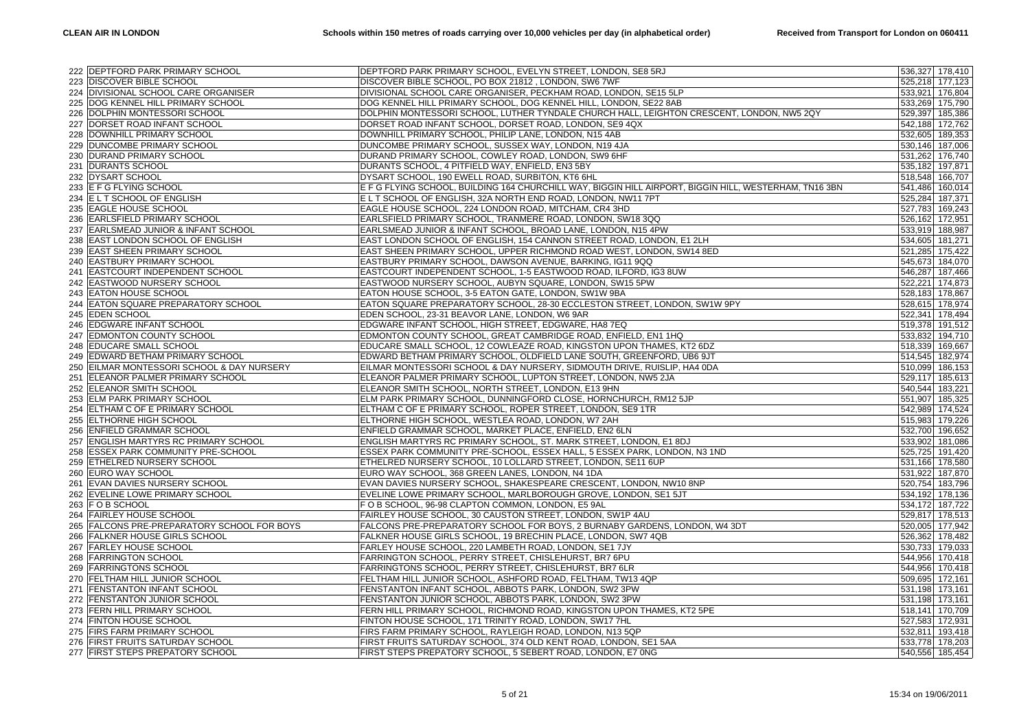| 222 | DEPTFORD PARK PRIMARY SCHOOL | DEPTFORD PARK PRIMARY SCHOOL, EVELYN STREET, LONDON, SE8 5RJ | 536,327 | 178,410 |
|---|---|---|---|---|
| 223 | DISCOVER BIBLE SCHOOL | DISCOVER BIBLE SCHOOL, PO BOX 21812 , LONDON, SW6 7WF | 525,218 | 177,123 |
| 224 | DIVISIONAL SCHOOL CARE ORGANISER | DIVISIONAL SCHOOL CARE ORGANISER, PECKHAM ROAD, LONDON, SE15 5LP | 533,921 | 176,804 |
| 225 | DOG KENNEL HILL PRIMARY SCHOOL | DOG KENNEL HILL PRIMARY SCHOOL, DOG KENNEL HILL, LONDON, SE22 8AB | 533,269 | 175,790 |
| 226 | DOLPHIN MONTESSORI SCHOOL | DOLPHIN MONTESSORI SCHOOL, LUTHER TYNDALE CHURCH HALL, LEIGHTON CRESCENT, LONDON, NW5 2QY | 529,397 | 185,386 |
| 227 | DORSET ROAD INFANT SCHOOL | DORSET ROAD INFANT SCHOOL, DORSET ROAD, LONDON, SE9 4QX | 542,188 | 172,762 |
| 228 | DOWNHILL PRIMARY SCHOOL | DOWNHILL PRIMARY SCHOOL, PHILIP LANE, LONDON, N15 4AB | 532,605 | 189,353 |
| 229 | DUNCOMBE PRIMARY SCHOOL | DUNCOMBE PRIMARY SCHOOL, SUSSEX WAY, LONDON, N19 4JA | 530,146 | 187,006 |
| 230 | DURAND PRIMARY SCHOOL | DURAND PRIMARY SCHOOL, COWLEY ROAD, LONDON, SW9 6HF | 531,262 | 176,740 |
| 231 | DURANTS SCHOOL | DURANTS SCHOOL, 4 PITFIELD WAY, ENFIELD, EN3 5BY | 535,182 | 197,871 |
| 232 | DYSART SCHOOL | DYSART SCHOOL, 190 EWELL ROAD, SURBITON, KT6 6HL | 518,548 | 166,707 |
| 233 | E F G FLYING SCHOOL | E F G FLYING SCHOOL, BUILDING 164 CHURCHILL WAY, BIGGIN HILL AIRPORT, BIGGIN HILL, WESTERHAM, TN16 3BN | 541,486 | 160,014 |
| 234 | E L T SCHOOL OF ENGLISH | E L T SCHOOL OF ENGLISH, 32A NORTH END ROAD, LONDON, NW11 7PT | 525,284 | 187,371 |
| 235 | EAGLE HOUSE SCHOOL | EAGLE HOUSE SCHOOL, 224 LONDON ROAD, MITCHAM, CR4 3HD | 527,783 | 169,243 |
| 236 | EARLSFIELD PRIMARY SCHOOL | EARLSFIELD PRIMARY SCHOOL, TRANMERE ROAD, LONDON, SW18 3QQ | 526,162 | 172,951 |
| 237 | EARLSMEAD JUNIOR & INFANT SCHOOL | EARLSMEAD JUNIOR & INFANT SCHOOL, BROAD LANE, LONDON, N15 4PW | 533,919 | 188,987 |
| 238 | EAST LONDON SCHOOL OF ENGLISH | EAST LONDON SCHOOL OF ENGLISH, 154 CANNON STREET ROAD, LONDON, E1 2LH | 534,605 | 181,271 |
| 239 | EAST SHEEN PRIMARY SCHOOL | EAST SHEEN PRIMARY SCHOOL, UPPER RICHMOND ROAD WEST, LONDON, SW14 8ED | 521,285 | 175,422 |
| 240 | EASTBURY PRIMARY SCHOOL | EASTBURY PRIMARY SCHOOL, DAWSON AVENUE, BARKING, IG11 9QQ | 545,673 | 184,070 |
| 241 | EASTCOURT INDEPENDENT SCHOOL | EASTCOURT INDEPENDENT SCHOOL, 1-5 EASTWOOD ROAD, ILFORD, IG3 8UW | 546,287 | 187,466 |
| 242 | EASTWOOD NURSERY SCHOOL | EASTWOOD NURSERY SCHOOL, AUBYN SQUARE, LONDON, SW15 5PW | 522,221 | 174,873 |
| 243 | EATON HOUSE SCHOOL | EATON HOUSE SCHOOL, 3-5 EATON GATE, LONDON, SW1W 9BA | 528,183 | 178,867 |
| 244 | EATON SQUARE PREPARATORY SCHOOL | EATON SQUARE PREPARATORY SCHOOL, 28-30 ECCLESTON STREET, LONDON, SW1W 9PY | 528,615 | 178,974 |
| 245 | EDEN SCHOOL | EDEN SCHOOL, 23-31 BEAVOR LANE, LONDON, W6 9AR | 522,341 | 178,494 |
| 246 | EDGWARE INFANT SCHOOL | EDGWARE INFANT SCHOOL, HIGH STREET, EDGWARE, HA8 7EQ | 519,378 | 191,512 |
| 247 | EDMONTON COUNTY SCHOOL | EDMONTON COUNTY SCHOOL, GREAT CAMBRIDGE ROAD, ENFIELD, EN1 1HQ | 533,832 | 194,710 |
| 248 | EDUCARE SMALL SCHOOL | EDUCARE SMALL SCHOOL, 12 COWLEAZE ROAD, KINGSTON UPON THAMES, KT2 6DZ | 518,339 | 169,667 |
| 249 | EDWARD BETHAM PRIMARY SCHOOL | EDWARD BETHAM PRIMARY SCHOOL, OLDFIELD LANE SOUTH, GREENFORD, UB6 9JT | 514,545 | 182,974 |
| 250 | EILMAR MONTESSORI SCHOOL & DAY NURSERY | EILMAR MONTESSORI SCHOOL & DAY NURSERY, SIDMOUTH DRIVE, RUISLIP, HA4 0DA | 510,099 | 186,153 |
| 251 | ELEANOR PALMER PRIMARY SCHOOL | ELEANOR PALMER PRIMARY SCHOOL, LUPTON STREET, LONDON, NW5 2JA | 529,117 | 185,613 |
| 252 | ELEANOR SMITH SCHOOL | ELEANOR SMITH SCHOOL, NORTH STREET, LONDON, E13 9HN | 540,544 | 183,221 |
| 253 | ELM PARK PRIMARY SCHOOL | ELM PARK PRIMARY SCHOOL, DUNNINGFORD CLOSE, HORNCHURCH, RM12 5JP | 551,907 | 185,325 |
| 254 | ELTHAM C OF E PRIMARY SCHOOL | ELTHAM C OF E PRIMARY SCHOOL, ROPER STREET, LONDON, SE9 1TR | 542,989 | 174,524 |
| 255 | ELTHORNE HIGH SCHOOL | ELTHORNE HIGH SCHOOL, WESTLEA ROAD, LONDON, W7 2AH | 515,983 | 179,226 |
| 256 | ENFIELD GRAMMAR SCHOOL | ENFIELD GRAMMAR SCHOOL, MARKET PLACE, ENFIELD, EN2 6LN | 532,700 | 196,652 |
| 257 | ENGLISH MARTYRS RC PRIMARY SCHOOL | ENGLISH MARTYRS RC PRIMARY SCHOOL, ST. MARK STREET, LONDON, E1 8DJ | 533,902 | 181,086 |
| 258 | ESSEX PARK COMMUNITY PRE-SCHOOL | ESSEX PARK COMMUNITY PRE-SCHOOL, ESSEX HALL, 5 ESSEX PARK, LONDON, N3 1ND | 525,725 | 191,420 |
| 259 | ETHELRED NURSERY SCHOOL | ETHELRED NURSERY SCHOOL, 10 LOLLARD STREET, LONDON, SE11 6UP | 531,166 | 178,580 |
| 260 | EURO WAY SCHOOL | EURO WAY SCHOOL, 368 GREEN LANES, LONDON, N4 1DA | 531,922 | 187,870 |
| 261 | EVAN DAVIES NURSERY SCHOOL | EVAN DAVIES NURSERY SCHOOL, SHAKESPEARE CRESCENT, LONDON, NW10 8NP | 520,754 | 183,796 |
| 262 | EVELINE LOWE PRIMARY SCHOOL | EVELINE LOWE PRIMARY SCHOOL, MARLBOROUGH GROVE, LONDON, SE1 5JT | 534,192 | 178,136 |
| 263 | F O B SCHOOL | F O B SCHOOL, 96-98 CLAPTON COMMON, LONDON, E5 9AL | 534,172 | 187,722 |
| 264 | FAIRLEY HOUSE SCHOOL | FAIRLEY HOUSE SCHOOL, 30 CAUSTON STREET, LONDON, SW1P 4AU | 529,817 | 178,513 |
| 265 | FALCONS PRE-PREPARATORY SCHOOL FOR BOYS | FALCONS PRE-PREPARATORY SCHOOL FOR BOYS, 2 BURNABY GARDENS, LONDON, W4 3DT | 520,005 | 177,942 |
| 266 | FALKNER HOUSE GIRLS SCHOOL | FALKNER HOUSE GIRLS SCHOOL, 19 BRECHIN PLACE, LONDON, SW7 4QB | 526,362 | 178,482 |
| 267 | FARLEY HOUSE SCHOOL | FARLEY HOUSE SCHOOL, 220 LAMBETH ROAD, LONDON, SE1 7JY | 530,733 | 179,033 |
| 268 | FARRINGTON SCHOOL | FARRINGTON SCHOOL, PERRY STREET, CHISLEHURST, BR7 6PU | 544,956 | 170,418 |
| 269 | FARRINGTONS SCHOOL | FARRINGTONS SCHOOL, PERRY STREET, CHISLEHURST, BR7 6LR | 544,956 | 170,418 |
| 270 | FELTHAM HILL JUNIOR SCHOOL | FELTHAM HILL JUNIOR SCHOOL, ASHFORD ROAD, FELTHAM, TW13 4QP | 509,695 | 172,161 |
| 271 | FENSTANTON INFANT SCHOOL | FENSTANTON INFANT SCHOOL, ABBOTS PARK, LONDON, SW2 3PW | 531,198 | 173,161 |
| 272 | FENSTANTON JUNIOR SCHOOL | FENSTANTON JUNIOR SCHOOL, ABBOTS PARK, LONDON, SW2 3PW | 531,198 | 173,161 |
| 273 | FERN HILL PRIMARY SCHOOL | FERN HILL PRIMARY SCHOOL, RICHMOND ROAD, KINGSTON UPON THAMES, KT2 5PE | 518,141 | 170,709 |
| 274 | FINTON HOUSE SCHOOL | FINTON HOUSE SCHOOL, 171 TRINITY ROAD, LONDON, SW17 7HL | 527,583 | 172,931 |
| 275 | FIRS FARM PRIMARY SCHOOL | FIRS FARM PRIMARY SCHOOL, RAYLEIGH ROAD, LONDON, N13 5QP | 532,811 | 193,418 |
| 276 | FIRST FRUITS SATURDAY SCHOOL | FIRST FRUITS SATURDAY SCHOOL, 374 OLD KENT ROAD, LONDON, SE1 5AA | 533,778 | 178,203 |
| 277 | FIRST STEPS PREPATORY SCHOOL | FIRST STEPS PREPATORY SCHOOL, 5 SEBERT ROAD, LONDON, E7 0NG | 540,556 | 185,454 |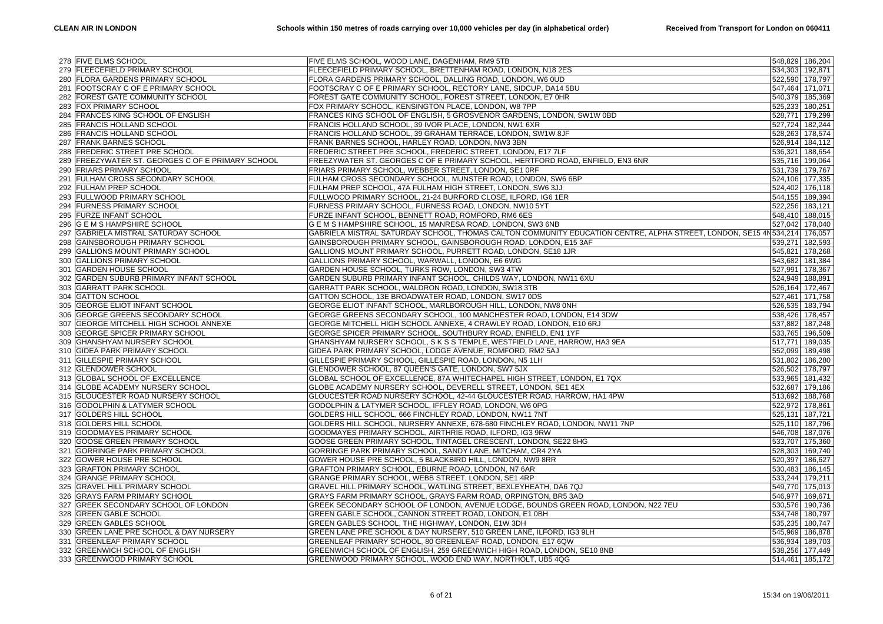| 278 | FIVE ELMS SCHOOL | FIVE ELMS SCHOOL, WOOD LANE, DAGENHAM, RM9 5TB | 548,829 | 186,204 |
|---|---|---|---|---|
| 279 | FLEECEFIELD PRIMARY SCHOOL | FLEECEFIELD PRIMARY SCHOOL, BRETTENHAM ROAD, LONDON, N18 2ES | 534,303 | 192,871 |
| 280 | FLORA GARDENS PRIMARY SCHOOL | FLORA GARDENS PRIMARY SCHOOL, DALLING ROAD, LONDON, W6 0UD | 522,590 | 178,797 |
| 281 | FOOTSCRAY C OF E PRIMARY SCHOOL | FOOTSCRAY C OF E PRIMARY SCHOOL, RECTORY LANE, SIDCUP, DA14 5BU | 547,464 | 171,071 |
| 282 | FOREST GATE COMMUNITY SCHOOL | FOREST GATE COMMUNITY SCHOOL, FOREST STREET, LONDON, E7 0HR | 540,379 | 185,369 |
| 283 | FOX PRIMARY SCHOOL | FOX PRIMARY SCHOOL, KENSINGTON PLACE, LONDON, W8 7PP | 525,233 | 180,251 |
| 284 | FRANCES KING SCHOOL OF ENGLISH | FRANCES KING SCHOOL OF ENGLISH, 5 GROSVENOR GARDENS, LONDON, SW1W 0BD | 528,771 | 179,299 |
| 285 | FRANCIS HOLLAND SCHOOL | FRANCIS HOLLAND SCHOOL, 39 IVOR PLACE, LONDON, NW1 6XR | 527,724 | 182,244 |
| 286 | FRANCIS HOLLAND SCHOOL | FRANCIS HOLLAND SCHOOL, 39 GRAHAM TERRACE, LONDON, SW1W 8JF | 528,263 | 178,574 |
| 287 | FRANK BARNES SCHOOL | FRANK BARNES SCHOOL, HARLEY ROAD, LONDON, NW3 3BN | 526,914 | 184,112 |
| 288 | FREDERIC STREET PRE SCHOOL | FREDERIC STREET PRE SCHOOL, FREDERIC STREET, LONDON, E17 7LF | 536,321 | 188,654 |
| 289 | FREEZYWATER ST. GEORGES C OF E PRIMARY SCHOOL | FREEZYWATER ST. GEORGES C OF E PRIMARY SCHOOL, HERTFORD ROAD, ENFIELD, EN3 6NR | 535,716 | 199,064 |
| 290 | FRIARS PRIMARY SCHOOL | FRIARS PRIMARY SCHOOL, WEBBER STREET, LONDON, SE1 0RF | 531,739 | 179,767 |
| 291 | FULHAM CROSS SECONDARY SCHOOL | FULHAM CROSS SECONDARY SCHOOL, MUNSTER ROAD, LONDON, SW6 6BP | 524,106 | 177,335 |
| 292 | FULHAM PREP SCHOOL | FULHAM PREP SCHOOL, 47A FULHAM HIGH STREET, LONDON, SW6 3JJ | 524,402 | 176,118 |
| 293 | FULLWOOD PRIMARY SCHOOL | FULLWOOD PRIMARY SCHOOL, 21-24 BURFORD CLOSE, ILFORD, IG6 1ER | 544,155 | 189,394 |
| 294 | FURNESS PRIMARY SCHOOL | FURNESS PRIMARY SCHOOL, FURNESS ROAD, LONDON, NW10 5YT | 522,256 | 183,121 |
| 295 | FURZE INFANT SCHOOL | FURZE INFANT SCHOOL, BENNETT ROAD, ROMFORD, RM6 6ES | 548,410 | 188,015 |
| 296 | G E M S HAMPSHIRE SCHOOL | G E M S HAMPSHIRE SCHOOL, 15 MANRESA ROAD, LONDON, SW3 6NB | 527,042 | 178,040 |
| 297 | GABRIELA MISTRAL SATURDAY SCHOOL | GABRIELA MISTRAL SATURDAY SCHOOL, THOMAS CALTON COMMUNITY EDUCATION CENTRE, ALPHA STREET, LONDON, SE15 4N | 534,214 | 176,057 |
| 298 | GAINSBOROUGH PRIMARY SCHOOL | GAINSBOROUGH PRIMARY SCHOOL, GAINSBOROUGH ROAD, LONDON, E15 3AF | 539,271 | 182,593 |
| 299 | GALLIONS MOUNT PRIMARY SCHOOL | GALLIONS MOUNT PRIMARY SCHOOL, PURRETT ROAD, LONDON, SE18 1JR | 545,821 | 178,268 |
| 300 | GALLIONS PRIMARY SCHOOL | GALLIONS PRIMARY SCHOOL, WARWALL, LONDON, E6 6WG | 543,682 | 181,384 |
| 301 | GARDEN HOUSE SCHOOL | GARDEN HOUSE SCHOOL, TURKS ROW, LONDON, SW3 4TW | 527,991 | 178,367 |
| 302 | GARDEN SUBURB PRIMARY INFANT SCHOOL | GARDEN SUBURB PRIMARY INFANT SCHOOL, CHILDS WAY, LONDON, NW11 6XU | 524,949 | 188,891 |
| 303 | GARRATT PARK SCHOOL | GARRATT PARK SCHOOL, WALDRON ROAD, LONDON, SW18 3TB | 526,164 | 172,467 |
| 304 | GATTON SCHOOL | GATTON SCHOOL, 13E BROADWATER ROAD, LONDON, SW17 0DS | 527,461 | 171,758 |
| 305 | GEORGE ELIOT INFANT SCHOOL | GEORGE ELIOT INFANT SCHOOL, MARLBOROUGH HILL, LONDON, NW8 0NH | 526,535 | 183,794 |
| 306 | GEORGE GREENS SECONDARY SCHOOL | GEORGE GREENS SECONDARY SCHOOL, 100 MANCHESTER ROAD, LONDON, E14 3DW | 538,426 | 178,457 |
| 307 | GEORGE MITCHELL HIGH SCHOOL ANNEXE | GEORGE MITCHELL HIGH SCHOOL ANNEXE, 4 CRAWLEY ROAD, LONDON, E10 6RJ | 537,882 | 187,248 |
| 308 | GEORGE SPICER PRIMARY SCHOOL | GEORGE SPICER PRIMARY SCHOOL, SOUTHBURY ROAD, ENFIELD, EN1 1YF | 533,765 | 196,509 |
| 309 | GHANSHYAM NURSERY SCHOOL | GHANSHYAM NURSERY SCHOOL, S K S S TEMPLE, WESTFIELD LANE, HARROW, HA3 9EA | 517,771 | 189,035 |
| 310 | GIDEA PARK PRIMARY SCHOOL | GIDEA PARK PRIMARY SCHOOL, LODGE AVENUE, ROMFORD, RM2 5AJ | 552,099 | 189,498 |
| 311 | GILLESPIE PRIMARY SCHOOL | GILLESPIE PRIMARY SCHOOL, GILLESPIE ROAD, LONDON, N5 1LH | 531,802 | 186,280 |
| 312 | GLENDOWER SCHOOL | GLENDOWER SCHOOL, 87 QUEEN'S GATE, LONDON, SW7 5JX | 526,502 | 178,797 |
| 313 | GLOBAL SCHOOL OF EXCELLENCE | GLOBAL SCHOOL OF EXCELLENCE, 87A WHITECHAPEL HIGH STREET, LONDON, E1 7QX | 533,965 | 181,432 |
| 314 | GLOBE ACADEMY NURSERY SCHOOL | GLOBE ACADEMY NURSERY SCHOOL, DEVERELL STREET, LONDON, SE1 4EX | 532,687 | 179,186 |
| 315 | GLOUCESTER ROAD NURSERY SCHOOL | GLOUCESTER ROAD NURSERY SCHOOL, 42-44 GLOUCESTER ROAD, HARROW, HA1 4PW | 513,692 | 188,768 |
| 316 | GODOLPHIN & LATYMER SCHOOL | GODOLPHIN & LATYMER SCHOOL, IFFLEY ROAD, LONDON, W6 0PG | 522,972 | 178,861 |
| 317 | GOLDERS HILL SCHOOL | GOLDERS HILL SCHOOL, 666 FINCHLEY ROAD, LONDON, NW11 7NT | 525,131 | 187,721 |
| 318 | GOLDERS HILL SCHOOL | GOLDERS HILL SCHOOL, NURSERY ANNEXE, 678-680 FINCHLEY ROAD, LONDON, NW11 7NP | 525,110 | 187,796 |
| 319 | GOODMAYES PRIMARY SCHOOL | GOODMAYES PRIMARY SCHOOL, AIRTHRIE ROAD, ILFORD, IG3 9RW | 546,708 | 187,076 |
| 320 | GOOSE GREEN PRIMARY SCHOOL | GOOSE GREEN PRIMARY SCHOOL, TINTAGEL CRESCENT, LONDON, SE22 8HG | 533,707 | 175,360 |
| 321 | GORRINGE PARK PRIMARY SCHOOL | GORRINGE PARK PRIMARY SCHOOL, SANDY LANE, MITCHAM, CR4 2YA | 528,303 | 169,740 |
| 322 | GOWER HOUSE PRE SCHOOL | GOWER HOUSE PRE SCHOOL, 5 BLACKBIRD HILL, LONDON, NW9 8RR | 520,397 | 186,627 |
| 323 | GRAFTON PRIMARY SCHOOL | GRAFTON PRIMARY SCHOOL, EBURNE ROAD, LONDON, N7 6AR | 530,483 | 186,145 |
| 324 | GRANGE PRIMARY SCHOOL | GRANGE PRIMARY SCHOOL, WEBB STREET, LONDON, SE1 4RP | 533,244 | 179,211 |
| 325 | GRAVEL HILL PRIMARY SCHOOL | GRAVEL HILL PRIMARY SCHOOL, WATLING STREET, BEXLEYHEATH, DA6 7QJ | 549,770 | 175,013 |
| 326 | GRAYS FARM PRIMARY SCHOOL | GRAYS FARM PRIMARY SCHOOL, GRAYS FARM ROAD, ORPINGTON, BR5 3AD | 546,977 | 169,671 |
| 327 | GREEK SECONDARY SCHOOL OF LONDON | GREEK SECONDARY SCHOOL OF LONDON, AVENUE LODGE, BOUNDS GREEN ROAD, LONDON, N22 7EU | 530,576 | 190,736 |
| 328 | GREEN GABLE SCHOOL | GREEN GABLE SCHOOL, CANNON STREET ROAD, LONDON, E1 0BH | 534,748 | 180,797 |
| 329 | GREEN GABLES SCHOOL | GREEN GABLES SCHOOL, THE HIGHWAY, LONDON, E1W 3DH | 535,235 | 180,747 |
| 330 | GREEN LANE PRE SCHOOL & DAY NURSERY | GREEN LANE PRE SCHOOL & DAY NURSERY, 510 GREEN LANE, ILFORD, IG3 9LH | 545,969 | 186,878 |
| 331 | GREENLEAF PRIMARY SCHOOL | GREENLEAF PRIMARY SCHOOL, 80 GREENLEAF ROAD, LONDON, E17 6QW | 536,934 | 189,703 |
| 332 | GREENWICH SCHOOL OF ENGLISH | GREENWICH SCHOOL OF ENGLISH, 259 GREENWICH HIGH ROAD, LONDON, SE10 8NB | 538,256 | 177,449 |
| 333 | GREENWOOD PRIMARY SCHOOL | GREENWOOD PRIMARY SCHOOL, WOOD END WAY, NORTHOLT, UB5 4QG | 514,461 | 185,172 |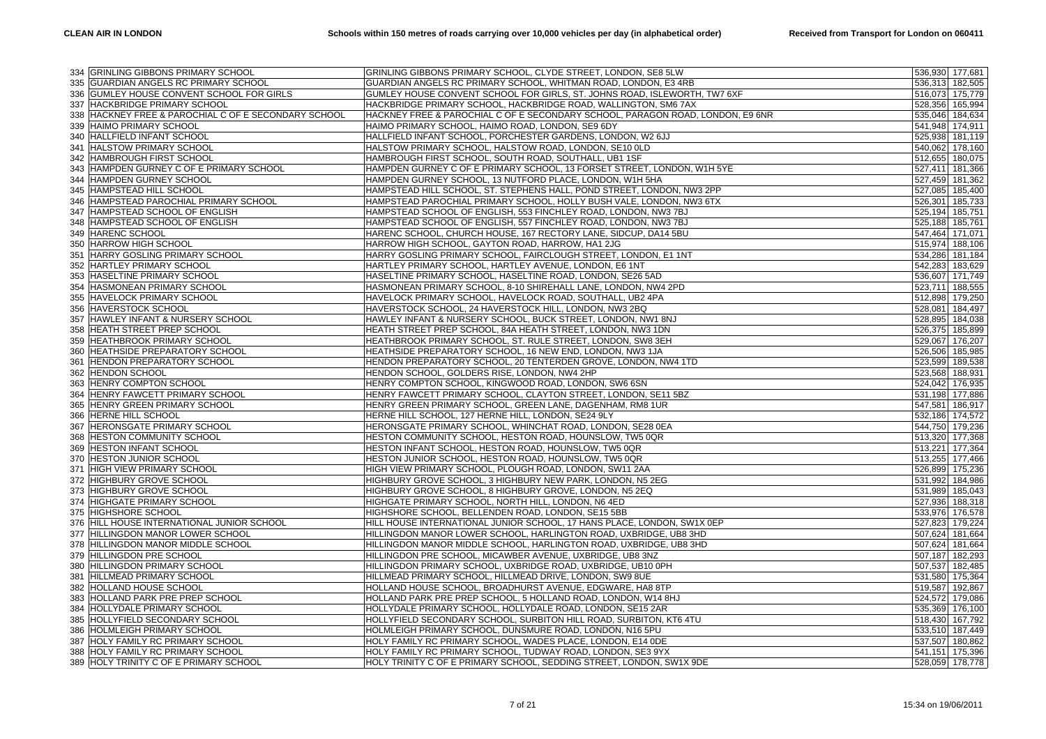| | | | | |
|---|---|---|---|---|
| 334 | GRINLING GIBBONS PRIMARY SCHOOL | GRINLING GIBBONS PRIMARY SCHOOL, CLYDE STREET, LONDON, SE8 5LW | 536,930 | 177,681 |
| 335 | GUARDIAN ANGELS RC PRIMARY SCHOOL | GUARDIAN ANGELS RC PRIMARY SCHOOL, WHITMAN ROAD, LONDON, E3 4RB | 536,313 | 182,505 |
| 336 | GUMLEY HOUSE CONVENT SCHOOL FOR GIRLS | GUMLEY HOUSE CONVENT SCHOOL FOR GIRLS, ST. JOHNS ROAD, ISLEWORTH, TW7 6XF | 516,073 | 175,779 |
| 337 | HACKBRIDGE PRIMARY SCHOOL | HACKBRIDGE PRIMARY SCHOOL, HACKBRIDGE ROAD, WALLINGTON, SM6 7AX | 528,356 | 165,994 |
| 338 | HACKNEY FREE & PAROCHIAL C OF E SECONDARY SCHOOL | HACKNEY FREE & PAROCHIAL C OF E SECONDARY SCHOOL, PARAGON ROAD, LONDON, E9 6NR | 535,046 | 184,634 |
| 339 | HAIMO PRIMARY SCHOOL | HAIMO PRIMARY SCHOOL, HAIMO ROAD, LONDON, SE9 6DY | 541,948 | 174,911 |
| 340 | HALLFIELD INFANT SCHOOL | HALLFIELD INFANT SCHOOL, PORCHESTER GARDENS, LONDON, W2 6JJ | 525,938 | 181,119 |
| 341 | HALSTOW PRIMARY SCHOOL | HALSTOW PRIMARY SCHOOL, HALSTOW ROAD, LONDON, SE10 0LD | 540,062 | 178,160 |
| 342 | HAMBROUGH FIRST SCHOOL | HAMBROUGH FIRST SCHOOL, SOUTH ROAD, SOUTHALL, UB1 1SF | 512,655 | 180,075 |
| 343 | HAMPDEN GURNEY C OF E PRIMARY SCHOOL | HAMPDEN GURNEY C OF E PRIMARY SCHOOL, 13 FORSET STREET, LONDON, W1H 5YE | 527,411 | 181,366 |
| 344 | HAMPDEN GURNEY SCHOOL | HAMPDEN GURNEY SCHOOL, 13 NUTFORD PLACE, LONDON, W1H 5HA | 527,459 | 181,362 |
| 345 | HAMPSTEAD HILL SCHOOL | HAMPSTEAD HILL SCHOOL, ST. STEPHENS HALL, POND STREET, LONDON, NW3 2PP | 527,085 | 185,400 |
| 346 | HAMPSTEAD PAROCHIAL PRIMARY SCHOOL | HAMPSTEAD PAROCHIAL PRIMARY SCHOOL, HOLLY BUSH VALE, LONDON, NW3 6TX | 526,301 | 185,733 |
| 347 | HAMPSTEAD SCHOOL OF ENGLISH | HAMPSTEAD SCHOOL OF ENGLISH, 553 FINCHLEY ROAD, LONDON, NW3 7BJ | 525,194 | 185,751 |
| 348 | HAMPSTEAD SCHOOL OF ENGLISH | HAMPSTEAD SCHOOL OF ENGLISH, 557 FINCHLEY ROAD, LONDON, NW3 7BJ | 525,188 | 185,761 |
| 349 | HARENC SCHOOL | HARENC SCHOOL, CHURCH HOUSE, 167 RECTORY LANE, SIDCUP, DA14 5BU | 547,464 | 171,071 |
| 350 | HARROW HIGH SCHOOL | HARROW HIGH SCHOOL, GAYTON ROAD, HARROW, HA1 2JG | 515,974 | 188,106 |
| 351 | HARRY GOSLING PRIMARY SCHOOL | HARRY GOSLING PRIMARY SCHOOL, FAIRCLOUGH STREET, LONDON, E1 1NT | 534,286 | 181,184 |
| 352 | HARTLEY PRIMARY SCHOOL | HARTLEY PRIMARY SCHOOL, HARTLEY AVENUE, LONDON, E6 1NT | 542,283 | 183,629 |
| 353 | HASELTINE PRIMARY SCHOOL | HASELTINE PRIMARY SCHOOL, HASELTINE ROAD, LONDON, SE26 5AD | 536,607 | 171,749 |
| 354 | HASMONEAN PRIMARY SCHOOL | HASMONEAN PRIMARY SCHOOL, 8-10 SHIREHALL LANE, LONDON, NW4 2PD | 523,711 | 188,555 |
| 355 | HAVELOCK PRIMARY SCHOOL | HAVELOCK PRIMARY SCHOOL, HAVELOCK ROAD, SOUTHALL, UB2 4PA | 512,898 | 179,250 |
| 356 | HAVERSTOCK SCHOOL | HAVERSTOCK SCHOOL, 24 HAVERSTOCK HILL, LONDON, NW3 2BQ | 528,081 | 184,497 |
| 357 | HAWLEY INFANT & NURSERY SCHOOL | HAWLEY INFANT & NURSERY SCHOOL, BUCK STREET, LONDON, NW1 8NJ | 528,895 | 184,038 |
| 358 | HEATH STREET PREP SCHOOL | HEATH STREET PREP SCHOOL, 84A HEATH STREET, LONDON, NW3 1DN | 526,375 | 185,899 |
| 359 | HEATHBROOK PRIMARY SCHOOL | HEATHBROOK PRIMARY SCHOOL, ST. RULE STREET, LONDON, SW8 3EH | 529,067 | 176,207 |
| 360 | HEATHSIDE PREPARATORY SCHOOL | HEATHSIDE PREPARATORY SCHOOL, 16 NEW END, LONDON, NW3 1JA | 526,506 | 185,985 |
| 361 | HENDON PREPARATORY SCHOOL | HENDON PREPARATORY SCHOOL, 20 TENTERDEN GROVE, LONDON, NW4 1TD | 523,599 | 189,538 |
| 362 | HENDON SCHOOL | HENDON SCHOOL, GOLDERS RISE, LONDON, NW4 2HP | 523,568 | 188,931 |
| 363 | HENRY COMPTON SCHOOL | HENRY COMPTON SCHOOL, KINGWOOD ROAD, LONDON, SW6 6SN | 524,042 | 176,935 |
| 364 | HENRY FAWCETT PRIMARY SCHOOL | HENRY FAWCETT PRIMARY SCHOOL, CLAYTON STREET, LONDON, SE11 5BZ | 531,198 | 177,886 |
| 365 | HENRY GREEN PRIMARY SCHOOL | HENRY GREEN PRIMARY SCHOOL, GREEN LANE, DAGENHAM, RM8 1UR | 547,581 | 186,917 |
| 366 | HERNE HILL SCHOOL | HERNE HILL SCHOOL, 127 HERNE HILL, LONDON, SE24 9LY | 532,186 | 174,572 |
| 367 | HERONSGATE PRIMARY SCHOOL | HERONSGATE PRIMARY SCHOOL, WHINCHAT ROAD, LONDON, SE28 0EA | 544,750 | 179,236 |
| 368 | HESTON COMMUNITY SCHOOL | HESTON COMMUNITY SCHOOL, HESTON ROAD, HOUNSLOW, TW5 0QR | 513,320 | 177,368 |
| 369 | HESTON INFANT SCHOOL | HESTON INFANT SCHOOL, HESTON ROAD, HOUNSLOW, TW5 0QR | 513,221 | 177,364 |
| 370 | HESTON JUNIOR SCHOOL | HESTON JUNIOR SCHOOL, HESTON ROAD, HOUNSLOW, TW5 0QR | 513,255 | 177,466 |
| 371 | HIGH VIEW PRIMARY SCHOOL | HIGH VIEW PRIMARY SCHOOL, PLOUGH ROAD, LONDON, SW11 2AA | 526,899 | 175,236 |
| 372 | HIGHBURY GROVE SCHOOL | HIGHBURY GROVE SCHOOL, 3 HIGHBURY NEW PARK, LONDON, N5 2EG | 531,992 | 184,986 |
| 373 | HIGHBURY GROVE SCHOOL | HIGHBURY GROVE SCHOOL, 8 HIGHBURY GROVE, LONDON, N5 2EQ | 531,989 | 185,043 |
| 374 | HIGHGATE PRIMARY SCHOOL | HIGHGATE PRIMARY SCHOOL, NORTH HILL, LONDON, N6 4ED | 527,936 | 188,318 |
| 375 | HIGHSHORE SCHOOL | HIGHSHORE SCHOOL, BELLENDEN ROAD, LONDON, SE15 5BB | 533,976 | 176,578 |
| 376 | HILL HOUSE INTERNATIONAL JUNIOR SCHOOL | HILL HOUSE INTERNATIONAL JUNIOR SCHOOL, 17 HANS PLACE, LONDON, SW1X 0EP | 527,823 | 179,224 |
| 377 | HILLINGDON MANOR LOWER SCHOOL | HILLINGDON MANOR LOWER SCHOOL, HARLINGTON ROAD, UXBRIDGE, UB8 3HD | 507,624 | 181,664 |
| 378 | HILLINGDON MANOR MIDDLE SCHOOL | HILLINGDON MANOR MIDDLE SCHOOL, HARLINGTON ROAD, UXBRIDGE, UB8 3HD | 507,624 | 181,664 |
| 379 | HILLINGDON PRE SCHOOL | HILLINGDON PRE SCHOOL, MICAWBER AVENUE, UXBRIDGE, UB8 3NZ | 507,187 | 182,293 |
| 380 | HILLINGDON PRIMARY SCHOOL | HILLINGDON PRIMARY SCHOOL, UXBRIDGE ROAD, UXBRIDGE, UB10 0PH | 507,537 | 182,485 |
| 381 | HILLMEAD PRIMARY SCHOOL | HILLMEAD PRIMARY SCHOOL, HILLMEAD DRIVE, LONDON, SW9 8UE | 531,580 | 175,364 |
| 382 | HOLLAND HOUSE SCHOOL | HOLLAND HOUSE SCHOOL, BROADHURST AVENUE, EDGWARE, HA8 8TP | 519,587 | 192,867 |
| 383 | HOLLAND PARK PRE PREP SCHOOL | HOLLAND PARK PRE PREP SCHOOL, 5 HOLLAND ROAD, LONDON, W14 8HJ | 524,572 | 179,086 |
| 384 | HOLLYDALE PRIMARY SCHOOL | HOLLYDALE PRIMARY SCHOOL, HOLLYDALE ROAD, LONDON, SE15 2AR | 535,369 | 176,100 |
| 385 | HOLLYFIELD SECONDARY SCHOOL | HOLLYFIELD SECONDARY SCHOOL, SURBITON HILL ROAD, SURBITON, KT6 4TU | 518,430 | 167,792 |
| 386 | HOLMLEIGH PRIMARY SCHOOL | HOLMLEIGH PRIMARY SCHOOL, DUNSMURE ROAD, LONDON, N16 5PU | 533,510 | 187,449 |
| 387 | HOLY FAMILY RC PRIMARY SCHOOL | HOLY FAMILY RC PRIMARY SCHOOL, WADES PLACE, LONDON, E14 0DE | 537,507 | 180,862 |
| 388 | HOLY FAMILY RC PRIMARY SCHOOL | HOLY FAMILY RC PRIMARY SCHOOL, TUDWAY ROAD, LONDON, SE3 9YX | 541,151 | 175,396 |
| 389 | HOLY TRINITY C OF E PRIMARY SCHOOL | HOLY TRINITY C OF E PRIMARY SCHOOL, SEDDING STREET, LONDON, SW1X 9DE | 528,059 | 178,778 |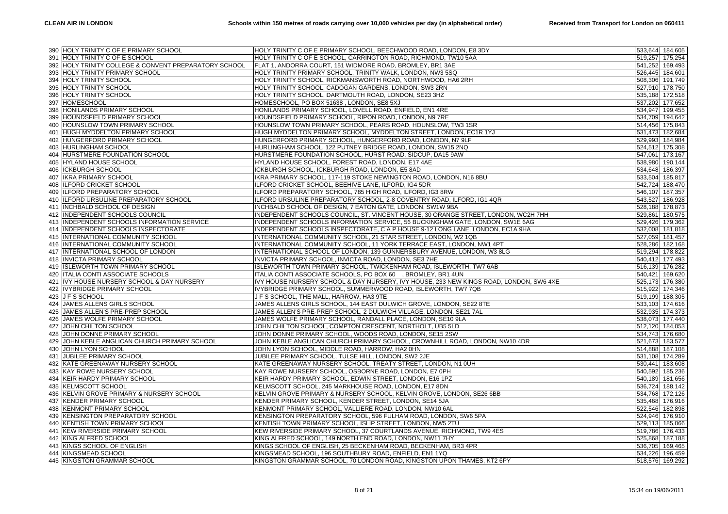| | | | | |
|---|---|---|---|---|
| 390 | HOLY TRINITY C OF E PRIMARY SCHOOL | HOLY TRINITY C OF E PRIMARY SCHOOL, BEECHWOOD ROAD, LONDON, E8 3DY | 533,644 | 184,605 |
| 391 | HOLY TRINITY C OF E SCHOOL | HOLY TRINITY C OF E SCHOOL, CARRINGTON ROAD, RICHMOND, TW10 5AA | 519,257 | 175,254 |
| 392 | HOLY TRINITY COLLEGE & CONVENT PREPARATORY SCHOOL | FLAT 1, ANDORRA COURT, 151 WIDMORE ROAD, BROMLEY, BR1 3AE | 541,252 | 169,493 |
| 393 | HOLY TRINITY PRIMARY SCHOOL | HOLY TRINITY PRIMARY SCHOOL, TRINITY WALK, LONDON, NW3 5SQ | 526,445 | 184,601 |
| 394 | HOLY TRINITY SCHOOL | HOLY TRINITY SCHOOL, RICKMANSWORTH ROAD, NORTHWOOD, HA6 2RH | 508,306 | 191,749 |
| 395 | HOLY TRINITY SCHOOL | HOLY TRINITY SCHOOL, CADOGAN GARDENS, LONDON, SW3 2RN | 527,910 | 178,750 |
| 396 | HOLY TRINITY SCHOOL | HOLY TRINITY SCHOOL, DARTMOUTH ROAD, LONDON, SE23 3HZ | 535,188 | 172,518 |
| 397 | HOMESCHOOL | HOMESCHOOL, PO BOX 51638 , LONDON, SE8 5XJ | 537,202 | 177,652 |
| 398 | HONILANDS PRIMARY SCHOOL | HONILANDS PRIMARY SCHOOL, LOVELL ROAD, ENFIELD, EN1 4RE | 534,947 | 199,455 |
| 399 | HOUNDSFIELD PRIMARY SCHOOL | HOUNDSFIELD PRIMARY SCHOOL, RIPON ROAD, LONDON, N9 7RE | 534,709 | 194,642 |
| 400 | HOUNSLOW TOWN PRIMARY SCHOOL | HOUNSLOW TOWN PRIMARY SCHOOL, PEARS ROAD, HOUNSLOW, TW3 1SR | 514,456 | 175,843 |
| 401 | HUGH MYDDELTON PRIMARY SCHOOL | HUGH MYDDELTON PRIMARY SCHOOL, MYDDELTON STREET, LONDON, EC1R 1YJ | 531,473 | 182,684 |
| 402 | HUNGERFORD PRIMARY SCHOOL | HUNGERFORD PRIMARY SCHOOL, HUNGERFORD ROAD, LONDON, N7 9LF | 529,993 | 184,984 |
| 403 | HURLINGHAM SCHOOL | HURLINGHAM SCHOOL, 122 PUTNEY BRIDGE ROAD, LONDON, SW15 2NQ | 524,512 | 175,308 |
| 404 | HURSTMERE FOUNDATION SCHOOL | HURSTMERE FOUNDATION SCHOOL, HURST ROAD, SIDCUP, DA15 9AW | 547,061 | 173,167 |
| 405 | HYLAND HOUSE SCHOOL | HYLAND HOUSE SCHOOL, FOREST ROAD, LONDON, E17 4AE | 538,980 | 190,144 |
| 406 | ICKBURGH SCHOOL | ICKBURGH SCHOOL, ICKBURGH ROAD, LONDON, E5 8AD | 534,648 | 186,397 |
| 407 | IKRA PRIMARY SCHOOL | IKRA PRIMARY SCHOOL, 117-119 STOKE NEWINGTON ROAD, LONDON, N16 8BU | 533,504 | 185,817 |
| 408 | ILFORD CRICKET SCHOOL | ILFORD CRICKET SCHOOL, BEEHIVE LANE, ILFORD, IG4 5DR | 542,724 | 188,470 |
| 409 | ILFORD PREPARATORY SCHOOL | ILFORD PREPARATORY SCHOOL, 785 HIGH ROAD, ILFORD, IG3 8RW | 546,107 | 187,357 |
| 410 | ILFORD URSULINE PREPARATORY SCHOOL | ILFORD URSULINE PREPARATORY SCHOOL, 2-8 COVENTRY ROAD, ILFORD, IG1 4QR | 543,527 | 186,928 |
| 411 | INCHBALD SCHOOL OF DESIGN | INCHBALD SCHOOL OF DESIGN, 7 EATON GATE, LONDON, SW1W 9BA | 528,188 | 178,873 |
| 412 | INDEPENDENT SCHOOLS COUNCIL | INDEPENDENT SCHOOLS COUNCIL, ST. VINCENT HOUSE, 30 ORANGE STREET, LONDON, WC2H 7HH | 529,861 | 180,575 |
| 413 | INDEPENDENT SCHOOLS INFORMATION SERVICE | INDEPENDENT SCHOOLS INFORMATION SERVICE, 56 BUCKINGHAM GATE, LONDON, SW1E 6AG | 529,426 | 179,362 |
| 414 | INDEPENDENT SCHOOLS INSPECTORATE | INDEPENDENT SCHOOLS INSPECTORATE, C A P HOUSE 9-12 LONG LANE, LONDON, EC1A 9HA | 532,008 | 181,818 |
| 415 | INTERNATIONAL COMMUNITY SCHOOL | INTERNATIONAL COMMUNITY SCHOOL, 21 STAR STREET, LONDON, W2 1QB | 527,059 | 181,457 |
| 416 | INTERNATIONAL COMMUNITY SCHOOL | INTERNATIONAL COMMUNITY SCHOOL, 11 YORK TERRACE EAST, LONDON, NW1 4PT | 528,286 | 182,168 |
| 417 | INTERNATIONAL SCHOOL OF LONDON | INTERNATIONAL SCHOOL OF LONDON, 139 GUNNERSBURY AVENUE, LONDON, W3 8LG | 519,294 | 178,822 |
| 418 | INVICTA PRIMARY SCHOOL | INVICTA PRIMARY SCHOOL, INVICTA ROAD, LONDON, SE3 7HE | 540,412 | 177,493 |
| 419 | ISLEWORTH TOWN PRIMARY SCHOOL | ISLEWORTH TOWN PRIMARY SCHOOL, TWICKENHAM ROAD, ISLEWORTH, TW7 6AB | 516,139 | 176,282 |
| 420 | ITALIA CONTI ASSOCIATE SCHOOLS | ITALIA CONTI ASSOCIATE SCHOOLS, PO BOX 60 , BROMLEY, BR1 4UN | 540,421 | 169,620 |
| 421 | IVY HOUSE NURSERY SCHOOL & DAY NURSERY | IVY HOUSE NURSERY SCHOOL & DAY NURSERY, IVY HOUSE, 233 NEW KINGS ROAD, LONDON, SW6 4XE | 525,173 | 176,380 |
| 422 | IVYBRIDGE PRIMARY SCHOOL | IVYBRIDGE PRIMARY SCHOOL, SUMMERWOOD ROAD, ISLEWORTH, TW7 7QB | 515,922 | 174,346 |
| 423 | J F S SCHOOL | J F S SCHOOL, THE MALL, HARROW, HA3 9TE | 519,199 | 188,305 |
| 424 | JAMES ALLENS GIRLS SCHOOL | JAMES ALLENS GIRLS SCHOOL, 144 EAST DULWICH GROVE, LONDON, SE22 8TE | 533,103 | 174,616 |
| 425 | JAMES ALLEN'S PRE-PREP SCHOOL | JAMES ALLEN'S PRE-PREP SCHOOL, 2 DULWICH VILLAGE, LONDON, SE21 7AL | 532,935 | 174,373 |
| 426 | JAMES WOLFE PRIMARY SCHOOL | JAMES WOLFE PRIMARY SCHOOL, RANDALL PLACE, LONDON, SE10 9LA | 538,073 | 177,440 |
| 427 | JOHN CHILTON SCHOOL | JOHN CHILTON SCHOOL, COMPTON CRESCENT, NORTHOLT, UB5 5LD | 512,120 | 184,053 |
| 428 | JOHN DONNE PRIMARY SCHOOL | JOHN DONNE PRIMARY SCHOOL, WOODS ROAD, LONDON, SE15 2SW | 534,743 | 176,680 |
| 429 | JOHN KEBLE ANGLICAN CHURCH PRIMARY SCHOOL | JOHN KEBLE ANGLICAN CHURCH PRIMARY SCHOOL, CROWNHILL ROAD, LONDON, NW10 4DR | 521,673 | 183,577 |
| 430 | JOHN LYON SCHOOL | JOHN LYON SCHOOL, MIDDLE ROAD, HARROW, HA2 0HN | 514,888 | 187,108 |
| 431 | JUBILEE PRIMARY SCHOOL | JUBILEE PRIMARY SCHOOL, TULSE HILL, LONDON, SW2 2JE | 531,108 | 174,289 |
| 432 | KATE GREENAWAY NURSERY SCHOOL | KATE GREENAWAY NURSERY SCHOOL, TREATY STREET, LONDON, N1 0UH | 530,441 | 183,608 |
| 433 | KAY ROWE NURSERY SCHOOL | KAY ROWE NURSERY SCHOOL, OSBORNE ROAD, LONDON, E7 0PH | 540,592 | 185,236 |
| 434 | KEIR HARDY PRIMARY SCHOOL | KEIR HARDY PRIMARY SCHOOL, EDWIN STREET, LONDON, E16 1PZ | 540,189 | 181,656 |
| 435 | KELMSCOTT SCHOOL | KELMSCOTT SCHOOL, 245 MARKHOUSE ROAD, LONDON, E17 8DN | 536,724 | 188,142 |
| 436 | KELVIN GROVE PRIMARY & NURSERY SCHOOL | KELVIN GROVE PRIMARY & NURSERY SCHOOL, KELVIN GROVE, LONDON, SE26 6BB | 534,768 | 172,126 |
| 437 | KENDER PRIMARY SCHOOL | KENDER PRIMARY SCHOOL, KENDER STREET, LONDON, SE14 5JA | 535,468 | 176,916 |
| 438 | KENMONT PRIMARY SCHOOL | KENMONT PRIMARY SCHOOL, VALLIERE ROAD, LONDON, NW10 6AL | 522,546 | 182,898 |
| 439 | KENSINGTON PREPARATORY SCHOOL | KENSINGTON PREPARATORY SCHOOL, 596 FULHAM ROAD, LONDON, SW6 5PA | 524,946 | 176,910 |
| 440 | KENTISH TOWN PRIMARY SCHOOL | KENTISH TOWN PRIMARY SCHOOL, ISLIP STREET, LONDON, NW5 2TU | 529,113 | 185,066 |
| 441 | KEW RIVERSIDE PRIMARY SCHOOL | KEW RIVERSIDE PRIMARY SCHOOL, 37 COURTLANDS AVENUE, RICHMOND, TW9 4ES | 519,786 | 176,433 |
| 442 | KING ALFRED SCHOOL | KING ALFRED SCHOOL, 149 NORTH END ROAD, LONDON, NW11 7HY | 525,868 | 187,188 |
| 443 | KINGS SCHOOL OF ENGLISH | KINGS SCHOOL OF ENGLISH, 25 BECKENHAM ROAD, BECKENHAM, BR3 4PR | 536,705 | 169,465 |
| 444 | KINGSMEAD SCHOOL | KINGSMEAD SCHOOL, 196 SOUTHBURY ROAD, ENFIELD, EN1 1YQ | 534,226 | 196,459 |
| 445 | KINGSTON GRAMMAR SCHOOL | KINGSTON GRAMMAR SCHOOL, 70 LONDON ROAD, KINGSTON UPON THAMES, KT2 6PY | 518,576 | 169,292 |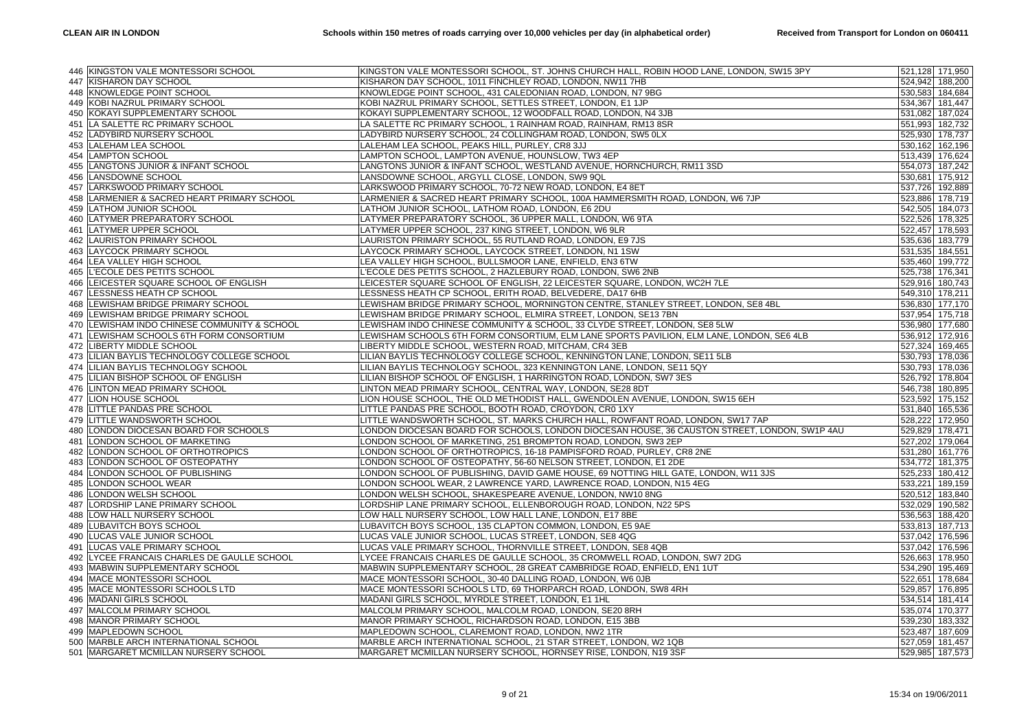| | | | | |
|---|---|---|---|---|
| 446 | KINGSTON VALE MONTESSORI SCHOOL | KINGSTON VALE MONTESSORI SCHOOL, ST. JOHNS CHURCH HALL, ROBIN HOOD LANE, LONDON, SW15 3PY | 521,128 | 171,950 |
| 447 | KISHARON DAY SCHOOL | KISHARON DAY SCHOOL, 1011 FINCHLEY ROAD, LONDON, NW11 7HB | 524,942 | 188,200 |
| 448 | KNOWLEDGE POINT SCHOOL | KNOWLEDGE POINT SCHOOL, 431 CALEDONIAN ROAD, LONDON, N7 9BG | 530,583 | 184,684 |
| 449 | KOBI NAZRUL PRIMARY SCHOOL | KOBI NAZRUL PRIMARY SCHOOL, SETTLES STREET, LONDON, E1 1JP | 534,367 | 181,447 |
| 450 | KOKAYI SUPPLEMENTARY SCHOOL | KOKAYI SUPPLEMENTARY SCHOOL, 12 WOODFALL ROAD, LONDON, N4 3JB | 531,082 | 187,024 |
| 451 | LA SALETTE RC PRIMARY SCHOOL | LA SALETTE RC PRIMARY SCHOOL, 1 RAINHAM ROAD, RAINHAM, RM13 8SR | 551,993 | 182,732 |
| 452 | LADYBIRD NURSERY SCHOOL | LADYBIRD NURSERY SCHOOL, 24 COLLINGHAM ROAD, LONDON, SW5 0LX | 525,930 | 178,737 |
| 453 | LALEHAM LEA SCHOOL | LALEHAM LEA SCHOOL, PEAKS HILL, PURLEY, CR8 3JJ | 530,162 | 162,196 |
| 454 | LAMPTON SCHOOL | LAMPTON SCHOOL, LAMPTON AVENUE, HOUNSLOW, TW3 4EP | 513,439 | 176,624 |
| 455 | LANGTONS JUNIOR & INFANT SCHOOL | LANGTONS JUNIOR & INFANT SCHOOL, WESTLAND AVENUE, HORNCHURCH, RM11 3SD | 554,073 | 187,242 |
| 456 | LANSDOWNE SCHOOL | LANSDOWNE SCHOOL, ARGYLL CLOSE, LONDON, SW9 9QL | 530,681 | 175,912 |
| 457 | LARKSWOOD PRIMARY SCHOOL | LARKSWOOD PRIMARY SCHOOL, 70-72 NEW ROAD, LONDON, E4 8ET | 537,726 | 192,889 |
| 458 | LARMENIER & SACRED HEART PRIMARY SCHOOL | LARMENIER & SACRED HEART PRIMARY SCHOOL, 100A HAMMERSMITH ROAD, LONDON, W6 7JP | 523,886 | 178,719 |
| 459 | LATHOM JUNIOR SCHOOL | LATHOM JUNIOR SCHOOL, LATHOM ROAD, LONDON, E6 2DU | 542,505 | 184,073 |
| 460 | LATYMER PREPARATORY SCHOOL | LATYMER PREPARATORY SCHOOL, 36 UPPER MALL, LONDON, W6 9TA | 522,526 | 178,325 |
| 461 | LATYMER UPPER SCHOOL | LATYMER UPPER SCHOOL, 237 KING STREET, LONDON, W6 9LR | 522,457 | 178,593 |
| 462 | LAURISTON PRIMARY SCHOOL | LAURISTON PRIMARY SCHOOL, 55 RUTLAND ROAD, LONDON, E9 7JS | 535,636 | 183,779 |
| 463 | LAYCOCK PRIMARY SCHOOL | LAYCOCK PRIMARY SCHOOL, LAYCOCK STREET, LONDON, N1 1SW | 531,535 | 184,551 |
| 464 | LEA VALLEY HIGH SCHOOL | LEA VALLEY HIGH SCHOOL, BULLSMOOR LANE, ENFIELD, EN3 6TW | 535,460 | 199,772 |
| 465 | L'ECOLE DES PETITS SCHOOL | L'ECOLE DES PETITS SCHOOL, 2 HAZLEBURY ROAD, LONDON, SW6 2NB | 525,738 | 176,341 |
| 466 | LEICESTER SQUARE SCHOOL OF ENGLISH | LEICESTER SQUARE SCHOOL OF ENGLISH, 22 LEICESTER SQUARE, LONDON, WC2H 7LE | 529,916 | 180,743 |
| 467 | LESSNESS HEATH CP SCHOOL | LESSNESS HEATH CP SCHOOL, ERITH ROAD, BELVEDERE, DA17 6HB | 549,310 | 178,211 |
| 468 | LEWISHAM BRIDGE PRIMARY SCHOOL | LEWISHAM BRIDGE PRIMARY SCHOOL, MORNINGTON CENTRE, STANLEY STREET, LONDON, SE8 4BL | 536,830 | 177,170 |
| 469 | LEWISHAM BRIDGE PRIMARY SCHOOL | LEWISHAM BRIDGE PRIMARY SCHOOL, ELMIRA STREET, LONDON, SE13 7BN | 537,954 | 175,718 |
| 470 | LEWISHAM INDO CHINESE COMMUNITY & SCHOOL | LEWISHAM INDO CHINESE COMMUNITY & SCHOOL, 33 CLYDE STREET, LONDON, SE8 5LW | 536,980 | 177,680 |
| 471 | LEWISHAM SCHOOLS 6TH FORM CONSORTIUM | LEWISHAM SCHOOLS 6TH FORM CONSORTIUM, ELM LANE SPORTS PAVILION, ELM LANE, LONDON, SE6 4LB | 536,912 | 172,916 |
| 472 | LIBERTY MIDDLE SCHOOL | LIBERTY MIDDLE SCHOOL, WESTERN ROAD, MITCHAM, CR4 3EB | 527,324 | 169,465 |
| 473 | LILIAN BAYLIS TECHNOLOGY COLLEGE SCHOOL | LILIAN BAYLIS TECHNOLOGY COLLEGE SCHOOL, KENNINGTON LANE, LONDON, SE11 5LB | 530,793 | 178,036 |
| 474 | LILIAN BAYLIS TECHNOLOGY SCHOOL | LILIAN BAYLIS TECHNOLOGY SCHOOL, 323 KENNINGTON LANE, LONDON, SE11 5QY | 530,793 | 178,036 |
| 475 | LILIAN BISHOP SCHOOL OF ENGLISH | LILIAN BISHOP SCHOOL OF ENGLISH, 1 HARRINGTON ROAD, LONDON, SW7 3ES | 526,792 | 178,804 |
| 476 | LINTON MEAD PRIMARY SCHOOL | LINTON MEAD PRIMARY SCHOOL, CENTRAL WAY, LONDON, SE28 8DT | 546,738 | 180,895 |
| 477 | LION HOUSE SCHOOL | LION HOUSE SCHOOL, THE OLD METHODIST HALL, GWENDOLEN AVENUE, LONDON, SW15 6EH | 523,592 | 175,152 |
| 478 | LITTLE PANDAS PRE SCHOOL | LITTLE PANDAS PRE SCHOOL, BOOTH ROAD, CROYDON, CR0 1XY | 531,840 | 165,536 |
| 479 | LITTLE WANDSWORTH SCHOOL | LITTLE WANDSWORTH SCHOOL, ST. MARKS CHURCH HALL, ROWFANT ROAD, LONDON, SW17 7AP | 528,222 | 172,950 |
| 480 | LONDON DIOCESAN BOARD FOR SCHOOLS | LONDON DIOCESAN BOARD FOR SCHOOLS, LONDON DIOCESAN HOUSE, 36 CAUSTON STREET, LONDON, SW1P 4AU | 529,829 | 178,471 |
| 481 | LONDON SCHOOL OF MARKETING | LONDON SCHOOL OF MARKETING, 251 BROMPTON ROAD, LONDON, SW3 2EP | 527,202 | 179,064 |
| 482 | LONDON SCHOOL OF ORTHOTROPICS | LONDON SCHOOL OF ORTHOTROPICS, 16-18 PAMPISFORD ROAD, PURLEY, CR8 2NE | 531,280 | 161,776 |
| 483 | LONDON SCHOOL OF OSTEOPATHY | LONDON SCHOOL OF OSTEOPATHY, 56-60 NELSON STREET, LONDON, E1 2DE | 534,772 | 181,375 |
| 484 | LONDON SCHOOL OF PUBLISHING | LONDON SCHOOL OF PUBLISHING, DAVID GAME HOUSE, 69 NOTTING HILL GATE, LONDON, W11 3JS | 525,233 | 180,412 |
| 485 | LONDON SCHOOL WEAR | LONDON SCHOOL WEAR, 2 LAWRENCE YARD, LAWRENCE ROAD, LONDON, N15 4EG | 533,221 | 189,159 |
| 486 | LONDON WELSH SCHOOL | LONDON WELSH SCHOOL, SHAKESPEARE AVENUE, LONDON, NW10 8NG | 520,512 | 183,840 |
| 487 | LORDSHIP LANE PRIMARY SCHOOL | LORDSHIP LANE PRIMARY SCHOOL, ELLENBOROUGH ROAD, LONDON, N22 5PS | 532,029 | 190,582 |
| 488 | LOW HALL NURSERY SCHOOL | LOW HALL NURSERY SCHOOL, LOW HALL LANE, LONDON, E17 8BE | 536,563 | 188,420 |
| 489 | LUBAVITCH BOYS SCHOOL | LUBAVITCH BOYS SCHOOL, 135 CLAPTON COMMON, LONDON, E5 9AE | 533,813 | 187,713 |
| 490 | LUCAS VALE JUNIOR SCHOOL | LUCAS VALE JUNIOR SCHOOL, LUCAS STREET, LONDON, SE8 4QG | 537,042 | 176,596 |
| 491 | LUCAS VALE PRIMARY SCHOOL | LUCAS VALE PRIMARY SCHOOL, THORNVILLE STREET, LONDON, SE8 4QB | 537,042 | 176,596 |
| 492 | LYCEE FRANCAIS CHARLES DE GAULLE SCHOOL | LYCEE FRANCAIS CHARLES DE GAULLE SCHOOL, 35 CROMWELL ROAD, LONDON, SW7 2DG | 526,663 | 178,950 |
| 493 | MABWIN SUPPLEMENTARY SCHOOL | MABWIN SUPPLEMENTARY SCHOOL, 28 GREAT CAMBRIDGE ROAD, ENFIELD, EN1 1UT | 534,290 | 195,469 |
| 494 | MACE MONTESSORI SCHOOL | MACE MONTESSORI SCHOOL, 30-40 DALLING ROAD, LONDON, W6 0JB | 522,651 | 178,684 |
| 495 | MACE MONTESSORI SCHOOLS LTD | MACE MONTESSORI SCHOOLS LTD, 69 THORPARCH ROAD, LONDON, SW8 4RH | 529,857 | 176,895 |
| 496 | MADANI GIRLS SCHOOL | MADANI GIRLS SCHOOL, MYRDLE STREET, LONDON, E1 1HL | 534,514 | 181,414 |
| 497 | MALCOLM PRIMARY SCHOOL | MALCOLM PRIMARY SCHOOL, MALCOLM ROAD, LONDON, SE20 8RH | 535,074 | 170,377 |
| 498 | MANOR PRIMARY SCHOOL | MANOR PRIMARY SCHOOL, RICHARDSON ROAD, LONDON, E15 3BB | 539,230 | 183,332 |
| 499 | MAPLEDOWN SCHOOL | MAPLEDOWN SCHOOL, CLAREMONT ROAD, LONDON, NW2 1TR | 523,487 | 187,609 |
| 500 | MARBLE ARCH INTERNATIONAL SCHOOL | MARBLE ARCH INTERNATIONAL SCHOOL, 21 STAR STREET, LONDON, W2 1QB | 527,059 | 181,457 |
| 501 | MARGARET MCMILLAN NURSERY SCHOOL | MARGARET MCMILLAN NURSERY SCHOOL, HORNSEY RISE, LONDON, N19 3SF | 529,985 | 187,573 |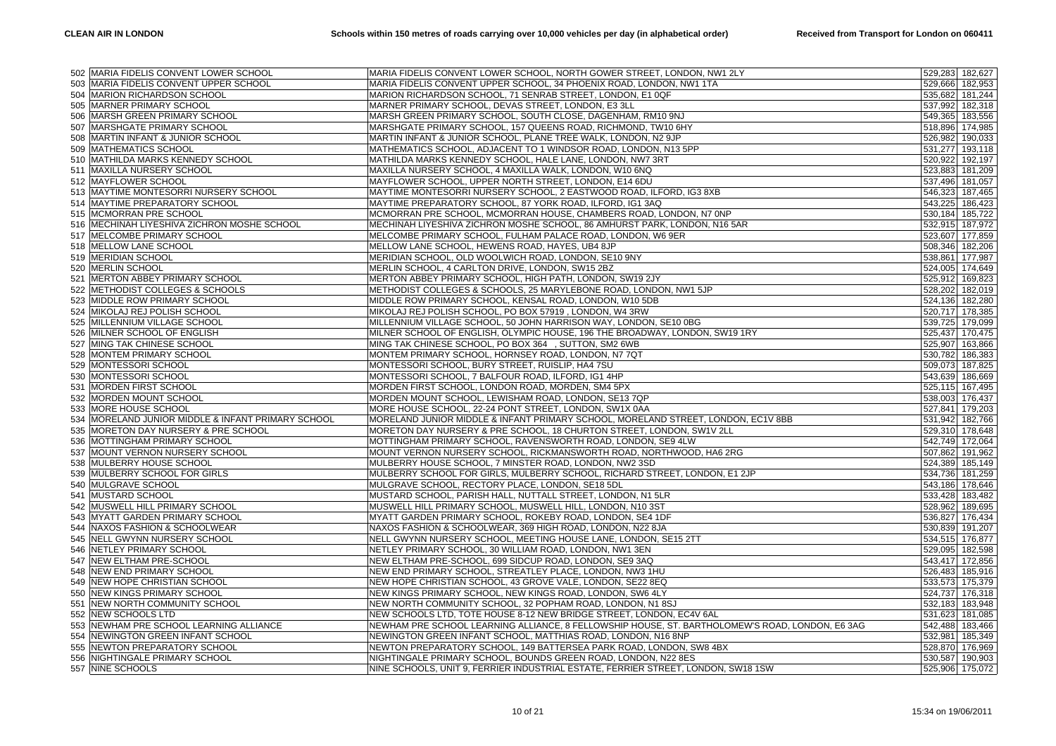| | | | | |
|---|---|---|---|---|
| 502 | MARIA FIDELIS CONVENT LOWER SCHOOL | MARIA FIDELIS CONVENT LOWER SCHOOL, NORTH GOWER STREET, LONDON, NW1 2LY | 529,283 | 182,627 |
| 503 | MARIA FIDELIS CONVENT UPPER SCHOOL | MARIA FIDELIS CONVENT UPPER SCHOOL, 34 PHOENIX ROAD, LONDON, NW1 1TA | 529,666 | 182,953 |
| 504 | MARION RICHARDSON SCHOOL | MARION RICHARDSON SCHOOL, 71 SENRAB STREET, LONDON, E1 0QF | 535,682 | 181,244 |
| 505 | MARNER PRIMARY SCHOOL | MARNER PRIMARY SCHOOL, DEVAS STREET, LONDON, E3 3LL | 537,992 | 182,318 |
| 506 | MARSH GREEN PRIMARY SCHOOL | MARSH GREEN PRIMARY SCHOOL, SOUTH CLOSE, DAGENHAM, RM10 9NJ | 549,365 | 183,556 |
| 507 | MARSHGATE PRIMARY SCHOOL | MARSHGATE PRIMARY SCHOOL, 157 QUEENS ROAD, RICHMOND, TW10 6HY | 518,896 | 174,985 |
| 508 | MARTIN INFANT & JUNIOR SCHOOL | MARTIN INFANT & JUNIOR SCHOOL, PLANE TREE WALK, LONDON, N2 9JP | 526,982 | 190,033 |
| 509 | MATHEMATICS SCHOOL | MATHEMATICS SCHOOL, ADJACENT TO 1 WINDSOR ROAD, LONDON, N13 5PP | 531,277 | 193,118 |
| 510 | MATHILDA MARKS KENNEDY SCHOOL | MATHILDA MARKS KENNEDY SCHOOL, HALE LANE, LONDON, NW7 3RT | 520,922 | 192,197 |
| 511 | MAXILLA NURSERY SCHOOL | MAXILLA NURSERY SCHOOL, 4 MAXILLA WALK, LONDON, W10 6NQ | 523,883 | 181,209 |
| 512 | MAYFLOWER SCHOOL | MAYFLOWER SCHOOL, UPPER NORTH STREET, LONDON, E14 6DU | 537,496 | 181,057 |
| 513 | MAYTIME MONTESORRI NURSERY SCHOOL | MAYTIME MONTESORRI NURSERY SCHOOL, 2 EASTWOOD ROAD, ILFORD, IG3 8XB | 546,323 | 187,465 |
| 514 | MAYTIME PREPARATORY SCHOOL | MAYTIME PREPARATORY SCHOOL, 87 YORK ROAD, ILFORD, IG1 3AQ | 543,225 | 186,423 |
| 515 | MCMORRAN PRE SCHOOL | MCMORRAN PRE SCHOOL, MCMORRAN HOUSE, CHAMBERS ROAD, LONDON, N7 0NP | 530,184 | 185,722 |
| 516 | MECHINAH LIYESHIVA ZICHRON MOSHE SCHOOL | MECHINAH LIYESHIVA ZICHRON MOSHE SCHOOL, 86 AMHURST PARK, LONDON, N16 5AR | 532,915 | 187,972 |
| 517 | MELCOMBE PRIMARY SCHOOL | MELCOMBE PRIMARY SCHOOL, FULHAM PALACE ROAD, LONDON, W6 9ER | 523,607 | 177,859 |
| 518 | MELLOW LANE SCHOOL | MELLOW LANE SCHOOL, HEWENS ROAD, HAYES, UB4 8JP | 508,346 | 182,206 |
| 519 | MERIDIAN SCHOOL | MERIDIAN SCHOOL, OLD WOOLWICH ROAD, LONDON, SE10 9NY | 538,861 | 177,987 |
| 520 | MERLIN SCHOOL | MERLIN SCHOOL, 4 CARLTON DRIVE, LONDON, SW15 2BZ | 524,005 | 174,649 |
| 521 | MERTON ABBEY PRIMARY SCHOOL | MERTON ABBEY PRIMARY SCHOOL, HIGH PATH, LONDON, SW19 2JY | 525,912 | 169,823 |
| 522 | METHODIST COLLEGES & SCHOOLS | METHODIST COLLEGES & SCHOOLS, 25 MARYLEBONE ROAD, LONDON, NW1 5JP | 528,202 | 182,019 |
| 523 | MIDDLE ROW PRIMARY SCHOOL | MIDDLE ROW PRIMARY SCHOOL, KENSAL ROAD, LONDON, W10 5DB | 524,136 | 182,280 |
| 524 | MIKOLAJ REJ POLISH SCHOOL | MIKOLAJ REJ POLISH SCHOOL, PO BOX 57919 , LONDON, W4 3RW | 520,717 | 178,385 |
| 525 | MILLENNIUM VILLAGE SCHOOL | MILLENNIUM VILLAGE SCHOOL, 50 JOHN HARRISON WAY, LONDON, SE10 0BG | 539,725 | 179,099 |
| 526 | MILNER SCHOOL OF ENGLISH | MILNER SCHOOL OF ENGLISH, OLYMPIC HOUSE, 196 THE BROADWAY, LONDON, SW19 1RY | 525,437 | 170,475 |
| 527 | MING TAK CHINESE SCHOOL | MING TAK CHINESE SCHOOL, PO BOX 364 , SUTTON, SM2 6WB | 525,907 | 163,866 |
| 528 | MONTEM PRIMARY SCHOOL | MONTEM PRIMARY SCHOOL, HORNSEY ROAD, LONDON, N7 7QT | 530,782 | 186,383 |
| 529 | MONTESSORI SCHOOL | MONTESSORI SCHOOL, BURY STREET, RUISLIP, HA4 7SU | 509,073 | 187,825 |
| 530 | MONTESSORI SCHOOL | MONTESSORI SCHOOL, 7 BALFOUR ROAD, ILFORD, IG1 4HP | 543,639 | 186,669 |
| 531 | MORDEN FIRST SCHOOL | MORDEN FIRST SCHOOL, LONDON ROAD, MORDEN, SM4 5PX | 525,115 | 167,495 |
| 532 | MORDEN MOUNT SCHOOL | MORDEN MOUNT SCHOOL, LEWISHAM ROAD, LONDON, SE13 7QP | 538,003 | 176,437 |
| 533 | MORE HOUSE SCHOOL | MORE HOUSE SCHOOL, 22-24 PONT STREET, LONDON, SW1X 0AA | 527,841 | 179,203 |
| 534 | MORELAND JUNIOR MIDDLE & INFANT PRIMARY SCHOOL | MORELAND JUNIOR MIDDLE & INFANT PRIMARY SCHOOL, MORELAND STREET, LONDON, EC1V 8BB | 531,942 | 182,766 |
| 535 | MORETON DAY NURSERY & PRE SCHOOL | MORETON DAY NURSERY & PRE SCHOOL, 18 CHURTON STREET, LONDON, SW1V 2LL | 529,310 | 178,648 |
| 536 | MOTTINGHAM PRIMARY SCHOOL | MOTTINGHAM PRIMARY SCHOOL, RAVENSWORTH ROAD, LONDON, SE9 4LW | 542,749 | 172,064 |
| 537 | MOUNT VERNON NURSERY SCHOOL | MOUNT VERNON NURSERY SCHOOL, RICKMANSWORTH ROAD, NORTHWOOD, HA6 2RG | 507,862 | 191,962 |
| 538 | MULBERRY HOUSE SCHOOL | MULBERRY HOUSE SCHOOL, 7 MINSTER ROAD, LONDON, NW2 3SD | 524,389 | 185,149 |
| 539 | MULBERRY SCHOOL FOR GIRLS | MULBERRY SCHOOL FOR GIRLS, MULBERRY SCHOOL, RICHARD STREET, LONDON, E1 2JP | 534,736 | 181,259 |
| 540 | MULGRAVE SCHOOL | MULGRAVE SCHOOL, RECTORY PLACE, LONDON, SE18 5DL | 543,186 | 178,646 |
| 541 | MUSTARD SCHOOL | MUSTARD SCHOOL, PARISH HALL, NUTTALL STREET, LONDON, N1 5LR | 533,428 | 183,482 |
| 542 | MUSWELL HILL PRIMARY SCHOOL | MUSWELL HILL PRIMARY SCHOOL, MUSWELL HILL, LONDON, N10 3ST | 528,962 | 189,695 |
| 543 | MYATT GARDEN PRIMARY SCHOOL | MYATT GARDEN PRIMARY SCHOOL, ROKEBY ROAD, LONDON, SE4 1DF | 536,827 | 176,434 |
| 544 | NAXOS FASHION & SCHOOLWEAR | NAXOS FASHION & SCHOOLWEAR, 369 HIGH ROAD, LONDON, N22 8JA | 530,839 | 191,207 |
| 545 | NELL GWYNN NURSERY SCHOOL | NELL GWYNN NURSERY SCHOOL, MEETING HOUSE LANE, LONDON, SE15 2TT | 534,515 | 176,877 |
| 546 | NETLEY PRIMARY SCHOOL | NETLEY PRIMARY SCHOOL, 30 WILLIAM ROAD, LONDON, NW1 3EN | 529,095 | 182,598 |
| 547 | NEW ELTHAM PRE-SCHOOL | NEW ELTHAM PRE-SCHOOL, 699 SIDCUP ROAD, LONDON, SE9 3AQ | 543,417 | 172,856 |
| 548 | NEW END PRIMARY SCHOOL | NEW END PRIMARY SCHOOL, STREATLEY PLACE, LONDON, NW3 1HU | 526,483 | 185,916 |
| 549 | NEW HOPE CHRISTIAN SCHOOL | NEW HOPE CHRISTIAN SCHOOL, 43 GROVE VALE, LONDON, SE22 8EQ | 533,573 | 175,379 |
| 550 | NEW KINGS PRIMARY SCHOOL | NEW KINGS PRIMARY SCHOOL, NEW KINGS ROAD, LONDON, SW6 4LY | 524,737 | 176,318 |
| 551 | NEW NORTH COMMUNITY SCHOOL | NEW NORTH COMMUNITY SCHOOL, 32 POPHAM ROAD, LONDON, N1 8SJ | 532,183 | 183,948 |
| 552 | NEW SCHOOLS LTD | NEW SCHOOLS LTD, TOTE HOUSE 8-12 NEW BRIDGE STREET, LONDON, EC4V 6AL | 531,623 | 181,085 |
| 553 | NEWHAM PRE SCHOOL LEARNING ALLIANCE | NEWHAM PRE SCHOOL LEARNING ALLIANCE, 8 FELLOWSHIP HOUSE, ST. BARTHOLOMEW'S ROAD, LONDON, E6 3AG | 542,488 | 183,466 |
| 554 | NEWINGTON GREEN INFANT SCHOOL | NEWINGTON GREEN INFANT SCHOOL, MATTHIAS ROAD, LONDON, N16 8NP | 532,981 | 185,349 |
| 555 | NEWTON PREPARATORY SCHOOL | NEWTON PREPARATORY SCHOOL, 149 BATTERSEA PARK ROAD, LONDON, SW8 4BX | 528,870 | 176,969 |
| 556 | NIGHTINGALE PRIMARY SCHOOL | NIGHTINGALE PRIMARY SCHOOL, BOUNDS GREEN ROAD, LONDON, N22 8ES | 530,587 | 190,903 |
| 557 | NINE SCHOOLS | NINE SCHOOLS, UNIT 9, FERRIER INDUSTRIAL ESTATE, FERRIER STREET, LONDON, SW18 1SW | 525,906 | 175,072 |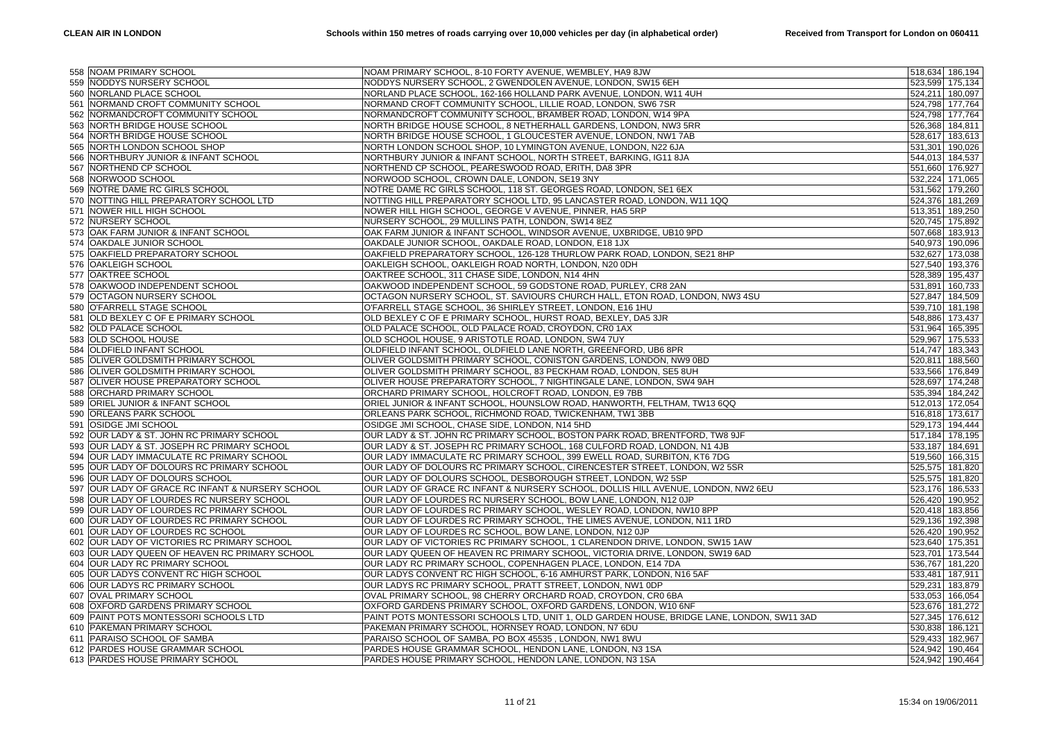| | | | | |
|---|---|---|---|---|
| 558 | NOAM PRIMARY SCHOOL | NOAM PRIMARY SCHOOL, 8-10 FORTY AVENUE, WEMBLEY, HA9 8JW | 518,634 | 186,194 |
| 559 | NODDYS NURSERY SCHOOL | NODDYS NURSERY SCHOOL, 2 GWENDOLEN AVENUE, LONDON, SW15 6EH | 523,599 | 175,134 |
| 560 | NORLAND PLACE SCHOOL | NORLAND PLACE SCHOOL, 162-166 HOLLAND PARK AVENUE, LONDON, W11 4UH | 524,211 | 180,097 |
| 561 | NORMAND CROFT COMMUNITY SCHOOL | NORMAND CROFT COMMUNITY SCHOOL, LILLIE ROAD, LONDON, SW6 7SR | 524,798 | 177,764 |
| 562 | NORMANDCROFT COMMUNITY SCHOOL | NORMANDCROFT COMMUNITY SCHOOL, BRAMBER ROAD, LONDON, W14 9PA | 524,798 | 177,764 |
| 563 | NORTH BRIDGE HOUSE SCHOOL | NORTH BRIDGE HOUSE SCHOOL, 8 NETHERHALL GARDENS, LONDON, NW3 5RR | 526,368 | 184,811 |
| 564 | NORTH BRIDGE HOUSE SCHOOL | NORTH BRIDGE HOUSE SCHOOL, 1 GLOUCESTER AVENUE, LONDON, NW1 7AB | 528,617 | 183,613 |
| 565 | NORTH LONDON SCHOOL SHOP | NORTH LONDON SCHOOL SHOP, 10 LYMINGTON AVENUE, LONDON, N22 6JA | 531,301 | 190,026 |
| 566 | NORTHBURY JUNIOR & INFANT SCHOOL | NORTHBURY JUNIOR & INFANT SCHOOL, NORTH STREET, BARKING, IG11 8JA | 544,013 | 184,537 |
| 567 | NORTHEND CP SCHOOL | NORTHEND CP SCHOOL, PEARESWOOD ROAD, ERITH, DA8 3PR | 551,660 | 176,927 |
| 568 | NORWOOD SCHOOL | NORWOOD SCHOOL, CROWN DALE, LONDON, SE19 3NY | 532,224 | 171,065 |
| 569 | NOTRE DAME RC GIRLS SCHOOL | NOTRE DAME RC GIRLS SCHOOL, 118 ST. GEORGES ROAD, LONDON, SE1 6EX | 531,562 | 179,260 |
| 570 | NOTTING HILL PREPARATORY SCHOOL LTD | NOTTING HILL PREPARATORY SCHOOL LTD, 95 LANCASTER ROAD, LONDON, W11 1QQ | 524,376 | 181,269 |
| 571 | NOWER HILL HIGH SCHOOL | NOWER HILL HIGH SCHOOL, GEORGE V AVENUE, PINNER, HA5 5RP | 513,351 | 189,250 |
| 572 | NURSERY SCHOOL | NURSERY SCHOOL, 29 MULLINS PATH, LONDON, SW14 8EZ | 520,745 | 175,892 |
| 573 | OAK FARM JUNIOR & INFANT SCHOOL | OAK FARM JUNIOR & INFANT SCHOOL, WINDSOR AVENUE, UXBRIDGE, UB10 9PD | 507,668 | 183,913 |
| 574 | OAKDALE JUNIOR SCHOOL | OAKDALE JUNIOR SCHOOL, OAKDALE ROAD, LONDON, E18 1JX | 540,973 | 190,096 |
| 575 | OAKFIELD PREPARATORY SCHOOL | OAKFIELD PREPARATORY SCHOOL, 126-128 THURLOW PARK ROAD, LONDON, SE21 8HP | 532,627 | 173,038 |
| 576 | OAKLEIGH SCHOOL | OAKLEIGH SCHOOL, OAKLEIGH ROAD NORTH, LONDON, N20 0DH | 527,540 | 193,376 |
| 577 | OAKTREE SCHOOL | OAKTREE SCHOOL, 311 CHASE SIDE, LONDON, N14 4HN | 528,389 | 195,437 |
| 578 | OAKWOOD INDEPENDENT SCHOOL | OAKWOOD INDEPENDENT SCHOOL, 59 GODSTONE ROAD, PURLEY, CR8 2AN | 531,891 | 160,733 |
| 579 | OCTAGON NURSERY SCHOOL | OCTAGON NURSERY SCHOOL, ST. SAVIOURS CHURCH HALL, ETON ROAD, LONDON, NW3 4SU | 527,847 | 184,509 |
| 580 | O'FARRELL STAGE SCHOOL | O'FARRELL STAGE SCHOOL, 36 SHIRLEY STREET, LONDON, E16 1HU | 539,710 | 181,198 |
| 581 | OLD BEXLEY C OF E PRIMARY SCHOOL | OLD BEXLEY C OF E PRIMARY SCHOOL, HURST ROAD, BEXLEY, DA5 3JR | 548,886 | 173,437 |
| 582 | OLD PALACE SCHOOL | OLD PALACE SCHOOL, OLD PALACE ROAD, CROYDON, CR0 1AX | 531,964 | 165,395 |
| 583 | OLD SCHOOL HOUSE | OLD SCHOOL HOUSE, 9 ARISTOTLE ROAD, LONDON, SW4 7UY | 529,967 | 175,533 |
| 584 | OLDFIELD INFANT SCHOOL | OLDFIELD INFANT SCHOOL, OLDFIELD LANE NORTH, GREENFORD, UB6 8PR | 514,747 | 183,343 |
| 585 | OLIVER GOLDSMITH PRIMARY SCHOOL | OLIVER GOLDSMITH PRIMARY SCHOOL, CONISTON GARDENS, LONDON, NW9 0BD | 520,811 | 188,560 |
| 586 | OLIVER GOLDSMITH PRIMARY SCHOOL | OLIVER GOLDSMITH PRIMARY SCHOOL, 83 PECKHAM ROAD, LONDON, SE5 8UH | 533,566 | 176,849 |
| 587 | OLIVER HOUSE PREPARATORY SCHOOL | OLIVER HOUSE PREPARATORY SCHOOL, 7 NIGHTINGALE LANE, LONDON, SW4 9AH | 528,697 | 174,248 |
| 588 | ORCHARD PRIMARY SCHOOL | ORCHARD PRIMARY SCHOOL, HOLCROFT ROAD, LONDON, E9 7BB | 535,394 | 184,242 |
| 589 | ORIEL JUNIOR & INFANT SCHOOL | ORIEL JUNIOR & INFANT SCHOOL, HOUNSLOW ROAD, HANWORTH, FELTHAM, TW13 6QQ | 512,013 | 172,054 |
| 590 | ORLEANS PARK SCHOOL | ORLEANS PARK SCHOOL, RICHMOND ROAD, TWICKENHAM, TW1 3BB | 516,818 | 173,617 |
| 591 | OSIDGE JMI SCHOOL | OSIDGE JMI SCHOOL, CHASE SIDE, LONDON, N14 5HD | 529,173 | 194,444 |
| 592 | OUR LADY & ST. JOHN RC PRIMARY SCHOOL | OUR LADY & ST. JOHN RC PRIMARY SCHOOL, BOSTON PARK ROAD, BRENTFORD, TW8 9JF | 517,184 | 178,195 |
| 593 | OUR LADY & ST. JOSEPH RC PRIMARY SCHOOL | OUR LADY & ST. JOSEPH RC PRIMARY SCHOOL, 168 CULFORD ROAD, LONDON, N1 4JB | 533,187 | 184,691 |
| 594 | OUR LADY IMMACULATE RC PRIMARY SCHOOL | OUR LADY IMMACULATE RC PRIMARY SCHOOL, 399 EWELL ROAD, SURBITON, KT6 7DG | 519,560 | 166,315 |
| 595 | OUR LADY OF DOLOURS RC PRIMARY SCHOOL | OUR LADY OF DOLOURS RC PRIMARY SCHOOL, CIRENCESTER STREET, LONDON, W2 5SR | 525,575 | 181,820 |
| 596 | OUR LADY OF DOLOURS SCHOOL | OUR LADY OF DOLOURS SCHOOL, DESBOROUGH STREET, LONDON, W2 5SP | 525,575 | 181,820 |
| 597 | OUR LADY OF GRACE RC INFANT & NURSERY SCHOOL | OUR LADY OF GRACE RC INFANT & NURSERY SCHOOL, DOLLIS HILL AVENUE, LONDON, NW2 6EU | 523,176 | 186,533 |
| 598 | OUR LADY OF LOURDES RC NURSERY SCHOOL | OUR LADY OF LOURDES RC NURSERY SCHOOL, BOW LANE, LONDON, N12 0JP | 526,420 | 190,952 |
| 599 | OUR LADY OF LOURDES RC PRIMARY SCHOOL | OUR LADY OF LOURDES RC PRIMARY SCHOOL, WESLEY ROAD, LONDON, NW10 8PP | 520,418 | 183,856 |
| 600 | OUR LADY OF LOURDES RC PRIMARY SCHOOL | OUR LADY OF LOURDES RC PRIMARY SCHOOL, THE LIMES AVENUE, LONDON, N11 1RD | 529,136 | 192,398 |
| 601 | OUR LADY OF LOURDES RC SCHOOL | OUR LADY OF LOURDES RC SCHOOL, BOW LANE, LONDON, N12 0JP | 526,420 | 190,952 |
| 602 | OUR LADY OF VICTORIES RC PRIMARY SCHOOL | OUR LADY OF VICTORIES RC PRIMARY SCHOOL, 1 CLARENDON DRIVE, LONDON, SW15 1AW | 523,640 | 175,351 |
| 603 | OUR LADY QUEEN OF HEAVEN RC PRIMARY SCHOOL | OUR LADY QUEEN OF HEAVEN RC PRIMARY SCHOOL, VICTORIA DRIVE, LONDON, SW19 6AD | 523,701 | 173,544 |
| 604 | OUR LADY RC PRIMARY SCHOOL | OUR LADY RC PRIMARY SCHOOL, COPENHAGEN PLACE, LONDON, E14 7DA | 536,767 | 181,220 |
| 605 | OUR LADYS CONVENT RC HIGH SCHOOL | OUR LADYS CONVENT RC HIGH SCHOOL, 6-16 AMHURST PARK, LONDON, N16 5AF | 533,481 | 187,911 |
| 606 | OUR LADYS RC PRIMARY SCHOOL | OUR LADYS RC PRIMARY SCHOOL, PRATT STREET, LONDON, NW1 0DP | 529,231 | 183,879 |
| 607 | OVAL PRIMARY SCHOOL | OVAL PRIMARY SCHOOL, 98 CHERRY ORCHARD ROAD, CROYDON, CR0 6BA | 533,053 | 166,054 |
| 608 | OXFORD GARDENS PRIMARY SCHOOL | OXFORD GARDENS PRIMARY SCHOOL, OXFORD GARDENS, LONDON, W10 6NF | 523,676 | 181,272 |
| 609 | PAINT POTS MONTESSORI SCHOOLS LTD | PAINT POTS MONTESSORI SCHOOLS LTD, UNIT 1, OLD GARDEN HOUSE, BRIDGE LANE, LONDON, SW11 3AD | 527,345 | 176,612 |
| 610 | PAKEMAN PRIMARY SCHOOL | PAKEMAN PRIMARY SCHOOL, HORNSEY ROAD, LONDON, N7 6DU | 530,838 | 186,121 |
| 611 | PARAISO SCHOOL OF SAMBA | PARAISO SCHOOL OF SAMBA, PO BOX 45535 , LONDON, NW1 8WU | 529,433 | 182,967 |
| 612 | PARDES HOUSE GRAMMAR SCHOOL | PARDES HOUSE GRAMMAR SCHOOL, HENDON LANE, LONDON, N3 1SA | 524,942 | 190,464 |
| 613 | PARDES HOUSE PRIMARY SCHOOL | PARDES HOUSE PRIMARY SCHOOL, HENDON LANE, LONDON, N3 1SA | 524,942 | 190,464 |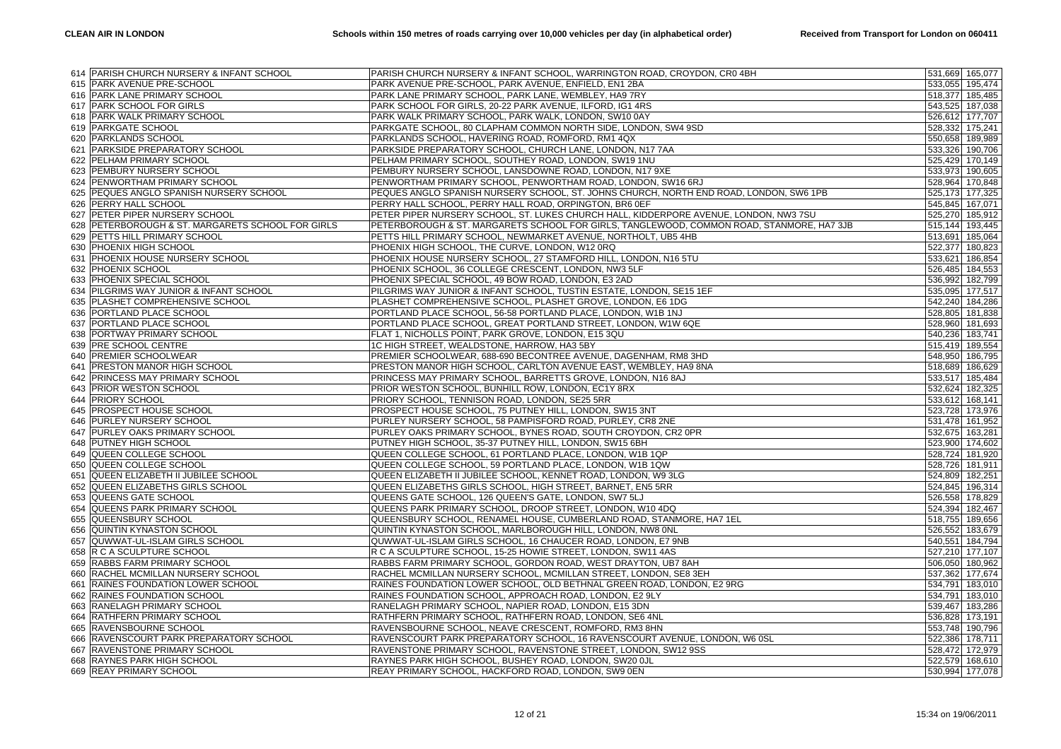| | | | | |
|---|---|---|---|---|
| 614 | PARISH CHURCH NURSERY & INFANT SCHOOL | PARISH CHURCH NURSERY & INFANT SCHOOL, WARRINGTON ROAD, CROYDON, CR0 4BH | 531,669 | 165,077 |
| 615 | PARK AVENUE PRE-SCHOOL | PARK AVENUE PRE-SCHOOL, PARK AVENUE, ENFIELD, EN1 2BA | 533,055 | 195,474 |
| 616 | PARK LANE PRIMARY SCHOOL | PARK LANE PRIMARY SCHOOL, PARK LANE, WEMBLEY, HA9 7RY | 518,377 | 185,485 |
| 617 | PARK SCHOOL FOR GIRLS | PARK SCHOOL FOR GIRLS, 20-22 PARK AVENUE, ILFORD, IG1 4RS | 543,525 | 187,038 |
| 618 | PARK WALK PRIMARY SCHOOL | PARK WALK PRIMARY SCHOOL, PARK WALK, LONDON, SW10 0AY | 526,612 | 177,707 |
| 619 | PARKGATE SCHOOL | PARKGATE SCHOOL, 80 CLAPHAM COMMON NORTH SIDE, LONDON, SW4 9SD | 528,332 | 175,241 |
| 620 | PARKLANDS SCHOOL | PARKLANDS SCHOOL, HAVERING ROAD, ROMFORD, RM1 4QX | 550,658 | 189,989 |
| 621 | PARKSIDE PREPARATORY SCHOOL | PARKSIDE PREPARATORY SCHOOL, CHURCH LANE, LONDON, N17 7AA | 533,326 | 190,706 |
| 622 | PELHAM PRIMARY SCHOOL | PELHAM PRIMARY SCHOOL, SOUTHEY ROAD, LONDON, SW19 1NU | 525,429 | 170,149 |
| 623 | PEMBURY NURSERY SCHOOL | PEMBURY NURSERY SCHOOL, LANSDOWNE ROAD, LONDON, N17 9XE | 533,973 | 190,605 |
| 624 | PENWORTHAM PRIMARY SCHOOL | PENWORTHAM PRIMARY SCHOOL, PENWORTHAM ROAD, LONDON, SW16 6RJ | 528,964 | 170,848 |
| 625 | PEQUES ANGLO SPANISH NURSERY SCHOOL | PEQUES ANGLO SPANISH NURSERY SCHOOL, ST. JOHNS CHURCH, NORTH END ROAD, LONDON, SW6 1PB | 525,173 | 177,325 |
| 626 | PERRY HALL SCHOOL | PERRY HALL SCHOOL, PERRY HALL ROAD, ORPINGTON, BR6 0EF | 545,845 | 167,071 |
| 627 | PETER PIPER NURSERY SCHOOL | PETER PIPER NURSERY SCHOOL, ST. LUKES CHURCH HALL, KIDDERPORE AVENUE, LONDON, NW3 7SU | 525,270 | 185,912 |
| 628 | PETERBOROUGH & ST. MARGARETS SCHOOL FOR GIRLS | PETERBOROUGH & ST. MARGARETS SCHOOL FOR GIRLS, TANGLEWOOD, COMMON ROAD, STANMORE, HA7 3JB | 515,144 | 193,445 |
| 629 | PETTS HILL PRIMARY SCHOOL | PETTS HILL PRIMARY SCHOOL, NEWMARKET AVENUE, NORTHOLT, UB5 4HB | 513,691 | 185,064 |
| 630 | PHOENIX HIGH SCHOOL | PHOENIX HIGH SCHOOL, THE CURVE, LONDON, W12 0RQ | 522,377 | 180,823 |
| 631 | PHOENIX HOUSE NURSERY SCHOOL | PHOENIX HOUSE NURSERY SCHOOL, 27 STAMFORD HILL, LONDON, N16 5TU | 533,621 | 186,854 |
| 632 | PHOENIX SCHOOL | PHOENIX SCHOOL, 36 COLLEGE CRESCENT, LONDON, NW3 5LF | 526,485 | 184,553 |
| 633 | PHOENIX SPECIAL SCHOOL | PHOENIX SPECIAL SCHOOL, 49 BOW ROAD, LONDON, E3 2AD | 536,992 | 182,799 |
| 634 | PILGRIMS WAY JUNIOR & INFANT SCHOOL | PILGRIMS WAY JUNIOR & INFANT SCHOOL, TUSTIN ESTATE, LONDON, SE15 1EF | 535,095 | 177,517 |
| 635 | PLASHET COMPREHENSIVE SCHOOL | PLASHET COMPREHENSIVE SCHOOL, PLASHET GROVE, LONDON, E6 1DG | 542,240 | 184,286 |
| 636 | PORTLAND PLACE SCHOOL | PORTLAND PLACE SCHOOL, 56-58 PORTLAND PLACE, LONDON, W1B 1NJ | 528,805 | 181,838 |
| 637 | PORTLAND PLACE SCHOOL | PORTLAND PLACE SCHOOL, GREAT PORTLAND STREET, LONDON, W1W 6QE | 528,960 | 181,693 |
| 638 | PORTWAY PRIMARY SCHOOL | FLAT 1, NICHOLLS POINT, PARK GROVE, LONDON, E15 3QU | 540,236 | 183,741 |
| 639 | PRE SCHOOL CENTRE | 1C HIGH STREET, WEALDSTONE, HARROW, HA3 5BY | 515,419 | 189,554 |
| 640 | PREMIER SCHOOLWEAR | PREMIER SCHOOLWEAR, 688-690 BECONTREE AVENUE, DAGENHAM, RM8 3HD | 548,950 | 186,795 |
| 641 | PRESTON MANOR HIGH SCHOOL | PRESTON MANOR HIGH SCHOOL, CARLTON AVENUE EAST, WEMBLEY, HA9 8NA | 518,689 | 186,629 |
| 642 | PRINCESS MAY PRIMARY SCHOOL | PRINCESS MAY PRIMARY SCHOOL, BARRETTS GROVE, LONDON, N16 8AJ | 533,517 | 185,484 |
| 643 | PRIOR WESTON SCHOOL | PRIOR WESTON SCHOOL, BUNHILL ROW, LONDON, EC1Y 8RX | 532,624 | 182,325 |
| 644 | PRIORY SCHOOL | PRIORY SCHOOL, TENNISON ROAD, LONDON, SE25 5RR | 533,612 | 168,141 |
| 645 | PROSPECT HOUSE SCHOOL | PROSPECT HOUSE SCHOOL, 75 PUTNEY HILL, LONDON, SW15 3NT | 523,728 | 173,976 |
| 646 | PURLEY NURSERY SCHOOL | PURLEY NURSERY SCHOOL, 58 PAMPISFORD ROAD, PURLEY, CR8 2NE | 531,478 | 161,952 |
| 647 | PURLEY OAKS PRIMARY SCHOOL | PURLEY OAKS PRIMARY SCHOOL, BYNES ROAD, SOUTH CROYDON, CR2 0PR | 532,675 | 163,281 |
| 648 | PUTNEY HIGH SCHOOL | PUTNEY HIGH SCHOOL, 35-37 PUTNEY HILL, LONDON, SW15 6BH | 523,900 | 174,602 |
| 649 | QUEEN COLLEGE SCHOOL | QUEEN COLLEGE SCHOOL, 61 PORTLAND PLACE, LONDON, W1B 1QP | 528,724 | 181,920 |
| 650 | QUEEN COLLEGE SCHOOL | QUEEN COLLEGE SCHOOL, 59 PORTLAND PLACE, LONDON, W1B 1QW | 528,726 | 181,911 |
| 651 | QUEEN ELIZABETH II JUBILEE SCHOOL | QUEEN ELIZABETH II JUBILEE SCHOOL, KENNET ROAD, LONDON, W9 3LG | 524,809 | 182,251 |
| 652 | QUEEN ELIZABETHS GIRLS SCHOOL | QUEEN ELIZABETHS GIRLS SCHOOL, HIGH STREET, BARNET, EN5 5RR | 524,845 | 196,314 |
| 653 | QUEENS GATE SCHOOL | QUEENS GATE SCHOOL, 126 QUEEN'S GATE, LONDON, SW7 5LJ | 526,558 | 178,829 |
| 654 | QUEENS PARK PRIMARY SCHOOL | QUEENS PARK PRIMARY SCHOOL, DROOP STREET, LONDON, W10 4DQ | 524,394 | 182,467 |
| 655 | QUEENSBURY SCHOOL | QUEENSBURY SCHOOL, RENAMEL HOUSE, CUMBERLAND ROAD, STANMORE, HA7 1EL | 518,755 | 189,656 |
| 656 | QUINTIN KYNASTON SCHOOL | QUINTIN KYNASTON SCHOOL, MARLBOROUGH HILL, LONDON, NW8 0NL | 526,552 | 183,679 |
| 657 | QUWWAT-UL-ISLAM GIRLS SCHOOL | QUWWAT-UL-ISLAM GIRLS SCHOOL, 16 CHAUCER ROAD, LONDON, E7 9NB | 540,551 | 184,794 |
| 658 | R C A SCULPTURE SCHOOL | R C A SCULPTURE SCHOOL, 15-25 HOWIE STREET, LONDON, SW11 4AS | 527,210 | 177,107 |
| 659 | RABBS FARM PRIMARY SCHOOL | RABBS FARM PRIMARY SCHOOL, GORDON ROAD, WEST DRAYTON, UB7 8AH | 506,050 | 180,962 |
| 660 | RACHEL MCMILLAN NURSERY SCHOOL | RACHEL MCMILLAN NURSERY SCHOOL, MCMILLAN STREET, LONDON, SE8 3EH | 537,362 | 177,674 |
| 661 | RAINES FOUNDATION LOWER SCHOOL | RAINES FOUNDATION LOWER SCHOOL, OLD BETHNAL GREEN ROAD, LONDON, E2 9RG | 534,791 | 183,010 |
| 662 | RAINES FOUNDATION SCHOOL | RAINES FOUNDATION SCHOOL, APPROACH ROAD, LONDON, E2 9LY | 534,791 | 183,010 |
| 663 | RANELAGH PRIMARY SCHOOL | RANELAGH PRIMARY SCHOOL, NAPIER ROAD, LONDON, E15 3DN | 539,467 | 183,286 |
| 664 | RATHFERN PRIMARY SCHOOL | RATHFERN PRIMARY SCHOOL, RATHFERN ROAD, LONDON, SE6 4NL | 536,828 | 173,191 |
| 665 | RAVENSBOURNE SCHOOL | RAVENSBOURNE SCHOOL, NEAVE CRESCENT, ROMFORD, RM3 8HN | 553,748 | 190,796 |
| 666 | RAVENSCOURT PARK PREPARATORY SCHOOL | RAVENSCOURT PARK PREPARATORY SCHOOL, 16 RAVENSCOURT AVENUE, LONDON, W6 0SL | 522,386 | 178,711 |
| 667 | RAVENSTONE PRIMARY SCHOOL | RAVENSTONE PRIMARY SCHOOL, RAVENSTONE STREET, LONDON, SW12 9SS | 528,472 | 172,979 |
| 668 | RAYNES PARK HIGH SCHOOL | RAYNES PARK HIGH SCHOOL, BUSHEY ROAD, LONDON, SW20 0JL | 522,579 | 168,610 |
| 669 | REAY PRIMARY SCHOOL | REAY PRIMARY SCHOOL, HACKFORD ROAD, LONDON, SW9 0EN | 530,994 | 177,078 |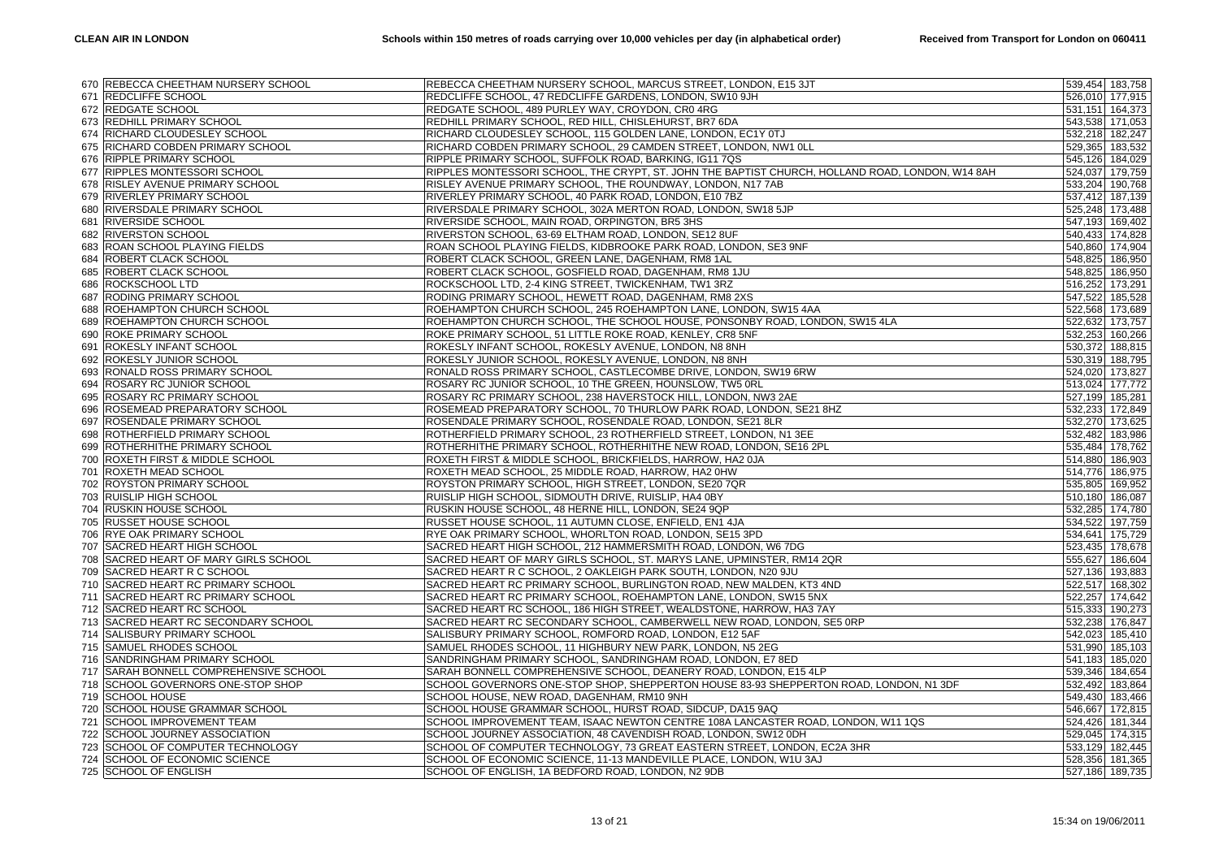| | | | | |
|---|---|---|---|---|
| 670 | REBECCA CHEETHAM NURSERY SCHOOL | REBECCA CHEETHAM NURSERY SCHOOL, MARCUS STREET, LONDON, E15 3JT | 539,454 | 183,758 |
| 671 | REDCLIFFE SCHOOL | REDCLIFFE SCHOOL, 47 REDCLIFFE GARDENS, LONDON, SW10 9JH | 526,010 | 177,915 |
| 672 | REDGATE SCHOOL | REDGATE SCHOOL, 489 PURLEY WAY, CROYDON, CR0 4RG | 531,151 | 164,373 |
| 673 | REDHILL PRIMARY SCHOOL | REDHILL PRIMARY SCHOOL, RED HILL, CHISLEHURST, BR7 6DA | 543,538 | 171,053 |
| 674 | RICHARD CLOUDESLEY SCHOOL | RICHARD CLOUDESLEY SCHOOL, 115 GOLDEN LANE, LONDON, EC1Y 0TJ | 532,218 | 182,247 |
| 675 | RICHARD COBDEN PRIMARY SCHOOL | RICHARD COBDEN PRIMARY SCHOOL, 29 CAMDEN STREET, LONDON, NW1 0LL | 529,365 | 183,532 |
| 676 | RIPPLE PRIMARY SCHOOL | RIPPLE PRIMARY SCHOOL, SUFFOLK ROAD, BARKING, IG11 7QS | 545,126 | 184,029 |
| 677 | RIPPLES MONTESSORI SCHOOL | RIPPLES MONTESSORI SCHOOL, THE CRYPT, ST. JOHN THE BAPTIST CHURCH, HOLLAND ROAD, LONDON, W14 8AH | 524,037 | 179,759 |
| 678 | RISLEY AVENUE PRIMARY SCHOOL | RISLEY AVENUE PRIMARY SCHOOL, THE ROUNDWAY, LONDON, N17 7AB | 533,204 | 190,768 |
| 679 | RIVERLEY PRIMARY SCHOOL | RIVERLEY PRIMARY SCHOOL, 40 PARK ROAD, LONDON, E10 7BZ | 537,412 | 187,139 |
| 680 | RIVERSDALE PRIMARY SCHOOL | RIVERSDALE PRIMARY SCHOOL, 302A MERTON ROAD, LONDON, SW18 5JP | 525,248 | 173,488 |
| 681 | RIVERSIDE SCHOOL | RIVERSIDE SCHOOL, MAIN ROAD, ORPINGTON, BR5 3HS | 547,193 | 169,402 |
| 682 | RIVERSTON SCHOOL | RIVERSTON SCHOOL, 63-69 ELTHAM ROAD, LONDON, SE12 8UF | 540,433 | 174,828 |
| 683 | ROAN SCHOOL PLAYING FIELDS | ROAN SCHOOL PLAYING FIELDS, KIDBROOKE PARK ROAD, LONDON, SE3 9NF | 540,860 | 174,904 |
| 684 | ROBERT CLACK SCHOOL | ROBERT CLACK SCHOOL, GREEN LANE, DAGENHAM, RM8 1AL | 548,825 | 186,950 |
| 685 | ROBERT CLACK SCHOOL | ROBERT CLACK SCHOOL, GOSFIELD ROAD, DAGENHAM, RM8 1JU | 548,825 | 186,950 |
| 686 | ROCKSCHOOL LTD | ROCKSCHOOL LTD, 2-4 KING STREET, TWICKENHAM, TW1 3RZ | 516,252 | 173,291 |
| 687 | RODING PRIMARY SCHOOL | RODING PRIMARY SCHOOL, HEWETT ROAD, DAGENHAM, RM8 2XS | 547,522 | 185,528 |
| 688 | ROEHAMPTON CHURCH SCHOOL | ROEHAMPTON CHURCH SCHOOL, 245 ROEHAMPTON LANE, LONDON, SW15 4AA | 522,568 | 173,689 |
| 689 | ROEHAMPTON CHURCH SCHOOL | ROEHAMPTON CHURCH SCHOOL, THE SCHOOL HOUSE, PONSONBY ROAD, LONDON, SW15 4LA | 522,632 | 173,757 |
| 690 | ROKE PRIMARY SCHOOL | ROKE PRIMARY SCHOOL, 51 LITTLE ROKE ROAD, KENLEY, CR8 5NF | 532,253 | 160,266 |
| 691 | ROKESLY INFANT SCHOOL | ROKESLY INFANT SCHOOL, ROKESLY AVENUE, LONDON, N8 8NH | 530,372 | 188,815 |
| 692 | ROKESLY JUNIOR SCHOOL | ROKESLY JUNIOR SCHOOL, ROKESLY AVENUE, LONDON, N8 8NH | 530,319 | 188,795 |
| 693 | RONALD ROSS PRIMARY SCHOOL | RONALD ROSS PRIMARY SCHOOL, CASTLECOMBE DRIVE, LONDON, SW19 6RW | 524,020 | 173,827 |
| 694 | ROSARY RC JUNIOR SCHOOL | ROSARY RC JUNIOR SCHOOL, 10 THE GREEN, HOUNSLOW, TW5 0RL | 513,024 | 177,772 |
| 695 | ROSARY RC PRIMARY SCHOOL | ROSARY RC PRIMARY SCHOOL, 238 HAVERSTOCK HILL, LONDON, NW3 2AE | 527,199 | 185,281 |
| 696 | ROSEMEAD PREPARATORY SCHOOL | ROSEMEAD PREPARATORY SCHOOL, 70 THURLOW PARK ROAD, LONDON, SE21 8HZ | 532,233 | 172,849 |
| 697 | ROSENDALE PRIMARY SCHOOL | ROSENDALE PRIMARY SCHOOL, ROSENDALE ROAD, LONDON, SE21 8LR | 532,270 | 173,625 |
| 698 | ROTHERFIELD PRIMARY SCHOOL | ROTHERFIELD PRIMARY SCHOOL, 23 ROTHERFIELD STREET, LONDON, N1 3EE | 532,482 | 183,986 |
| 699 | ROTHERHITHE PRIMARY SCHOOL | ROTHERHITHE PRIMARY SCHOOL, ROTHERHITHE NEW ROAD, LONDON, SE16 2PL | 535,484 | 178,762 |
| 700 | ROXETH FIRST & MIDDLE SCHOOL | ROXETH FIRST & MIDDLE SCHOOL, BRICKFIELDS, HARROW, HA2 0JA | 514,880 | 186,903 |
| 701 | ROXETH MEAD SCHOOL | ROXETH MEAD SCHOOL, 25 MIDDLE ROAD, HARROW, HA2 0HW | 514,776 | 186,975 |
| 702 | ROYSTON PRIMARY SCHOOL | ROYSTON PRIMARY SCHOOL, HIGH STREET, LONDON, SE20 7QR | 535,805 | 169,952 |
| 703 | RUISLIP HIGH SCHOOL | RUISLIP HIGH SCHOOL, SIDMOUTH DRIVE, RUISLIP, HA4 0BY | 510,180 | 186,087 |
| 704 | RUSKIN HOUSE SCHOOL | RUSKIN HOUSE SCHOOL, 48 HERNE HILL, LONDON, SE24 9QP | 532,285 | 174,780 |
| 705 | RUSSET HOUSE SCHOOL | RUSSET HOUSE SCHOOL, 11 AUTUMN CLOSE, ENFIELD, EN1 4JA | 534,522 | 197,759 |
| 706 | RYE OAK PRIMARY SCHOOL | RYE OAK PRIMARY SCHOOL, WHORLTON ROAD, LONDON, SE15 3PD | 534,641 | 175,729 |
| 707 | SACRED HEART HIGH SCHOOL | SACRED HEART HIGH SCHOOL, 212 HAMMERSMITH ROAD, LONDON, W6 7DG | 523,435 | 178,678 |
| 708 | SACRED HEART OF MARY GIRLS SCHOOL | SACRED HEART OF MARY GIRLS SCHOOL, ST. MARYS LANE, UPMINSTER, RM14 2QR | 555,627 | 186,604 |
| 709 | SACRED HEART R C SCHOOL | SACRED HEART R C SCHOOL, 2 OAKLEIGH PARK SOUTH, LONDON, N20 9JU | 527,136 | 193,883 |
| 710 | SACRED HEART RC PRIMARY SCHOOL | SACRED HEART RC PRIMARY SCHOOL, BURLINGTON ROAD, NEW MALDEN, KT3 4ND | 522,517 | 168,302 |
| 711 | SACRED HEART RC PRIMARY SCHOOL | SACRED HEART RC PRIMARY SCHOOL, ROEHAMPTON LANE, LONDON, SW15 5NX | 522,257 | 174,642 |
| 712 | SACRED HEART RC SCHOOL | SACRED HEART RC SCHOOL, 186 HIGH STREET, WEALDSTONE, HARROW, HA3 7AY | 515,333 | 190,273 |
| 713 | SACRED HEART RC SECONDARY SCHOOL | SACRED HEART RC SECONDARY SCHOOL, CAMBERWELL NEW ROAD, LONDON, SE5 0RP | 532,238 | 176,847 |
| 714 | SALISBURY PRIMARY SCHOOL | SALISBURY PRIMARY SCHOOL, ROMFORD ROAD, LONDON, E12 5AF | 542,023 | 185,410 |
| 715 | SAMUEL RHODES SCHOOL | SAMUEL RHODES SCHOOL, 11 HIGHBURY NEW PARK, LONDON, N5 2EG | 531,990 | 185,103 |
| 716 | SANDRINGHAM PRIMARY SCHOOL | SANDRINGHAM PRIMARY SCHOOL, SANDRINGHAM ROAD, LONDON, E7 8ED | 541,183 | 185,020 |
| 717 | SARAH BONNELL COMPREHENSIVE SCHOOL | SARAH BONNELL COMPREHENSIVE SCHOOL, DEANERY ROAD, LONDON, E15 4LP | 539,346 | 184,654 |
| 718 | SCHOOL GOVERNORS ONE-STOP SHOP | SCHOOL GOVERNORS ONE-STOP SHOP, SHEPPERTON HOUSE 83-93 SHEPPERTON ROAD, LONDON, N1 3DF | 532,492 | 183,864 |
| 719 | SCHOOL HOUSE | SCHOOL HOUSE, NEW ROAD, DAGENHAM, RM10 9NH | 549,430 | 183,466 |
| 720 | SCHOOL HOUSE GRAMMAR SCHOOL | SCHOOL HOUSE GRAMMAR SCHOOL, HURST ROAD, SIDCUP, DA15 9AQ | 546,667 | 172,815 |
| 721 | SCHOOL IMPROVEMENT TEAM | SCHOOL IMPROVEMENT TEAM, ISAAC NEWTON CENTRE 108A LANCASTER ROAD, LONDON, W11 1QS | 524,426 | 181,344 |
| 722 | SCHOOL JOURNEY ASSOCIATION | SCHOOL JOURNEY ASSOCIATION, 48 CAVENDISH ROAD, LONDON, SW12 0DH | 529,045 | 174,315 |
| 723 | SCHOOL OF COMPUTER TECHNOLOGY | SCHOOL OF COMPUTER TECHNOLOGY, 73 GREAT EASTERN STREET, LONDON, EC2A 3HR | 533,129 | 182,445 |
| 724 | SCHOOL OF ECONOMIC SCIENCE | SCHOOL OF ECONOMIC SCIENCE, 11-13 MANDEVILLE PLACE, LONDON, W1U 3AJ | 528,356 | 181,365 |
| 725 | SCHOOL OF ENGLISH | SCHOOL OF ENGLISH, 1A BEDFORD ROAD, LONDON, N2 9DB | 527,186 | 189,735 |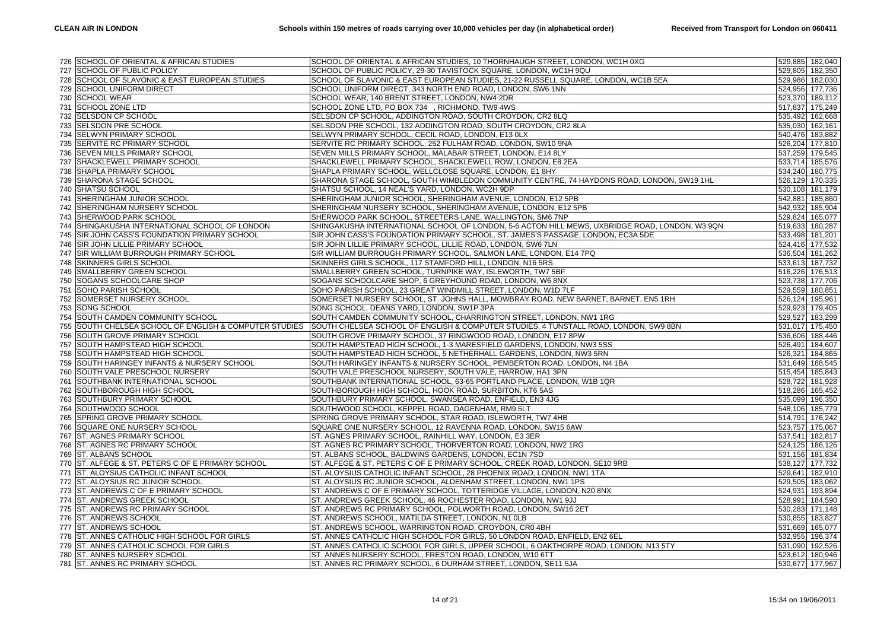| | | | | |
|---|---|---|---|---|
| 726 | SCHOOL OF ORIENTAL & AFRICAN STUDIES | SCHOOL OF ORIENTAL & AFRICAN STUDIES, 10 THORNHAUGH STREET, LONDON, WC1H 0XG | 529,885 | 182,040 |
| 727 | SCHOOL OF PUBLIC POLICY | SCHOOL OF PUBLIC POLICY, 29-30 TAVISTOCK SQUARE, LONDON, WC1H 9QU | 529,805 | 182,350 |
| 728 | SCHOOL OF SLAVONIC & EAST EUROPEAN STUDIES | SCHOOL OF SLAVONIC & EAST EUROPEAN STUDIES, 21-22 RUSSELL SQUARE, LONDON, WC1B 5EA | 529,986 | 182,030 |
| 729 | SCHOOL UNIFORM DIRECT | SCHOOL UNIFORM DIRECT, 343 NORTH END ROAD, LONDON, SW6 1NN | 524,956 | 177,736 |
| 730 | SCHOOL WEAR | SCHOOL WEAR, 140 BRENT STREET, LONDON, NW4 2DR | 523,370 | 189,112 |
| 731 | SCHOOL ZONE LTD | SCHOOL ZONE LTD, PO BOX 734 , RICHMOND, TW9 4WS | 517,837 | 175,249 |
| 732 | SELSDON CP SCHOOL | SELSDON CP SCHOOL, ADDINGTON ROAD, SOUTH CROYDON, CR2 8LQ | 535,492 | 162,668 |
| 733 | SELSDON PRE SCHOOL | SELSDON PRE SCHOOL, 132 ADDINGTON ROAD, SOUTH CROYDON, CR2 8LA | 535,030 | 162,161 |
| 734 | SELWYN PRIMARY SCHOOL | SELWYN PRIMARY SCHOOL, CECIL ROAD, LONDON, E13 0LX | 540,476 | 183,882 |
| 735 | SERVITE RC PRIMARY SCHOOL | SERVITE RC PRIMARY SCHOOL, 252 FULHAM ROAD, LONDON, SW10 9NA | 526,204 | 177,810 |
| 736 | SEVEN MILLS PRIMARY SCHOOL | SEVEN MILLS PRIMARY SCHOOL, MALABAR STREET, LONDON, E14 8LY | 537,259 | 179,545 |
| 737 | SHACKLEWELL PRIMARY SCHOOL | SHACKLEWELL PRIMARY SCHOOL, SHACKLEWELL ROW, LONDON, E8 2EA | 533,714 | 185,576 |
| 738 | SHAPLA PRIMARY SCHOOL | SHAPLA PRIMARY SCHOOL, WELLCLOSE SQUARE, LONDON, E1 8HY | 534,240 | 180,775 |
| 739 | SHARONA STAGE SCHOOL | SHARONA STAGE SCHOOL, SOUTH WIMBLEDON COMMUNITY CENTRE, 74 HAYDONS ROAD, LONDON, SW19 1HL | 526,129 | 170,335 |
| 740 | SHATSU SCHOOL | SHATSU SCHOOL, 14 NEAL'S YARD, LONDON, WC2H 9DP | 530,108 | 181,179 |
| 741 | SHERINGHAM JUNIOR SCHOOL | SHERINGHAM JUNIOR SCHOOL, SHERINGHAM AVENUE, LONDON, E12 5PB | 542,881 | 185,860 |
| 742 | SHERINGHAM NURSERY SCHOOL | SHERINGHAM NURSERY SCHOOL, SHERINGHAM AVENUE, LONDON, E12 5PB | 542,932 | 185,904 |
| 743 | SHERWOOD PARK SCHOOL | SHERWOOD PARK SCHOOL, STREETERS LANE, WALLINGTON, SM6 7NP | 529,824 | 165,077 |
| 744 | SHINGAKUSHA INTERNATIONAL SCHOOL OF LONDON | SHINGAKUSHA INTERNATIONAL SCHOOL OF LONDON, 5-6 ACTON HILL MEWS, UXBRIDGE ROAD, LONDON, W3 9QN | 519,633 | 180,287 |
| 745 | SIR JOHN CASS'S FOUNDATION PRIMARY SCHOOL | SIR JOHN CASS'S FOUNDATION PRIMARY SCHOOL, ST. JAMES'S PASSAGE, LONDON, EC3A 5DE | 533,498 | 181,201 |
| 746 | SIR JOHN LILLIE PRIMARY SCHOOL | SIR JOHN LILLIE PRIMARY SCHOOL, LILLIE ROAD, LONDON, SW6 7LN | 524,416 | 177,532 |
| 747 | SIR WILLIAM BURROUGH PRIMARY SCHOOL | SIR WILLIAM BURROUGH PRIMARY SCHOOL, SALMON LANE, LONDON, E14 7PQ | 536,504 | 181,262 |
| 748 | SKINNERS GIRLS SCHOOL | SKINNERS GIRLS SCHOOL, 117 STAMFORD HILL, LONDON, N16 5RS | 533,613 | 187,732 |
| 749 | SMALLBERRY GREEN SCHOOL | SMALLBERRY GREEN SCHOOL, TURNPIKE WAY, ISLEWORTH, TW7 5BF | 516,226 | 176,513 |
| 750 | SOGANS SCHOOLCARE SHOP | SOGANS SCHOOLCARE SHOP, 6 GREYHOUND ROAD, LONDON, W6 8NX | 523,738 | 177,706 |
| 751 | SOHO PARISH SCHOOL | SOHO PARISH SCHOOL, 23 GREAT WINDMILL STREET, LONDON, W1D 7LF | 529,559 | 180,851 |
| 752 | SOMERSET NURSERY SCHOOL | SOMERSET NURSERY SCHOOL, ST. JOHNS HALL, MOWBRAY ROAD, NEW BARNET, BARNET, EN5 1RH | 526,124 | 195,961 |
| 753 | SONG SCHOOL | SONG SCHOOL, DEANS YARD, LONDON, SW1P 3PA | 529,923 | 179,405 |
| 754 | SOUTH CAMDEN COMMUNITY SCHOOL | SOUTH CAMDEN COMMUNITY SCHOOL, CHARRINGTON STREET, LONDON, NW1 1RG | 529,527 | 183,299 |
| 755 | SOUTH CHELSEA SCHOOL OF ENGLISH & COMPUTER STUDIES | SOUTH CHELSEA SCHOOL OF ENGLISH & COMPUTER STUDIES, 4 TUNSTALL ROAD, LONDON, SW9 8BN | 531,017 | 175,450 |
| 756 | SOUTH GROVE PRIMARY SCHOOL | SOUTH GROVE PRIMARY SCHOOL, 37 RINGWOOD ROAD, LONDON, E17 8PW | 536,606 | 188,446 |
| 757 | SOUTH HAMPSTEAD HIGH SCHOOL | SOUTH HAMPSTEAD HIGH SCHOOL, 1-3 MARESFIELD GARDENS, LONDON, NW3 5SS | 526,491 | 184,607 |
| 758 | SOUTH HAMPSTEAD HIGH SCHOOL | SOUTH HAMPSTEAD HIGH SCHOOL, 5 NETHERHALL GARDENS, LONDON, NW3 5RN | 526,321 | 184,865 |
| 759 | SOUTH HARINGEY INFANTS & NURSERY SCHOOL | SOUTH HARINGEY INFANTS & NURSERY SCHOOL, PEMBERTON ROAD, LONDON, N4 1BA | 531,649 | 188,545 |
| 760 | SOUTH VALE PRESCHOOL NURSERY | SOUTH VALE PRESCHOOL NURSERY, SOUTH VALE, HARROW, HA1 3PN | 515,454 | 185,843 |
| 761 | SOUTHBANK INTERNATIONAL SCHOOL | SOUTHBANK INTERNATIONAL SCHOOL, 63-65 PORTLAND PLACE, LONDON, W1B 1QR | 528,722 | 181,928 |
| 762 | SOUTHBOROUGH HIGH SCHOOL | SOUTHBOROUGH HIGH SCHOOL, HOOK ROAD, SURBITON, KT6 5AS | 518,286 | 165,452 |
| 763 | SOUTHBURY PRIMARY SCHOOL | SOUTHBURY PRIMARY SCHOOL, SWANSEA ROAD, ENFIELD, EN3 4JG | 535,099 | 196,350 |
| 764 | SOUTHWOOD SCHOOL | SOUTHWOOD SCHOOL, KEPPEL ROAD, DAGENHAM, RM9 5LT | 548,106 | 185,779 |
| 765 | SPRING GROVE PRIMARY SCHOOL | SPRING GROVE PRIMARY SCHOOL, STAR ROAD, ISLEWORTH, TW7 4HB | 514,791 | 176,242 |
| 766 | SQUARE ONE NURSERY SCHOOL | SQUARE ONE NURSERY SCHOOL, 12 RAVENNA ROAD, LONDON, SW15 6AW | 523,757 | 175,067 |
| 767 | ST. AGNES PRIMARY SCHOOL | ST. AGNES PRIMARY SCHOOL, RAINHILL WAY, LONDON, E3 3ER | 537,541 | 182,817 |
| 768 | ST. AGNES RC PRIMARY SCHOOL | ST. AGNES RC PRIMARY SCHOOL, THORVERTON ROAD, LONDON, NW2 1RG | 524,125 | 186,126 |
| 769 | ST. ALBANS SCHOOL | ST. ALBANS SCHOOL, BALDWINS GARDENS, LONDON, EC1N 7SD | 531,156 | 181,834 |
| 770 | ST. ALFEGE & ST. PETERS C OF E PRIMARY SCHOOL | ST. ALFEGE & ST. PETERS C OF E PRIMARY SCHOOL, CREEK ROAD, LONDON, SE10 9RB | 538,127 | 177,732 |
| 771 | ST. ALOYSIUS CATHOLIC INFANT SCHOOL | ST. ALOYSIUS CATHOLIC INFANT SCHOOL, 28 PHOENIX ROAD, LONDON, NW1 1TA | 529,641 | 182,910 |
| 772 | ST. ALOYSIUS RC JUNIOR SCHOOL | ST. ALOYSIUS RC JUNIOR SCHOOL, ALDENHAM STREET, LONDON, NW1 1PS | 529,505 | 183,062 |
| 773 | ST. ANDREWS C OF E PRIMARY SCHOOL | ST. ANDREWS C OF E PRIMARY SCHOOL, TOTTERIDGE VILLAGE, LONDON, N20 8NX | 524,931 | 193,894 |
| 774 | ST. ANDREWS GREEK SCHOOL | ST. ANDREWS GREEK SCHOOL, 46 ROCHESTER ROAD, LONDON, NW1 9JJ | 528,991 | 184,590 |
| 775 | ST. ANDREWS RC PRIMARY SCHOOL | ST. ANDREWS RC PRIMARY SCHOOL, POLWORTH ROAD, LONDON, SW16 2ET | 530,283 | 171,148 |
| 776 | ST. ANDREWS SCHOOL | ST. ANDREWS SCHOOL, MATILDA STREET, LONDON, N1 0LB | 530,855 | 183,827 |
| 777 | ST. ANDREWS SCHOOL | ST. ANDREWS SCHOOL, WARRINGTON ROAD, CROYDON, CR0 4BH | 531,669 | 165,077 |
| 778 | ST. ANNES CATHOLIC HIGH SCHOOL FOR GIRLS | ST. ANNES CATHOLIC HIGH SCHOOL FOR GIRLS, 50 LONDON ROAD, ENFIELD, EN2 6EL | 532,955 | 196,374 |
| 779 | ST. ANNES CATHOLIC SCHOOL FOR GIRLS | ST. ANNES CATHOLIC SCHOOL FOR GIRLS, UPPER SCHOOL, 6 OAKTHORPE ROAD, LONDON, N13 5TY | 531,090 | 192,526 |
| 780 | ST. ANNES NURSERY SCHOOL | ST. ANNES NURSERY SCHOOL, FRESTON ROAD, LONDON, W10 6TT | 523,612 | 180,946 |
| 781 | ST. ANNES RC PRIMARY SCHOOL | ST. ANNES RC PRIMARY SCHOOL, 6 DURHAM STREET, LONDON, SE11 5JA | 530,677 | 177,967 |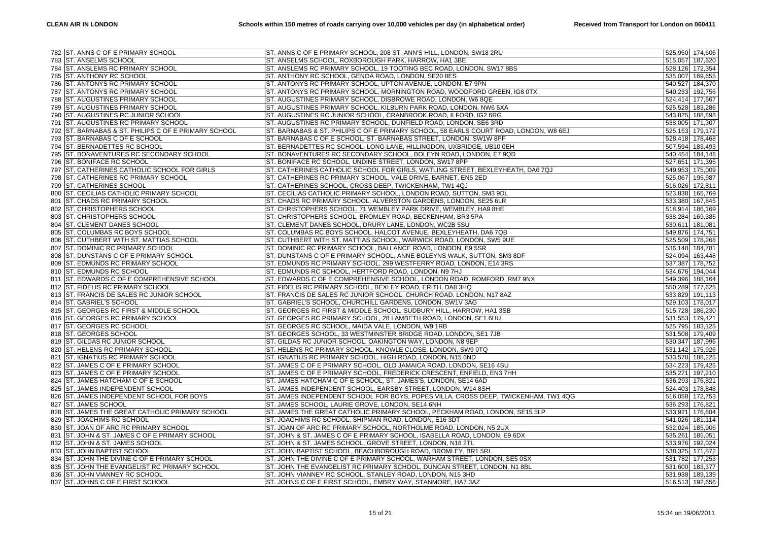| | | | | |
|---|---|---|---|---|
| 782 | ST. ANNS C OF E PRIMARY SCHOOL | ST. ANNS C OF E PRIMARY SCHOOL, 208 ST. ANN'S HILL, LONDON, SW18 2RU | 525,950 | 174,606 |
| 783 | ST. ANSELMS SCHOOL | ST. ANSELMS SCHOOL, ROXBOROUGH PARK, HARROW, HA1 3BE | 515,057 | 187,620 |
| 784 | ST. ANSLEMS RC PRIMARY SCHOOL | ST. ANSLEMS RC PRIMARY SCHOOL, 19 TOOTING BEC ROAD, LONDON, SW17 8BS | 528,126 | 172,354 |
| 785 | ST. ANTHONY RC SCHOOL | ST. ANTHONY RC SCHOOL, GENOA ROAD, LONDON, SE20 8ES | 535,007 | 169,655 |
| 786 | ST. ANTONYS RC PRIMARY SCHOOL | ST. ANTONYS RC PRIMARY SCHOOL, UPTON AVENUE, LONDON, E7 9PN | 540,527 | 184,370 |
| 787 | ST. ANTONYS RC PRIMARY SCHOOL | ST. ANTONYS RC PRIMARY SCHOOL, MORNINGTON ROAD, WOODFORD GREEN, IG8 0TX | 540,233 | 192,756 |
| 788 | ST. AUGUSTINES PRIMARY SCHOOL | ST. AUGUSTINES PRIMARY SCHOOL, DISBROWE ROAD, LONDON, W6 8QE | 524,414 | 177,667 |
| 789 | ST. AUGUSTINES PRIMARY SCHOOL | ST. AUGUSTINES PRIMARY SCHOOL, KILBURN PARK ROAD, LONDON, NW6 5XA | 525,528 | 183,286 |
| 790 | ST. AUGUSTINES RC JUNIOR SCHOOL | ST. AUGUSTINES RC JUNIOR SCHOOL, CRANBROOK ROAD, ILFORD, IG2 6RG | 543,825 | 188,898 |
| 791 | ST. AUGUSTINES RC PRIMARY SCHOOL | ST. AUGUSTINES RC PRIMARY SCHOOL, DUNFIELD ROAD, LONDON, SE6 3RD | 538,005 | 171,307 |
| 792 | ST. BARNABAS & ST. PHILIPS C OF E PRIMARY SCHOOL | ST. BARNABAS & ST. PHILIPS C OF E PRIMARY SCHOOL, 58 EARLS COURT ROAD, LONDON, W8 6EJ | 525,153 | 179,172 |
| 793 | ST. BARNABAS C OF E SCHOOL | ST. BARNABAS C OF E SCHOOL, ST. BARNABAS STREET, LONDON, SW1W 8PF | 528,418 | 178,468 |
| 794 | ST. BERNADETTES RC SCHOOL | ST. BERNADETTES RC SCHOOL, LONG LANE, HILLINGDON, UXBRIDGE, UB10 0EH | 507,594 | 183,493 |
| 795 | ST. BONAVENTURES RC SECONDARY SCHOOL | ST. BONAVENTURES RC SECONDARY SCHOOL, BOLEYN ROAD, LONDON, E7 9QD | 540,454 | 184,148 |
| 796 | ST. BONIFACE RC SCHOOL | ST. BONIFACE RC SCHOOL, UNDINE STREET, LONDON, SW17 8PP | 527,651 | 171,395 |
| 797 | ST. CATHERINES CATHOLIC SCHOOL FOR GIRLS | ST. CATHERINES CATHOLIC SCHOOL FOR GIRLS, WATLING STREET, BEXLEYHEATH, DA6 7QJ | 549,953 | 175,009 |
| 798 | ST. CATHERINES RC PRIMARY SCHOOL | ST. CATHERINES RC PRIMARY SCHOOL, VALE DRIVE, BARNET, EN5 2ED | 525,067 | 195,987 |
| 799 | ST. CATHERINES SCHOOL | ST. CATHERINES SCHOOL, CROSS DEEP, TWICKENHAM, TW1 4QJ | 516,026 | 172,811 |
| 800 | ST. CECILIAS CATHOLIC PRIMARY SCHOOL | ST. CECILIAS CATHOLIC PRIMARY SCHOOL, LONDON ROAD, SUTTON, SM3 9DL | 523,838 | 165,769 |
| 801 | ST. CHADS RC PRIMARY SCHOOL | ST. CHADS RC PRIMARY SCHOOL, ALVERSTON GARDENS, LONDON, SE25 6LR | 533,380 | 167,845 |
| 802 | ST. CHRISTOPHERS SCHOOL | ST. CHRISTOPHERS SCHOOL, 71 WEMBLEY PARK DRIVE, WEMBLEY, HA9 8HE | 518,914 | 186,169 |
| 803 | ST. CHRISTOPHERS SCHOOL | ST. CHRISTOPHERS SCHOOL, BROMLEY ROAD, BECKENHAM, BR3 5PA | 538,284 | 169,385 |
| 804 | ST. CLEMENT DANES SCHOOL | ST. CLEMENT DANES SCHOOL, DRURY LANE, LONDON, WC2B 5SU | 530,611 | 181,081 |
| 805 | ST. COLUMBAS RC BOYS SCHOOL | ST. COLUMBAS RC BOYS SCHOOL, HALCOT AVENUE, BEXLEYHEATH, DA6 7QB | 549,876 | 174,751 |
| 806 | ST. CUTHBERT WITH ST. MATTIAS SCHOOL | ST. CUTHBERT WITH ST. MATTIAS SCHOOL, WARWICK ROAD, LONDON, SW5 9UE | 525,509 | 178,268 |
| 807 | ST. DOMINIC RC PRIMARY SCHOOL | ST. DOMINIC RC PRIMARY SCHOOL, BALLANCE ROAD, LONDON, E9 5SR | 536,148 | 184,781 |
| 808 | ST. DUNSTANS C OF E PRIMARY SCHOOL | ST. DUNSTANS C OF E PRIMARY SCHOOL, ANNE BOLEYNS WALK, SUTTON, SM3 8DF | 524,094 | 163,448 |
| 809 | ST. EDMUNDS RC PRIMARY SCHOOL | ST. EDMUNDS RC PRIMARY SCHOOL, 299 WESTFERRY ROAD, LONDON, E14 3RS | 537,387 | 178,752 |
| 810 | ST. EDMUNDS RC SCHOOL | ST. EDMUNDS RC SCHOOL, HERTFORD ROAD, LONDON, N9 7HJ | 534,676 | 194,044 |
| 811 | ST. EDWARDS C OF E COMPREHENSIVE SCHOOL | ST. EDWARDS C OF E COMPREHENSIVE SCHOOL, LONDON ROAD, ROMFORD, RM7 9NX | 549,396 | 188,164 |
| 812 | ST. FIDELIS RC PRIMARY SCHOOL | ST. FIDELIS RC PRIMARY SCHOOL, BEXLEY ROAD, ERITH, DA8 3HQ | 550,289 | 177,625 |
| 813 | ST. FRANCIS DE SALES RC JUNIOR SCHOOL | ST. FRANCIS DE SALES RC JUNIOR SCHOOL, CHURCH ROAD, LONDON, N17 8AZ | 533,829 | 191,113 |
| 814 | ST. GABRIEL'S SCHOOL | ST. GABRIEL'S SCHOOL, CHURCHILL GARDENS, LONDON, SW1V 3AG | 529,103 | 178,017 |
| 815 | ST. GEORGES RC FIRST & MIDDLE SCHOOL | ST. GEORGES RC FIRST & MIDDLE SCHOOL, SUDBURY HILL, HARROW, HA1 3SB | 515,728 | 186,230 |
| 816 | ST. GEORGES RC PRIMARY SCHOOL | ST. GEORGES RC PRIMARY SCHOOL, 28 LAMBETH ROAD, LONDON, SE1 6HU | 531,553 | 179,421 |
| 817 | ST. GEORGES RC SCHOOL | ST. GEORGES RC SCHOOL, MAIDA VALE, LONDON, W9 1RB | 525,795 | 183,125 |
| 818 | ST. GEORGES SCHOOL | ST. GEORGES SCHOOL, 33 WESTMINSTER BRIDGE ROAD, LONDON, SE1 7JB | 531,508 | 179,409 |
| 819 | ST. GILDAS RC JUNIOR SCHOOL | ST. GILDAS RC JUNIOR SCHOOL, OAKINGTON WAY, LONDON, N8 9EP | 530,347 | 187,996 |
| 820 | ST. HELENS RC PRIMARY SCHOOL | ST. HELENS RC PRIMARY SCHOOL, KNOWLE CLOSE, LONDON, SW9 0TQ | 531,142 | 175,926 |
| 821 | ST. IGNATIUS RC PRIMARY SCHOOL | ST. IGNATIUS RC PRIMARY SCHOOL, HIGH ROAD, LONDON, N15 6ND | 533,578 | 188,225 |
| 822 | ST. JAMES C OF E PRIMARY SCHOOL | ST. JAMES C OF E PRIMARY SCHOOL, OLD JAMAICA ROAD, LONDON, SE16 4SU | 534,223 | 179,425 |
| 823 | ST. JAMES C OF E PRIMARY SCHOOL | ST. JAMES C OF E PRIMARY SCHOOL, FREDERICK CRESCENT, ENFIELD, EN3 7HH | 535,271 | 197,210 |
| 824 | ST. JAMES HATCHAM C OF E SCHOOL | ST. JAMES HATCHAM C OF E SCHOOL, ST. JAMES'S, LONDON, SE14 6AD | 536,293 | 176,821 |
| 825 | ST. JAMES INDEPENDENT SCHOOL | ST. JAMES INDEPENDENT SCHOOL, EARSBY STREET, LONDON, W14 8SH | 524,403 | 178,848 |
| 826 | ST. JAMES INDEPENDENT SCHOOL FOR BOYS | ST. JAMES INDEPENDENT SCHOOL FOR BOYS, POPES VILLA, CROSS DEEP, TWICKENHAM, TW1 4QG | 516,058 | 172,753 |
| 827 | ST. JAMES SCHOOL | ST. JAMES SCHOOL, LAURIE GROVE, LONDON, SE14 6NH | 536,293 | 176,821 |
| 828 | ST. JAMES THE GREAT CATHOLIC PRIMARY SCHOOL | ST. JAMES THE GREAT CATHOLIC PRIMARY SCHOOL, PECKHAM ROAD, LONDON, SE15 5LP | 533,921 | 176,804 |
| 829 | ST. JOACHIMS RC SCHOOL | ST. JOACHIMS RC SCHOOL, SHIPMAN ROAD, LONDON, E16 3DT | 541,026 | 181,114 |
| 830 | ST. JOAN OF ARC RC PRIMARY SCHOOL | ST. JOAN OF ARC RC PRIMARY SCHOOL, NORTHOLME ROAD, LONDON, N5 2UX | 532,024 | 185,906 |
| 831 | ST. JOHN & ST. JAMES C OF E PRIMARY SCHOOL | ST. JOHN & ST. JAMES C OF E PRIMARY SCHOOL, ISABELLA ROAD, LONDON, E9 6DX | 535,261 | 185,051 |
| 832 | ST. JOHN & ST. JAMES SCHOOL | ST. JOHN & ST. JAMES SCHOOL, GROVE STREET, LONDON, N18 2TL | 533,976 | 192,024 |
| 833 | ST. JOHN BAPTIST SCHOOL | ST. JOHN BAPTIST SCHOOL, BEACHBOROUGH ROAD, BROMLEY, BR1 5RL | 538,325 | 171,872 |
| 834 | ST. JOHN THE DIVINE C OF E PRIMARY SCHOOL | ST. JOHN THE DIVINE C OF E PRIMARY SCHOOL, WARHAM STREET, LONDON, SE5 0SX | 531,782 | 177,253 |
| 835 | ST. JOHN THE EVANGELIST RC PRIMARY SCHOOL | ST. JOHN THE EVANGELIST RC PRIMARY SCHOOL, DUNCAN STREET, LONDON, N1 8BL | 531,600 | 183,377 |
| 836 | ST. JOHN VIANNEY RC SCHOOL | ST. JOHN VIANNEY RC SCHOOL, STANLEY ROAD, LONDON, N15 3HD | 531,938 | 189,139 |
| 837 | ST. JOHNS C OF E FIRST SCHOOL | ST. JOHNS C OF E FIRST SCHOOL, EMBRY WAY, STANMORE, HA7 3AZ | 516,513 | 192,656 |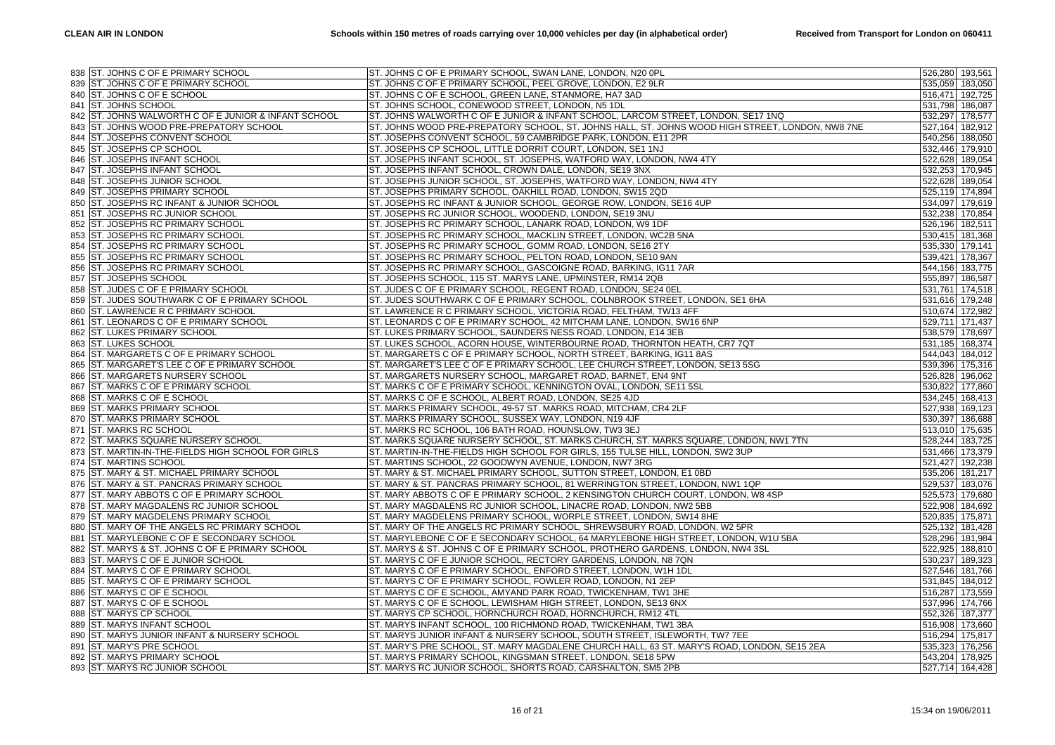| | | | | |
|---|---|---|---|---|
| 838 | ST. JOHNS C OF E PRIMARY SCHOOL | ST. JOHNS C OF E PRIMARY SCHOOL, SWAN LANE, LONDON, N20 0PL | 526,280 | 193,561 |
| 839 | ST. JOHNS C OF E PRIMARY SCHOOL | ST. JOHNS C OF E PRIMARY SCHOOL, PEEL GROVE, LONDON, E2 9LR | 535,059 | 183,050 |
| 840 | ST. JOHNS C OF E SCHOOL | ST. JOHNS C OF E SCHOOL, GREEN LANE, STANMORE, HA7 3AD | 516,471 | 192,725 |
| 841 | ST. JOHNS SCHOOL | ST. JOHNS SCHOOL, CONEWOOD STREET, LONDON, N5 1DL | 531,798 | 186,087 |
| 842 | ST. JOHNS WALWORTH C OF E JUNIOR & INFANT SCHOOL | ST. JOHNS WALWORTH C OF E JUNIOR & INFANT SCHOOL, LARCOM STREET, LONDON, SE17 1NQ | 532,297 | 178,577 |
| 843 | ST. JOHNS WOOD PRE-PREPATORY SCHOOL | ST. JOHNS WOOD PRE-PREPATORY SCHOOL, ST. JOHNS HALL, ST. JOHNS WOOD HIGH STREET, LONDON, NW8 7NE | 527,164 | 182,912 |
| 844 | ST. JOSEPHS CONVENT SCHOOL | ST. JOSEPHS CONVENT SCHOOL, 59 CAMBRIDGE PARK, LONDON, E11 2PR | 540,256 | 188,050 |
| 845 | ST. JOSEPHS CP SCHOOL | ST. JOSEPHS CP SCHOOL, LITTLE DORRIT COURT, LONDON, SE1 1NJ | 532,446 | 179,910 |
| 846 | ST. JOSEPHS INFANT SCHOOL | ST. JOSEPHS INFANT SCHOOL, ST. JOSEPHS, WATFORD WAY, LONDON, NW4 4TY | 522,628 | 189,054 |
| 847 | ST. JOSEPHS INFANT SCHOOL | ST. JOSEPHS INFANT SCHOOL, CROWN DALE, LONDON, SE19 3NX | 532,253 | 170,945 |
| 848 | ST. JOSEPHS JUNIOR SCHOOL | ST. JOSEPHS JUNIOR SCHOOL, ST. JOSEPHS, WATFORD WAY, LONDON, NW4 4TY | 522,628 | 189,054 |
| 849 | ST. JOSEPHS PRIMARY SCHOOL | ST. JOSEPHS PRIMARY SCHOOL, OAKHILL ROAD, LONDON, SW15 2QD | 525,119 | 174,894 |
| 850 | ST. JOSEPHS RC INFANT & JUNIOR SCHOOL | ST. JOSEPHS RC INFANT & JUNIOR SCHOOL, GEORGE ROW, LONDON, SE16 4UP | 534,097 | 179,619 |
| 851 | ST. JOSEPHS RC JUNIOR SCHOOL | ST. JOSEPHS RC JUNIOR SCHOOL, WOODEND, LONDON, SE19 3NU | 532,238 | 170,854 |
| 852 | ST. JOSEPHS RC PRIMARY SCHOOL | ST. JOSEPHS RC PRIMARY SCHOOL, LANARK ROAD, LONDON, W9 1DF | 526,196 | 182,511 |
| 853 | ST. JOSEPHS RC PRIMARY SCHOOL | ST. JOSEPHS RC PRIMARY SCHOOL, MACKLIN STREET, LONDON, WC2B 5NA | 530,415 | 181,368 |
| 854 | ST. JOSEPHS RC PRIMARY SCHOOL | ST. JOSEPHS RC PRIMARY SCHOOL, GOMM ROAD, LONDON, SE16 2TY | 535,330 | 179,141 |
| 855 | ST. JOSEPHS RC PRIMARY SCHOOL | ST. JOSEPHS RC PRIMARY SCHOOL, PELTON ROAD, LONDON, SE10 9AN | 539,421 | 178,367 |
| 856 | ST. JOSEPHS RC PRIMARY SCHOOL | ST. JOSEPHS RC PRIMARY SCHOOL, GASCOIGNE ROAD, BARKING, IG11 7AR | 544,156 | 183,775 |
| 857 | ST. JOSEPHS SCHOOL | ST. JOSEPHS SCHOOL, 115 ST. MARYS LANE, UPMINSTER, RM14 2QB | 555,897 | 186,587 |
| 858 | ST. JUDES C OF E PRIMARY SCHOOL | ST. JUDES C OF E PRIMARY SCHOOL, REGENT ROAD, LONDON, SE24 0EL | 531,761 | 174,518 |
| 859 | ST. JUDES SOUTHWARK C OF E PRIMARY SCHOOL | ST. JUDES SOUTHWARK C OF E PRIMARY SCHOOL, COLNBROOK STREET, LONDON, SE1 6HA | 531,616 | 179,248 |
| 860 | ST. LAWRENCE R C PRIMARY SCHOOL | ST. LAWRENCE R C PRIMARY SCHOOL, VICTORIA ROAD, FELTHAM, TW13 4FF | 510,674 | 172,982 |
| 861 | ST. LEONARDS C OF E PRIMARY SCHOOL | ST. LEONARDS C OF E PRIMARY SCHOOL, 42 MITCHAM LANE, LONDON, SW16 6NP | 529,711 | 171,437 |
| 862 | ST. LUKES PRIMARY SCHOOL | ST. LUKES PRIMARY SCHOOL, SAUNDERS NESS ROAD, LONDON, E14 3EB | 538,579 | 178,697 |
| 863 | ST. LUKES SCHOOL | ST. LUKES SCHOOL, ACORN HOUSE, WINTERBOURNE ROAD, THORNTON HEATH, CR7 7QT | 531,185 | 168,374 |
| 864 | ST. MARGARETS C OF E PRIMARY SCHOOL | ST. MARGARETS C OF E PRIMARY SCHOOL, NORTH STREET, BARKING, IG11 8AS | 544,043 | 184,012 |
| 865 | ST. MARGARET'S LEE C OF E PRIMARY SCHOOL | ST. MARGARET'S LEE C OF E PRIMARY SCHOOL, LEE CHURCH STREET, LONDON, SE13 5SG | 539,396 | 175,316 |
| 866 | ST. MARGARETS NURSERY SCHOOL | ST. MARGARETS NURSERY SCHOOL, MARGARET ROAD, BARNET, EN4 9NT | 526,828 | 196,062 |
| 867 | ST. MARKS C OF E PRIMARY SCHOOL | ST. MARKS C OF E PRIMARY SCHOOL, KENNINGTON OVAL, LONDON, SE11 5SL | 530,822 | 177,860 |
| 868 | ST. MARKS C OF E SCHOOL | ST. MARKS C OF E SCHOOL, ALBERT ROAD, LONDON, SE25 4JD | 534,245 | 168,413 |
| 869 | ST. MARKS PRIMARY SCHOOL | ST. MARKS PRIMARY SCHOOL, 49-57 ST. MARKS ROAD, MITCHAM, CR4 2LF | 527,938 | 169,123 |
| 870 | ST. MARKS PRIMARY SCHOOL | ST. MARKS PRIMARY SCHOOL, SUSSEX WAY, LONDON, N19 4JF | 530,397 | 186,688 |
| 871 | ST. MARKS RC SCHOOL | ST. MARKS RC SCHOOL, 106 BATH ROAD, HOUNSLOW, TW3 3EJ | 513,010 | 175,635 |
| 872 | ST. MARKS SQUARE NURSERY SCHOOL | ST. MARKS SQUARE NURSERY SCHOOL, ST. MARKS CHURCH, ST. MARKS SQUARE, LONDON, NW1 7TN | 528,244 | 183,725 |
| 873 | ST. MARTIN-IN-THE-FIELDS HIGH SCHOOL FOR GIRLS | ST. MARTIN-IN-THE-FIELDS HIGH SCHOOL FOR GIRLS, 155 TULSE HILL, LONDON, SW2 3UP | 531,466 | 173,379 |
| 874 | ST. MARTINS SCHOOL | ST. MARTINS SCHOOL, 22 GOODWYN AVENUE, LONDON, NW7 3RG | 521,427 | 192,238 |
| 875 | ST. MARY & ST. MICHAEL PRIMARY SCHOOL | ST. MARY & ST. MICHAEL PRIMARY SCHOOL, SUTTON STREET, LONDON, E1 0BD | 535,206 | 181,217 |
| 876 | ST. MARY & ST. PANCRAS PRIMARY SCHOOL | ST. MARY & ST. PANCRAS PRIMARY SCHOOL, 81 WERRINGTON STREET, LONDON, NW1 1QP | 529,537 | 183,076 |
| 877 | ST. MARY ABBOTS C OF E PRIMARY SCHOOL | ST. MARY ABBOTS C OF E PRIMARY SCHOOL, 2 KENSINGTON CHURCH COURT, LONDON, W8 4SP | 525,573 | 179,680 |
| 878 | ST. MARY MAGDALENS RC JUNIOR SCHOOL | ST. MARY MAGDALENS RC JUNIOR SCHOOL, LINACRE ROAD, LONDON, NW2 5BB | 522,908 | 184,692 |
| 879 | ST. MARY MAGDELENS PRIMARY SCHOOL | ST. MARY MAGDELENS PRIMARY SCHOOL, WORPLE STREET, LONDON, SW14 8HE | 520,835 | 175,871 |
| 880 | ST. MARY OF THE ANGELS RC PRIMARY SCHOOL | ST. MARY OF THE ANGELS RC PRIMARY SCHOOL, SHREWSBURY ROAD, LONDON, W2 5PR | 525,132 | 181,428 |
| 881 | ST. MARYLEBONE C OF E SECONDARY SCHOOL | ST. MARYLEBONE C OF E SECONDARY SCHOOL, 64 MARYLEBONE HIGH STREET, LONDON, W1U 5BA | 528,296 | 181,984 |
| 882 | ST. MARYS & ST. JOHNS C OF E PRIMARY SCHOOL | ST. MARYS & ST. JOHNS C OF E PRIMARY SCHOOL, PROTHERO GARDENS, LONDON, NW4 3SL | 522,925 | 188,810 |
| 883 | ST. MARYS C OF E JUNIOR SCHOOL | ST. MARYS C OF E JUNIOR SCHOOL, RECTORY GARDENS, LONDON, N8 7QN | 530,237 | 189,323 |
| 884 | ST. MARYS C OF E PRIMARY SCHOOL | ST. MARYS C OF E PRIMARY SCHOOL, ENFORD STREET, LONDON, W1H 1DL | 527,546 | 181,766 |
| 885 | ST. MARYS C OF E PRIMARY SCHOOL | ST. MARYS C OF E PRIMARY SCHOOL, FOWLER ROAD, LONDON, N1 2EP | 531,845 | 184,012 |
| 886 | ST. MARYS C OF E SCHOOL | ST. MARYS C OF E SCHOOL, AMYAND PARK ROAD, TWICKENHAM, TW1 3HE | 516,287 | 173,559 |
| 887 | ST. MARYS C OF E SCHOOL | ST. MARYS C OF E SCHOOL, LEWISHAM HIGH STREET, LONDON, SE13 6NX | 537,996 | 174,766 |
| 888 | ST. MARYS CP SCHOOL | ST. MARYS CP SCHOOL, HORNCHURCH ROAD, HORNCHURCH, RM12 4TL | 552,326 | 187,377 |
| 889 | ST. MARYS INFANT SCHOOL | ST. MARYS INFANT SCHOOL, 100 RICHMOND ROAD, TWICKENHAM, TW1 3BA | 516,908 | 173,660 |
| 890 | ST. MARYS JUNIOR INFANT & NURSERY SCHOOL | ST. MARYS JUNIOR INFANT & NURSERY SCHOOL, SOUTH STREET, ISLEWORTH, TW7 7EE | 516,294 | 175,817 |
| 891 | ST. MARY'S PRE SCHOOL | ST. MARY'S PRE SCHOOL, ST. MARY MAGDALENE CHURCH HALL, 63 ST. MARY'S ROAD, LONDON, SE15 2EA | 535,323 | 176,256 |
| 892 | ST. MARYS PRIMARY SCHOOL | ST. MARYS PRIMARY SCHOOL, KINGSMAN STREET, LONDON, SE18 5PW | 543,204 | 178,925 |
| 893 | ST. MARYS RC JUNIOR SCHOOL | ST. MARYS RC JUNIOR SCHOOL, SHORTS ROAD, CARSHALTON, SM5 2PB | 527,714 | 164,428 |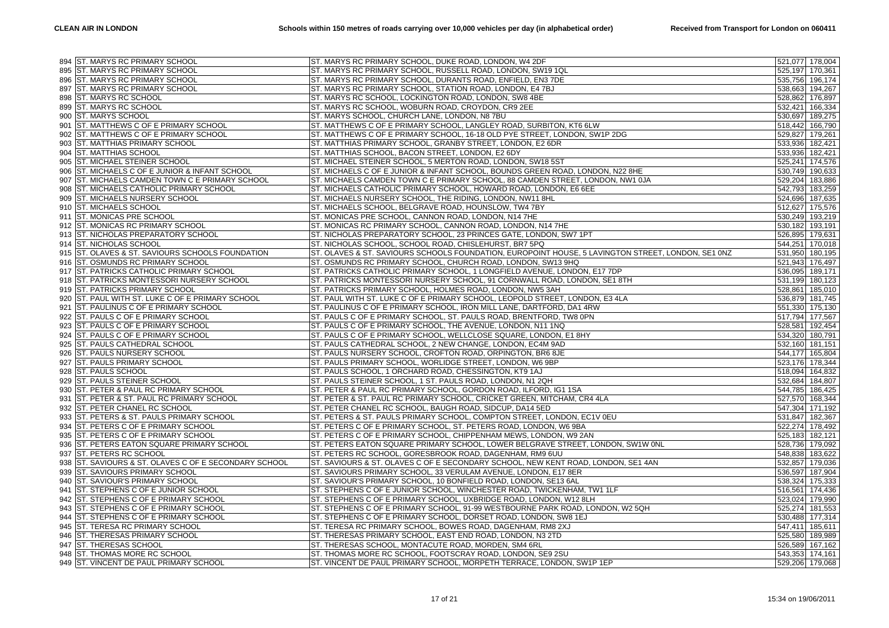| | | | | |
|---|---|---|---|---|
| 894 | ST. MARYS RC PRIMARY SCHOOL | ST. MARYS RC PRIMARY SCHOOL, DUKE ROAD, LONDON, W4 2DF | 521,077 | 178,004 |
| 895 | ST. MARYS RC PRIMARY SCHOOL | ST. MARYS RC PRIMARY SCHOOL, RUSSELL ROAD, LONDON, SW19 1QL | 525,197 | 170,361 |
| 896 | ST. MARYS RC PRIMARY SCHOOL | ST. MARYS RC PRIMARY SCHOOL, DURANTS ROAD, ENFIELD, EN3 7DE | 535,756 | 196,174 |
| 897 | ST. MARYS RC PRIMARY SCHOOL | ST. MARYS RC PRIMARY SCHOOL, STATION ROAD, LONDON, E4 7BJ | 538,663 | 194,267 |
| 898 | ST. MARYS RC SCHOOL | ST. MARYS RC SCHOOL, LOCKINGTON ROAD, LONDON, SW8 4BE | 528,862 | 176,897 |
| 899 | ST. MARYS RC SCHOOL | ST. MARYS RC SCHOOL, WOBURN ROAD, CROYDON, CR9 2EE | 532,421 | 166,334 |
| 900 | ST. MARYS SCHOOL | ST. MARYS SCHOOL, CHURCH LANE, LONDON, N8 7BU | 530,697 | 189,275 |
| 901 | ST. MATTHEWS C OF E PRIMARY SCHOOL | ST. MATTHEWS C OF E PRIMARY SCHOOL, LANGLEY ROAD, SURBITON, KT6 6LW | 518,442 | 166,790 |
| 902 | ST. MATTHEWS C OF E PRIMARY SCHOOL | ST. MATTHEWS C OF E PRIMARY SCHOOL, 16-18 OLD PYE STREET, LONDON, SW1P 2DG | 529,827 | 179,261 |
| 903 | ST. MATTHIAS PRIMARY SCHOOL | ST. MATTHIAS PRIMARY SCHOOL, GRANBY STREET, LONDON, E2 6DR | 533,936 | 182,421 |
| 904 | ST. MATTHIAS SCHOOL | ST. MATTHIAS SCHOOL, BACON STREET, LONDON, E2 6DY | 533,936 | 182,421 |
| 905 | ST. MICHAEL STEINER SCHOOL | ST. MICHAEL STEINER SCHOOL, 5 MERTON ROAD, LONDON, SW18 5ST | 525,241 | 174,576 |
| 906 | ST. MICHAELS C OF E JUNIOR & INFANT SCHOOL | ST. MICHAELS C OF E JUNIOR & INFANT SCHOOL, BOUNDS GREEN ROAD, LONDON, N22 8HE | 530,749 | 190,633 |
| 907 | ST. MICHAELS CAMDEN TOWN C E PRIMARY SCHOOL | ST. MICHAELS CAMDEN TOWN C E PRIMARY SCHOOL, 88 CAMDEN STREET, LONDON, NW1 0JA | 529,204 | 183,886 |
| 908 | ST. MICHAELS CATHOLIC PRIMARY SCHOOL | ST. MICHAELS CATHOLIC PRIMARY SCHOOL, HOWARD ROAD, LONDON, E6 6EE | 542,793 | 183,259 |
| 909 | ST. MICHAELS NURSERY SCHOOL | ST. MICHAELS NURSERY SCHOOL, THE RIDING, LONDON, NW11 8HL | 524,696 | 187,635 |
| 910 | ST. MICHAELS SCHOOL | ST. MICHAELS SCHOOL, BELGRAVE ROAD, HOUNSLOW, TW4 7BY | 512,627 | 175,576 |
| 911 | ST. MONICAS PRE SCHOOL | ST. MONICAS PRE SCHOOL, CANNON ROAD, LONDON, N14 7HE | 530,249 | 193,219 |
| 912 | ST. MONICAS RC PRIMARY SCHOOL | ST. MONICAS RC PRIMARY SCHOOL, CANNON ROAD, LONDON, N14 7HE | 530,182 | 193,191 |
| 913 | ST. NICHOLAS PREPARATORY SCHOOL | ST. NICHOLAS PREPARATORY SCHOOL, 23 PRINCES GATE, LONDON, SW7 1PT | 526,895 | 179,631 |
| 914 | ST. NICHOLAS SCHOOL | ST. NICHOLAS SCHOOL, SCHOOL ROAD, CHISLEHURST, BR7 5PQ | 544,251 | 170,018 |
| 915 | ST. OLAVES & ST. SAVIOURS SCHOOLS FOUNDATION | ST. OLAVES & ST. SAVIOURS SCHOOLS FOUNDATION, EUROPOINT HOUSE, 5 LAVINGTON STREET, LONDON, SE1 0NZ | 531,950 | 180,195 |
| 916 | ST. OSMUNDS RC PRIMARY SCHOOL | ST. OSMUNDS RC PRIMARY SCHOOL, CHURCH ROAD, LONDON, SW13 9HQ | 521,943 | 176,497 |
| 917 | ST. PATRICKS CATHOLIC PRIMARY SCHOOL | ST. PATRICKS CATHOLIC PRIMARY SCHOOL, 1 LONGFIELD AVENUE, LONDON, E17 7DP | 536,095 | 189,171 |
| 918 | ST. PATRICKS MONTESSORI NURSERY SCHOOL | ST. PATRICKS MONTESSORI NURSERY SCHOOL, 91 CORNWALL ROAD, LONDON, SE1 8TH | 531,199 | 180,123 |
| 919 | ST. PATRICKS PRIMARY SCHOOL | ST. PATRICKS PRIMARY SCHOOL, HOLMES ROAD, LONDON, NW5 3AH | 528,861 | 185,010 |
| 920 | ST. PAUL WITH ST. LUKE C OF E PRIMARY SCHOOL | ST. PAUL WITH ST. LUKE C OF E PRIMARY SCHOOL, LEOPOLD STREET, LONDON, E3 4LA | 536,879 | 181,745 |
| 921 | ST. PAULINUS C OF E PRIMARY SCHOOL | ST. PAULINUS C OF E PRIMARY SCHOOL, IRON MILL LANE, DARTFORD, DA1 4RW | 551,330 | 175,130 |
| 922 | ST. PAULS C OF E PRIMARY SCHOOL | ST. PAULS C OF E PRIMARY SCHOOL, ST. PAULS ROAD, BRENTFORD, TW8 0PN | 517,794 | 177,567 |
| 923 | ST. PAULS C OF E PRIMARY SCHOOL | ST. PAULS C OF E PRIMARY SCHOOL, THE AVENUE, LONDON, N11 1NQ | 528,581 | 192,454 |
| 924 | ST. PAULS C OF E PRIMARY SCHOOL | ST. PAULS C OF E PRIMARY SCHOOL, WELLCLOSE SQUARE, LONDON, E1 8HY | 534,320 | 180,791 |
| 925 | ST. PAULS CATHEDRAL SCHOOL | ST. PAULS CATHEDRAL SCHOOL, 2 NEW CHANGE, LONDON, EC4M 9AD | 532,160 | 181,151 |
| 926 | ST. PAULS NURSERY SCHOOL | ST. PAULS NURSERY SCHOOL, CROFTON ROAD, ORPINGTON, BR6 8JE | 544,177 | 165,804 |
| 927 | ST. PAULS PRIMARY SCHOOL | ST. PAULS PRIMARY SCHOOL, WORLIDGE STREET, LONDON, W6 9BP | 523,176 | 178,344 |
| 928 | ST. PAULS SCHOOL | ST. PAULS SCHOOL, 1 ORCHARD ROAD, CHESSINGTON, KT9 1AJ | 518,094 | 164,832 |
| 929 | ST. PAULS STEINER SCHOOL | ST. PAULS STEINER SCHOOL, 1 ST. PAULS ROAD, LONDON, N1 2QH | 532,684 | 184,807 |
| 930 | ST. PETER & PAUL RC PRIMARY SCHOOL | ST. PETER & PAUL RC PRIMARY SCHOOL, GORDON ROAD, ILFORD, IG1 1SA | 544,785 | 186,425 |
| 931 | ST. PETER & ST. PAUL RC PRIMARY SCHOOL | ST. PETER & ST. PAUL RC PRIMARY SCHOOL, CRICKET GREEN, MITCHAM, CR4 4LA | 527,570 | 168,344 |
| 932 | ST. PETER CHANEL RC SCHOOL | ST. PETER CHANEL RC SCHOOL, BAUGH ROAD, SIDCUP, DA14 5ED | 547,304 | 171,192 |
| 933 | ST. PETERS & ST. PAULS PRIMARY SCHOOL | ST. PETERS & ST. PAULS PRIMARY SCHOOL, COMPTON STREET, LONDON, EC1V 0EU | 531,847 | 182,367 |
| 934 | ST. PETERS C OF E PRIMARY SCHOOL | ST. PETERS C OF E PRIMARY SCHOOL, ST. PETERS ROAD, LONDON, W6 9BA | 522,274 | 178,492 |
| 935 | ST. PETERS C OF E PRIMARY SCHOOL | ST. PETERS C OF E PRIMARY SCHOOL, CHIPPENHAM MEWS, LONDON, W9 2AN | 525,183 | 182,121 |
| 936 | ST. PETERS EATON SQUARE PRIMARY SCHOOL | ST. PETERS EATON SQUARE PRIMARY SCHOOL, LOWER BELGRAVE STREET, LONDON, SW1W 0NL | 528,736 | 179,092 |
| 937 | ST. PETERS RC SCHOOL | ST. PETERS RC SCHOOL, GORESBROOK ROAD, DAGENHAM, RM9 6UU | 548,838 | 183,622 |
| 938 | ST. SAVIOURS & ST. OLAVES C OF E SECONDARY SCHOOL | ST. SAVIOURS & ST. OLAVES C OF E SECONDARY SCHOOL, NEW KENT ROAD, LONDON, SE1 4AN | 532,857 | 179,036 |
| 939 | ST. SAVIOURS PRIMARY SCHOOL | ST. SAVIOURS PRIMARY SCHOOL, 33 VERULAM AVENUE, LONDON, E17 8ER | 536,597 | 187,904 |
| 940 | ST. SAVIOUR'S PRIMARY SCHOOL | ST. SAVIOUR'S PRIMARY SCHOOL, 10 BONFIELD ROAD, LONDON, SE13 6AL | 538,324 | 175,333 |
| 941 | ST. STEPHENS C OF E JUNIOR SCHOOL | ST. STEPHENS C OF E JUNIOR SCHOOL, WINCHESTER ROAD, TWICKENHAM, TW1 1LF | 516,561 | 174,436 |
| 942 | ST. STEPHENS C OF E PRIMARY SCHOOL | ST. STEPHENS C OF E PRIMARY SCHOOL, UXBRIDGE ROAD, LONDON, W12 8LH | 523,024 | 179,990 |
| 943 | ST. STEPHENS C OF E PRIMARY SCHOOL | ST. STEPHENS C OF E PRIMARY SCHOOL, 91-99 WESTBOURNE PARK ROAD, LONDON, W2 5QH | 525,274 | 181,553 |
| 944 | ST. STEPHENS C OF E PRIMARY SCHOOL | ST. STEPHENS C OF E PRIMARY SCHOOL, DORSET ROAD, LONDON, SW8 1EJ | 530,488 | 177,314 |
| 945 | ST. TERESA RC PRIMARY SCHOOL | ST. TERESA RC PRIMARY SCHOOL, BOWES ROAD, DAGENHAM, RM8 2XJ | 547,411 | 185,611 |
| 946 | ST. THERESAS PRIMARY SCHOOL | ST. THERESAS PRIMARY SCHOOL, EAST END ROAD, LONDON, N3 2TD | 525,580 | 189,989 |
| 947 | ST. THERESAS SCHOOL | ST. THERESAS SCHOOL, MONTACUTE ROAD, MORDEN, SM4 6RL | 526,589 | 167,162 |
| 948 | ST. THOMAS MORE RC SCHOOL | ST. THOMAS MORE RC SCHOOL, FOOTSCRAY ROAD, LONDON, SE9 2SU | 543,353 | 174,161 |
| 949 | ST. VINCENT DE PAUL PRIMARY SCHOOL | ST. VINCENT DE PAUL PRIMARY SCHOOL, MORPETH TERRACE, LONDON, SW1P 1EP | 529,206 | 179,068 |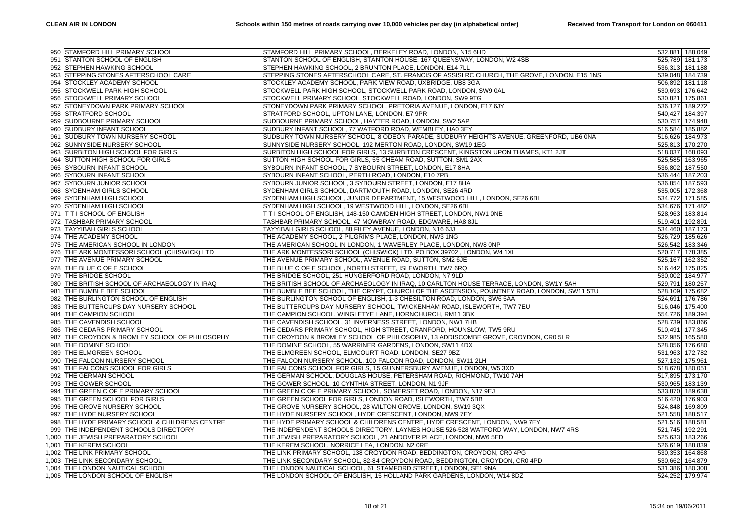| | | | | |
|---|---|---|---|---|
| 950 | STAMFORD HILL PRIMARY SCHOOL | STAMFORD HILL PRIMARY SCHOOL, BERKELEY ROAD, LONDON, N15 6HD | 532,881 | 188,049 |
| 951 | STANTON SCHOOL OF ENGLISH | STANTON SCHOOL OF ENGLISH, STANTON HOUSE, 167 QUEENSWAY, LONDON, W2 4SB | 525,789 | 181,173 |
| 952 | STEPHEN HAWKING SCHOOL | STEPHEN HAWKING SCHOOL, 2 BRUNTON PLACE, LONDON, E14 7LL | 536,313 | 181,188 |
| 953 | STEPPING STONES AFTERSCHOOL CARE | STEPPING STONES AFTERSCHOOL CARE, ST. FRANCIS OF ASSISI RC CHURCH, THE GROVE, LONDON, E15 1NS | 539,048 | 184,739 |
| 954 | STOCKLEY ACADEMY SCHOOL | STOCKLEY ACADEMY SCHOOL, PARK VIEW ROAD, UXBRIDGE, UB8 3GA | 506,892 | 181,118 |
| 955 | STOCKWELL PARK HIGH SCHOOL | STOCKWELL PARK HIGH SCHOOL, STOCKWELL PARK ROAD, LONDON, SW9 0AL | 530,693 | 176,642 |
| 956 | STOCKWELL PRIMARY SCHOOL | STOCKWELL PRIMARY SCHOOL, STOCKWELL ROAD, LONDON, SW9 9TG | 530,821 | 175,861 |
| 957 | STONEYDOWN PARK PRIMARY SCHOOL | STONEYDOWN PARK PRIMARY SCHOOL, PRETORIA AVENUE, LONDON, E17 6JY | 536,127 | 189,272 |
| 958 | STRATFORD SCHOOL | STRATFORD SCHOOL, UPTON LANE, LONDON, E7 9PR | 540,427 | 184,397 |
| 959 | SUDBOURNE PRIMARY SCHOOL | SUDBOURNE PRIMARY SCHOOL, HAYTER ROAD, LONDON, SW2 5AP | 530,757 | 174,948 |
| 960 | SUDBURY INFANT SCHOOL | SUDBURY INFANT SCHOOL, 77 WATFORD ROAD, WEMBLEY, HA0 3EY | 516,584 | 185,882 |
| 961 | SUDBURY TOWN NURSERY SCHOOL | SUDBURY TOWN NURSERY SCHOOL, 8 ODEON PARADE, SUDBURY HEIGHTS AVENUE, GREENFORD, UB6 0NA | 516,626 | 184,973 |
| 962 | SUNNYSIDE NURSERY SCHOOL | SUNNYSIDE NURSERY SCHOOL, 192 MERTON ROAD, LONDON, SW19 1EG | 525,813 | 170,270 |
| 963 | SURBITON HIGH SCHOOL FOR GIRLS | SURBITON HIGH SCHOOL FOR GIRLS, 13 SURBITON CRESCENT, KINGSTON UPON THAMES, KT1 2JT | 518,037 | 168,093 |
| 964 | SUTTON HIGH SCHOOL FOR GIRLS | SUTTON HIGH SCHOOL FOR GIRLS, 55 CHEAM ROAD, SUTTON, SM1 2AX | 525,585 | 163,965 |
| 965 | SYBOURN INFANT SCHOOL | SYBOURN INFANT SCHOOL, 7 SYBOURN STREET, LONDON, E17 8HA | 536,802 | 187,550 |
| 966 | SYBOURN INFANT SCHOOL | SYBOURN INFANT SCHOOL, PERTH ROAD, LONDON, E10 7PB | 536,444 | 187,203 |
| 967 | SYBOURN JUNIOR SCHOOL | SYBOURN JUNIOR SCHOOL, 3 SYBOURN STREET, LONDON, E17 8HA | 536,854 | 187,593 |
| 968 | SYDENHAM GIRLS SCHOOL | SYDENHAM GIRLS SCHOOL, DARTMOUTH ROAD, LONDON, SE26 4RD | 535,005 | 172,368 |
| 969 | SYDENHAM HIGH SCHOOL | SYDENHAM HIGH SCHOOL, JUNIOR DEPARTMENT, 15 WESTWOOD HILL, LONDON, SE26 6BL | 534,772 | 171,585 |
| 970 | SYDENHAM HIGH SCHOOL | SYDENHAM HIGH SCHOOL, 19 WESTWOOD HILL, LONDON, SE26 6BL | 534,676 | 171,482 |
| 971 | T T I SCHOOL OF ENGLISH | T T I SCHOOL OF ENGLISH, 148-150 CAMDEN HIGH STREET, LONDON, NW1 0NE | 528,963 | 183,814 |
| 972 | TASHBAR PRIMARY SCHOOL | TASHBAR PRIMARY SCHOOL, 47 MOWBRAY ROAD, EDGWARE, HA8 8JL | 519,401 | 192,891 |
| 973 | TAYYIBAH GIRLS SCHOOL | TAYYIBAH GIRLS SCHOOL, 88 FILEY AVENUE, LONDON, N16 6JJ | 534,460 | 187,173 |
| 974 | THE ACADEMY SCHOOL | THE ACADEMY SCHOOL, 2 PILGRIMS PLACE, LONDON, NW3 1NG | 526,729 | 185,626 |
| 975 | THE AMERICAN SCHOOL IN LONDON | THE AMERICAN SCHOOL IN LONDON, 1 WAVERLEY PLACE, LONDON, NW8 0NP | 526,542 | 183,346 |
| 976 | THE ARK MONTESSORI SCHOOL (CHISWICK) LTD | THE ARK MONTESSORI SCHOOL (CHISWICK) LTD, PO BOX 39702 , LONDON, W4 1XL | 520,717 | 178,385 |
| 977 | THE AVENUE PRIMARY SCHOOL | THE AVENUE PRIMARY SCHOOL, AVENUE ROAD, SUTTON, SM2 6JE | 525,167 | 162,352 |
| 978 | THE BLUE C OF E SCHOOL | THE BLUE C OF E SCHOOL, NORTH STREET, ISLEWORTH, TW7 6RQ | 516,442 | 175,825 |
| 979 | THE BRIDGE SCHOOL | THE BRIDGE SCHOOL, 251 HUNGERFORD ROAD, LONDON, N7 9LD | 530,002 | 184,977 |
| 980 | THE BRITISH SCHOOL OF ARCHAEOLOGY IN IRAQ | THE BRITISH SCHOOL OF ARCHAEOLOGY IN IRAQ, 10 CARLTON HOUSE TERRACE, LONDON, SW1Y 5AH | 529,791 | 180,257 |
| 981 | THE BUMBLE BEE SCHOOL | THE BUMBLE BEE SCHOOL, THE CRYPT, CHURCH OF THE ASCENSION, POUNTNEY ROAD, LONDON, SW11 5TU | 528,109 | 175,682 |
| 982 | THE BURLINGTON SCHOOL OF ENGLISH | THE BURLINGTON SCHOOL OF ENGLISH, 1-3 CHESILTON ROAD, LONDON, SW6 5AA | 524,691 | 176,786 |
| 983 | THE BUTTERCUPS DAY NURSERY SCHOOL | THE BUTTERCUPS DAY NURSERY SCHOOL, TWICKENHAM ROAD, ISLEWORTH, TW7 7EU | 516,046 | 175,400 |
| 984 | THE CAMPION SCHOOL | THE CAMPION SCHOOL, WINGLETYE LANE, HORNCHURCH, RM11 3BX | 554,726 | 189,394 |
| 985 | THE CAVENDISH SCHOOL | THE CAVENDISH SCHOOL, 31 INVERNESS STREET, LONDON, NW1 7HB | 528,739 | 183,866 |
| 986 | THE CEDARS PRIMARY SCHOOL | THE CEDARS PRIMARY SCHOOL, HIGH STREET, CRANFORD, HOUNSLOW, TW5 9RU | 510,491 | 177,345 |
| 987 | THE CROYDON & BROMLEY SCHOOL OF PHILOSOPHY | THE CROYDON & BROMLEY SCHOOL OF PHILOSOPHY, 13 ADDISCOMBE GROVE, CROYDON, CR0 5LR | 532,985 | 165,580 |
| 988 | THE DOMINE SCHOOL | THE DOMINE SCHOOL, 55 WARRINER GARDENS, LONDON, SW11 4DX | 528,056 | 176,680 |
| 989 | THE ELMGREEN SCHOOL | THE ELMGREEN SCHOOL, ELMCOURT ROAD, LONDON, SE27 9BZ | 531,963 | 172,782 |
| 990 | THE FALCON NURSERY SCHOOL | THE FALCON NURSERY SCHOOL, 100 FALCON ROAD, LONDON, SW11 2LH | 527,132 | 175,961 |
| 991 | THE FALCONS SCHOOL FOR GIRLS | THE FALCONS SCHOOL FOR GIRLS, 15 GUNNERSBURY AVENUE, LONDON, W5 3XD | 518,678 | 180,051 |
| 992 | THE GERMAN SCHOOL | THE GERMAN SCHOOL, DOUGLAS HOUSE, PETERSHAM ROAD, RICHMOND, TW10 7AH | 517,895 | 173,170 |
| 993 | THE GOWER SCHOOL | THE GOWER SCHOOL, 10 CYNTHIA STREET, LONDON, N1 9JF | 530,965 | 183,139 |
| 994 | THE GREEN C OF E PRIMARY SCHOOL | THE GREEN C OF E PRIMARY SCHOOL, SOMERSET ROAD, LONDON, N17 9EJ | 533,870 | 189,638 |
| 995 | THE GREEN SCHOOL FOR GIRLS | THE GREEN SCHOOL FOR GIRLS, LONDON ROAD, ISLEWORTH, TW7 5BB | 516,420 | 176,903 |
| 996 | THE GROVE NURSERY SCHOOL | THE GROVE NURSERY SCHOOL, 28 WILTON GROVE, LONDON, SW19 3QX | 524,848 | 169,809 |
| 997 | THE HYDE NURSERY SCHOOL | THE HYDE NURSERY SCHOOL, HYDE CRESCENT, LONDON, NW9 7EY | 521,558 | 188,517 |
| 998 | THE HYDE PRIMARY SCHOOL & CHILDRENS CENTRE | THE HYDE PRIMARY SCHOOL & CHILDRENS CENTRE, HYDE CRESCENT, LONDON, NW9 7EY | 521,516 | 188,581 |
| 999 | THE INDEPENDENT SCHOOLS DIRECTORY | THE INDEPENDENT SCHOOLS DIRECTORY, LAYNES HOUSE 526-528 WATFORD WAY, LONDON, NW7 4RS | 521,745 | 192,291 |
| 1,000 | THE JEWISH PREPARATORY SCHOOL | THE JEWISH PREPARATORY SCHOOL, 21 ANDOVER PLACE, LONDON, NW6 5ED | 525,633 | 183,266 |
| 1,001 | THE KEREM SCHOOL | THE KEREM SCHOOL, NORRICE LEA, LONDON, N2 0RE | 526,619 | 188,839 |
| 1,002 | THE LINK PRIMARY SCHOOL | THE LINK PRIMARY SCHOOL, 138 CROYDON ROAD, BEDDINGTON, CROYDON, CR0 4PG | 530,353 | 164,868 |
| 1,003 | THE LINK SECONDARY SCHOOL | THE LINK SECONDARY SCHOOL, 82-84 CROYDON ROAD, BEDDINGTON, CROYDON, CR0 4PD | 530,662 | 164,879 |
| 1,004 | THE LONDON NAUTICAL SCHOOL | THE LONDON NAUTICAL SCHOOL, 61 STAMFORD STREET, LONDON, SE1 9NA | 531,386 | 180,308 |
| 1,005 | THE LONDON SCHOOL OF ENGLISH | THE LONDON SCHOOL OF ENGLISH, 15 HOLLAND PARK GARDENS, LONDON, W14 8DZ | 524,252 | 179,974 |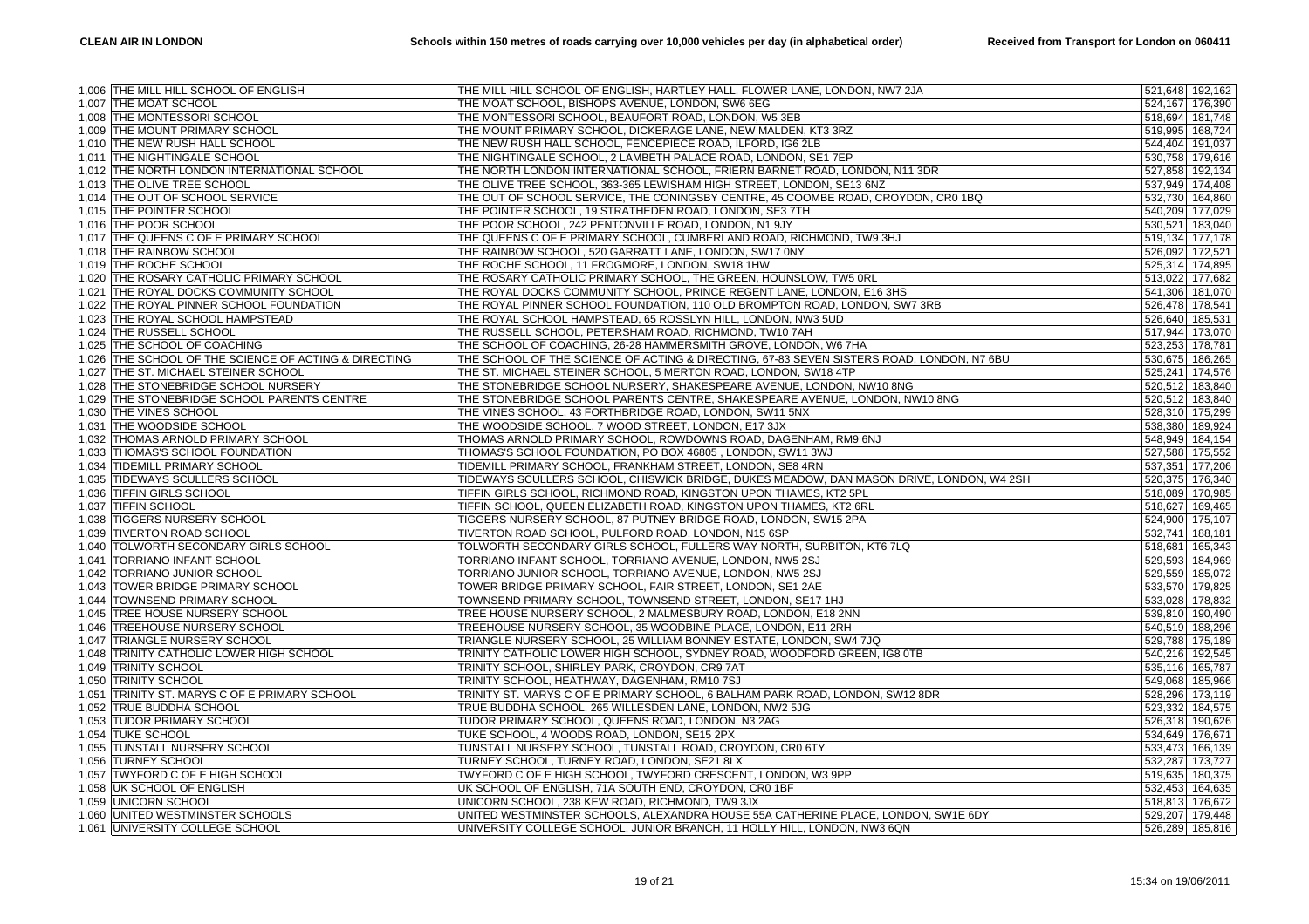| | | | | |
|---|---|---|---|---|
| 1,006 | THE MILL HILL SCHOOL OF ENGLISH | THE MILL HILL SCHOOL OF ENGLISH, HARTLEY HALL, FLOWER LANE, LONDON, NW7 2JA | 521,648 | 192,162 |
| 1,007 | THE MOAT SCHOOL | THE MOAT SCHOOL, BISHOPS AVENUE, LONDON, SW6 6EG | 524,167 | 176,390 |
| 1,008 | THE MONTESSORI SCHOOL | THE MONTESSORI SCHOOL, BEAUFORT ROAD, LONDON, W5 3EB | 518,694 | 181,748 |
| 1,009 | THE MOUNT PRIMARY SCHOOL | THE MOUNT PRIMARY SCHOOL, DICKERAGE LANE, NEW MALDEN, KT3 3RZ | 519,995 | 168,724 |
| 1,010 | THE NEW RUSH HALL SCHOOL | THE NEW RUSH HALL SCHOOL, FENCEPIECE ROAD, ILFORD, IG6 2LB | 544,404 | 191,037 |
| 1,011 | THE NIGHTINGALE SCHOOL | THE NIGHTINGALE SCHOOL, 2 LAMBETH PALACE ROAD, LONDON, SE1 7EP | 530,758 | 179,616 |
| 1,012 | THE NORTH LONDON INTERNATIONAL SCHOOL | THE NORTH LONDON INTERNATIONAL SCHOOL, FRIERN BARNET ROAD, LONDON, N11 3DR | 527,858 | 192,134 |
| 1,013 | THE OLIVE TREE SCHOOL | THE OLIVE TREE SCHOOL, 363-365 LEWISHAM HIGH STREET, LONDON, SE13 6NZ | 537,949 | 174,408 |
| 1,014 | THE OUT OF SCHOOL SERVICE | THE OUT OF SCHOOL SERVICE, THE CONINGSBY CENTRE, 45 COOMBE ROAD, CROYDON, CR0 1BQ | 532,730 | 164,860 |
| 1,015 | THE POINTER SCHOOL | THE POINTER SCHOOL, 19 STRATHEDEN ROAD, LONDON, SE3 7TH | 540,209 | 177,029 |
| 1,016 | THE POOR SCHOOL | THE POOR SCHOOL, 242 PENTONVILLE ROAD, LONDON, N1 9JY | 530,521 | 183,040 |
| 1,017 | THE QUEENS C OF E PRIMARY SCHOOL | THE QUEENS C OF E PRIMARY SCHOOL, CUMBERLAND ROAD, RICHMOND, TW9 3HJ | 519,134 | 177,178 |
| 1,018 | THE RAINBOW SCHOOL | THE RAINBOW SCHOOL, 520 GARRATT LANE, LONDON, SW17 0NY | 526,092 | 172,521 |
| 1,019 | THE ROCHE SCHOOL | THE ROCHE SCHOOL, 11 FROGMORE, LONDON, SW18 1HW | 525,314 | 174,895 |
| 1,020 | THE ROSARY CATHOLIC PRIMARY SCHOOL | THE ROSARY CATHOLIC PRIMARY SCHOOL, THE GREEN, HOUNSLOW, TW5 0RL | 513,022 | 177,682 |
| 1,021 | THE ROYAL DOCKS COMMUNITY SCHOOL | THE ROYAL DOCKS COMMUNITY SCHOOL, PRINCE REGENT LANE, LONDON, E16 3HS | 541,306 | 181,070 |
| 1,022 | THE ROYAL PINNER SCHOOL FOUNDATION | THE ROYAL PINNER SCHOOL FOUNDATION, 110 OLD BROMPTON ROAD, LONDON, SW7 3RB | 526,478 | 178,541 |
| 1,023 | THE ROYAL SCHOOL HAMPSTEAD | THE ROYAL SCHOOL HAMPSTEAD, 65 ROSSLYN HILL, LONDON, NW3 5UD | 526,640 | 185,531 |
| 1,024 | THE RUSSELL SCHOOL | THE RUSSELL SCHOOL, PETERSHAM ROAD, RICHMOND, TW10 7AH | 517,944 | 173,070 |
| 1,025 | THE SCHOOL OF COACHING | THE SCHOOL OF COACHING, 26-28 HAMMERSMITH GROVE, LONDON, W6 7HA | 523,253 | 178,781 |
| 1,026 | THE SCHOOL OF THE SCIENCE OF ACTING & DIRECTING | THE SCHOOL OF THE SCIENCE OF ACTING & DIRECTING, 67-83 SEVEN SISTERS ROAD, LONDON, N7 6BU | 530,675 | 186,265 |
| 1,027 | THE ST. MICHAEL STEINER SCHOOL | THE ST. MICHAEL STEINER SCHOOL, 5 MERTON ROAD, LONDON, SW18 4TP | 525,241 | 174,576 |
| 1,028 | THE STONEBRIDGE SCHOOL NURSERY | THE STONEBRIDGE SCHOOL NURSERY, SHAKESPEARE AVENUE, LONDON, NW10 8NG | 520,512 | 183,840 |
| 1,029 | THE STONEBRIDGE SCHOOL PARENTS CENTRE | THE STONEBRIDGE SCHOOL PARENTS CENTRE, SHAKESPEARE AVENUE, LONDON, NW10 8NG | 520,512 | 183,840 |
| 1,030 | THE VINES SCHOOL | THE VINES SCHOOL, 43 FORTHBRIDGE ROAD, LONDON, SW11 5NX | 528,310 | 175,299 |
| 1,031 | THE WOODSIDE SCHOOL | THE WOODSIDE SCHOOL, 7 WOOD STREET, LONDON, E17 3JX | 538,380 | 189,924 |
| 1,032 | THOMAS ARNOLD PRIMARY SCHOOL | THOMAS ARNOLD PRIMARY SCHOOL, ROWDOWNS ROAD, DAGENHAM, RM9 6NJ | 548,949 | 184,154 |
| 1,033 | THOMAS'S SCHOOL FOUNDATION | THOMAS'S SCHOOL FOUNDATION, PO BOX 46805 , LONDON, SW11 3WJ | 527,588 | 175,552 |
| 1,034 | TIDEMILL PRIMARY SCHOOL | TIDEMILL PRIMARY SCHOOL, FRANKHAM STREET, LONDON, SE8 4RN | 537,351 | 177,206 |
| 1,035 | TIDEWAYS SCULLERS SCHOOL | TIDEWAYS SCULLERS SCHOOL, CHISWICK BRIDGE, DUKES MEADOW, DAN MASON DRIVE, LONDON, W4 2SH | 520,375 | 176,340 |
| 1,036 | TIFFIN GIRLS SCHOOL | TIFFIN GIRLS SCHOOL, RICHMOND ROAD, KINGSTON UPON THAMES, KT2 5PL | 518,089 | 170,985 |
| 1,037 | TIFFIN SCHOOL | TIFFIN SCHOOL, QUEEN ELIZABETH ROAD, KINGSTON UPON THAMES, KT2 6RL | 518,627 | 169,465 |
| 1,038 | TIGGERS NURSERY SCHOOL | TIGGERS NURSERY SCHOOL, 87 PUTNEY BRIDGE ROAD, LONDON, SW15 2PA | 524,900 | 175,107 |
| 1,039 | TIVERTON ROAD SCHOOL | TIVERTON ROAD SCHOOL, PULFORD ROAD, LONDON, N15 6SP | 532,741 | 188,181 |
| 1,040 | TOLWORTH SECONDARY GIRLS SCHOOL | TOLWORTH SECONDARY GIRLS SCHOOL, FULLERS WAY NORTH, SURBITON, KT6 7LQ | 518,681 | 165,343 |
| 1,041 | TORRIANO INFANT SCHOOL | TORRIANO INFANT SCHOOL, TORRIANO AVENUE, LONDON, NW5 2SJ | 529,593 | 184,969 |
| 1,042 | TORRIANO JUNIOR SCHOOL | TORRIANO JUNIOR SCHOOL, TORRIANO AVENUE, LONDON, NW5 2SJ | 529,559 | 185,072 |
| 1,043 | TOWER BRIDGE PRIMARY SCHOOL | TOWER BRIDGE PRIMARY SCHOOL, FAIR STREET, LONDON, SE1 2AE | 533,570 | 179,825 |
| 1,044 | TOWNSEND PRIMARY SCHOOL | TOWNSEND PRIMARY SCHOOL, TOWNSEND STREET, LONDON, SE17 1HJ | 533,028 | 178,832 |
| 1,045 | TREE HOUSE NURSERY SCHOOL | TREE HOUSE NURSERY SCHOOL, 2 MALMESBURY ROAD, LONDON, E18 2NN | 539,810 | 190,490 |
| 1,046 | TREEHOUSE NURSERY SCHOOL | TREEHOUSE NURSERY SCHOOL, 35 WOODBINE PLACE, LONDON, E11 2RH | 540,519 | 188,296 |
| 1,047 | TRIANGLE NURSERY SCHOOL | TRIANGLE NURSERY SCHOOL, 25 WILLIAM BONNEY ESTATE, LONDON, SW4 7JQ | 529,788 | 175,189 |
| 1,048 | TRINITY CATHOLIC LOWER HIGH SCHOOL | TRINITY CATHOLIC LOWER HIGH SCHOOL, SYDNEY ROAD, WOODFORD GREEN, IG8 0TB | 540,216 | 192,545 |
| 1,049 | TRINITY SCHOOL | TRINITY SCHOOL, SHIRLEY PARK, CROYDON, CR9 7AT | 535,116 | 165,787 |
| 1,050 | TRINITY SCHOOL | TRINITY SCHOOL, HEATHWAY, DAGENHAM, RM10 7SJ | 549,068 | 185,966 |
| 1,051 | TRINITY ST. MARYS C OF E PRIMARY SCHOOL | TRINITY ST. MARYS C OF E PRIMARY SCHOOL, 6 BALHAM PARK ROAD, LONDON, SW12 8DR | 528,296 | 173,119 |
| 1,052 | TRUE BUDDHA SCHOOL | TRUE BUDDHA SCHOOL, 265 WILLESDEN LANE, LONDON, NW2 5JG | 523,332 | 184,575 |
| 1,053 | TUDOR PRIMARY SCHOOL | TUDOR PRIMARY SCHOOL, QUEENS ROAD, LONDON, N3 2AG | 526,318 | 190,626 |
| 1,054 | TUKE SCHOOL | TUKE SCHOOL, 4 WOODS ROAD, LONDON, SE15 2PX | 534,649 | 176,671 |
| 1,055 | TUNSTALL NURSERY SCHOOL | TUNSTALL NURSERY SCHOOL, TUNSTALL ROAD, CROYDON, CR0 6TY | 533,473 | 166,139 |
| 1,056 | TURNEY SCHOOL | TURNEY SCHOOL, TURNEY ROAD, LONDON, SE21 8LX | 532,287 | 173,727 |
| 1,057 | TWYFORD C OF E HIGH SCHOOL | TWYFORD C OF E HIGH SCHOOL, TWYFORD CRESCENT, LONDON, W3 9PP | 519,635 | 180,375 |
| 1,058 | UK SCHOOL OF ENGLISH | UK SCHOOL OF ENGLISH, 71A SOUTH END, CROYDON, CR0 1BF | 532,453 | 164,635 |
| 1,059 | UNICORN SCHOOL | UNICORN SCHOOL, 238 KEW ROAD, RICHMOND, TW9 3JX | 518,813 | 176,672 |
| 1,060 | UNITED WESTMINSTER SCHOOLS | UNITED WESTMINSTER SCHOOLS, ALEXANDRA HOUSE 55A CATHERINE PLACE, LONDON, SW1E 6DY | 529,207 | 179,448 |
| 1,061 | UNIVERSITY COLLEGE SCHOOL | UNIVERSITY COLLEGE SCHOOL, JUNIOR BRANCH, 11 HOLLY HILL, LONDON, NW3 6QN | 526,289 | 185,816 |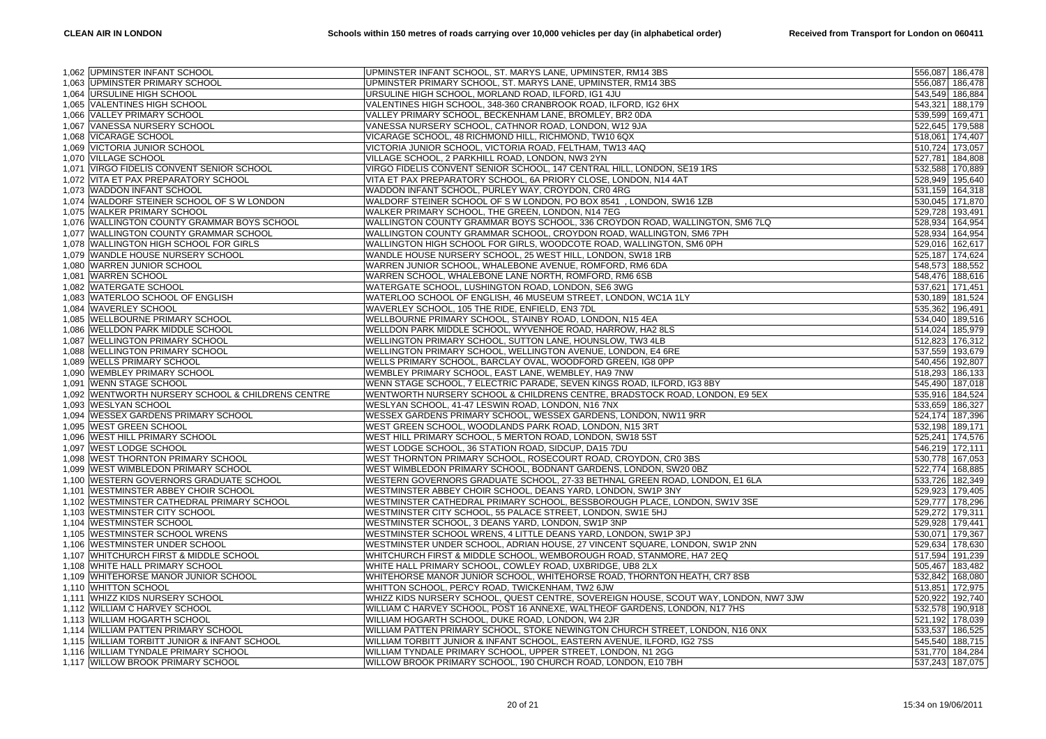| | | | | |
|---|---|---|---|---|
| 1,062 | UPMINSTER INFANT SCHOOL | UPMINSTER INFANT SCHOOL, ST. MARYS LANE, UPMINSTER, RM14 3BS | 556,087 | 186,478 |
| 1,063 | UPMINSTER PRIMARY SCHOOL | UPMINSTER PRIMARY SCHOOL, ST. MARYS LANE, UPMINSTER, RM14 3BS | 556,087 | 186,478 |
| 1,064 | URSULINE HIGH SCHOOL | URSULINE HIGH SCHOOL, MORLAND ROAD, ILFORD, IG1 4JU | 543,549 | 186,884 |
| 1,065 | VALENTINES HIGH SCHOOL | VALENTINES HIGH SCHOOL, 348-360 CRANBROOK ROAD, ILFORD, IG2 6HX | 543,321 | 188,179 |
| 1,066 | VALLEY PRIMARY SCHOOL | VALLEY PRIMARY SCHOOL, BECKENHAM LANE, BROMLEY, BR2 0DA | 539,599 | 169,471 |
| 1,067 | VANESSA NURSERY SCHOOL | VANESSA NURSERY SCHOOL, CATHNOR ROAD, LONDON, W12 9JA | 522,645 | 179,588 |
| 1,068 | VICARAGE SCHOOL | VICARAGE SCHOOL, 48 RICHMOND HILL, RICHMOND, TW10 6QX | 518,061 | 174,407 |
| 1,069 | VICTORIA JUNIOR SCHOOL | VICTORIA JUNIOR SCHOOL, VICTORIA ROAD, FELTHAM, TW13 4AQ | 510,724 | 173,057 |
| 1,070 | VILLAGE SCHOOL | VILLAGE SCHOOL, 2 PARKHILL ROAD, LONDON, NW3 2YN | 527,781 | 184,808 |
| 1,071 | VIRGO FIDELIS CONVENT SENIOR SCHOOL | VIRGO FIDELIS CONVENT SENIOR SCHOOL, 147 CENTRAL HILL, LONDON, SE19 1RS | 532,588 | 170,889 |
| 1,072 | VITA ET PAX PREPARATORY SCHOOL | VITA ET PAX PREPARATORY SCHOOL, 6A PRIORY CLOSE, LONDON, N14 4AT | 528,949 | 195,640 |
| 1,073 | WADDON INFANT SCHOOL | WADDON INFANT SCHOOL, PURLEY WAY, CROYDON, CR0 4RG | 531,159 | 164,318 |
| 1,074 | WALDORF STEINER SCHOOL OF S W LONDON | WALDORF STEINER SCHOOL OF S W LONDON, PO BOX 8541 , LONDON, SW16 1ZB | 530,045 | 171,870 |
| 1,075 | WALKER PRIMARY SCHOOL | WALKER PRIMARY SCHOOL, THE GREEN, LONDON, N14 7EG | 529,728 | 193,491 |
| 1,076 | WALLINGTON COUNTY GRAMMAR BOYS SCHOOL | WALLINGTON COUNTY GRAMMAR BOYS SCHOOL, 336 CROYDON ROAD, WALLINGTON, SM6 7LQ | 528,934 | 164,954 |
| 1,077 | WALLINGTON COUNTY GRAMMAR SCHOOL | WALLINGTON COUNTY GRAMMAR SCHOOL, CROYDON ROAD, WALLINGTON, SM6 7PH | 528,934 | 164,954 |
| 1,078 | WALLINGTON HIGH SCHOOL FOR GIRLS | WALLINGTON HIGH SCHOOL FOR GIRLS, WOODCOTE ROAD, WALLINGTON, SM6 0PH | 529,016 | 162,617 |
| 1,079 | WANDLE HOUSE NURSERY SCHOOL | WANDLE HOUSE NURSERY SCHOOL, 25 WEST HILL, LONDON, SW18 1RB | 525,187 | 174,624 |
| 1,080 | WARREN JUNIOR SCHOOL | WARREN JUNIOR SCHOOL, WHALEBONE AVENUE, ROMFORD, RM6 6DA | 548,573 | 188,552 |
| 1,081 | WARREN SCHOOL | WARREN SCHOOL, WHALEBONE LANE NORTH, ROMFORD, RM6 6SB | 548,476 | 188,616 |
| 1,082 | WATERGATE SCHOOL | WATERGATE SCHOOL, LUSHINGTON ROAD, LONDON, SE6 3WG | 537,621 | 171,451 |
| 1,083 | WATERLOO SCHOOL OF ENGLISH | WATERLOO SCHOOL OF ENGLISH, 46 MUSEUM STREET, LONDON, WC1A 1LY | 530,189 | 181,524 |
| 1,084 | WAVERLEY SCHOOL | WAVERLEY SCHOOL, 105 THE RIDE, ENFIELD, EN3 7DL | 535,362 | 196,491 |
| 1,085 | WELLBOURNE PRIMARY SCHOOL | WELLBOURNE PRIMARY SCHOOL, STAINBY ROAD, LONDON, N15 4EA | 534,040 | 189,516 |
| 1,086 | WELLDON PARK MIDDLE SCHOOL | WELLDON PARK MIDDLE SCHOOL, WYVENHOE ROAD, HARROW, HA2 8LS | 514,024 | 185,979 |
| 1,087 | WELLINGTON PRIMARY SCHOOL | WELLINGTON PRIMARY SCHOOL, SUTTON LANE, HOUNSLOW, TW3 4LB | 512,823 | 176,312 |
| 1,088 | WELLINGTON PRIMARY SCHOOL | WELLINGTON PRIMARY SCHOOL, WELLINGTON AVENUE, LONDON, E4 6RE | 537,559 | 193,679 |
| 1,089 | WELLS PRIMARY SCHOOL | WELLS PRIMARY SCHOOL, BARCLAY OVAL, WOODFORD GREEN, IG8 0PP | 540,456 | 192,807 |
| 1,090 | WEMBLEY PRIMARY SCHOOL | WEMBLEY PRIMARY SCHOOL, EAST LANE, WEMBLEY, HA9 7NW | 518,293 | 186,133 |
| 1,091 | WENN STAGE SCHOOL | WENN STAGE SCHOOL, 7 ELECTRIC PARADE, SEVEN KINGS ROAD, ILFORD, IG3 8BY | 545,490 | 187,018 |
| 1,092 | WENTWORTH NURSERY SCHOOL & CHILDRENS CENTRE | WENTWORTH NURSERY SCHOOL & CHILDRENS CENTRE, BRADSTOCK ROAD, LONDON, E9 5EX | 535,916 | 184,524 |
| 1,093 | WESLYAN SCHOOL | WESLYAN SCHOOL, 41-47 LESWIN ROAD, LONDON, N16 7NX | 533,659 | 186,327 |
| 1,094 | WESSEX GARDENS PRIMARY SCHOOL | WESSEX GARDENS PRIMARY SCHOOL, WESSEX GARDENS, LONDON, NW11 9RR | 524,174 | 187,396 |
| 1,095 | WEST GREEN SCHOOL | WEST GREEN SCHOOL, WOODLANDS PARK ROAD, LONDON, N15 3RT | 532,198 | 189,171 |
| 1,096 | WEST HILL PRIMARY SCHOOL | WEST HILL PRIMARY SCHOOL, 5 MERTON ROAD, LONDON, SW18 5ST | 525,241 | 174,576 |
| 1,097 | WEST LODGE SCHOOL | WEST LODGE SCHOOL, 36 STATION ROAD, SIDCUP, DA15 7DU | 546,219 | 172,111 |
| 1,098 | WEST THORNTON PRIMARY SCHOOL | WEST THORNTON PRIMARY SCHOOL, ROSECOURT ROAD, CROYDON, CR0 3BS | 530,778 | 167,053 |
| 1,099 | WEST WIMBLEDON PRIMARY SCHOOL | WEST WIMBLEDON PRIMARY SCHOOL, BODNANT GARDENS, LONDON, SW20 0BZ | 522,774 | 168,885 |
| 1,100 | WESTERN GOVERNORS GRADUATE SCHOOL | WESTERN GOVERNORS GRADUATE SCHOOL, 27-33 BETHNAL GREEN ROAD, LONDON, E1 6LA | 533,726 | 182,349 |
| 1,101 | WESTMINSTER ABBEY CHOIR SCHOOL | WESTMINSTER ABBEY CHOIR SCHOOL, DEANS YARD, LONDON, SW1P 3NY | 529,923 | 179,405 |
| 1,102 | WESTMINSTER CATHEDRAL PRIMARY SCHOOL | WESTMINSTER CATHEDRAL PRIMARY SCHOOL, BESSBOROUGH PLACE, LONDON, SW1V 3SE | 529,777 | 178,296 |
| 1,103 | WESTMINSTER CITY SCHOOL | WESTMINSTER CITY SCHOOL, 55 PALACE STREET, LONDON, SW1E 5HJ | 529,272 | 179,311 |
| 1,104 | WESTMINSTER SCHOOL | WESTMINSTER SCHOOL, 3 DEANS YARD, LONDON, SW1P 3NP | 529,928 | 179,441 |
| 1,105 | WESTMINSTER SCHOOL WRENS | WESTMINSTER SCHOOL WRENS, 4 LITTLE DEANS YARD, LONDON, SW1P 3PJ | 530,071 | 179,367 |
| 1,106 | WESTMINSTER UNDER SCHOOL | WESTMINSTER UNDER SCHOOL, ADRIAN HOUSE, 27 VINCENT SQUARE, LONDON, SW1P 2NN | 529,634 | 178,630 |
| 1,107 | WHITCHURCH FIRST & MIDDLE SCHOOL | WHITCHURCH FIRST & MIDDLE SCHOOL, WEMBOROUGH ROAD, STANMORE, HA7 2EQ | 517,594 | 191,239 |
| 1,108 | WHITE HALL PRIMARY SCHOOL | WHITE HALL PRIMARY SCHOOL, COWLEY ROAD, UXBRIDGE, UB8 2LX | 505,467 | 183,482 |
| 1,109 | WHITEHORSE MANOR JUNIOR SCHOOL | WHITEHORSE MANOR JUNIOR SCHOOL, WHITEHORSE ROAD, THORNTON HEATH, CR7 8SB | 532,842 | 168,080 |
| 1,110 | WHITTON SCHOOL | WHITTON SCHOOL, PERCY ROAD, TWICKENHAM, TW2 6JW | 513,851 | 172,975 |
| 1,111 | WHIZZ KIDS NURSERY SCHOOL | WHIZZ KIDS NURSERY SCHOOL, QUEST CENTRE, SOVEREIGN HOUSE, SCOUT WAY, LONDON, NW7 3JW | 520,922 | 192,740 |
| 1,112 | WILLIAM C HARVEY SCHOOL | WILLIAM C HARVEY SCHOOL, POST 16 ANNEXE, WALTHEOF GARDENS, LONDON, N17 7HS | 532,578 | 190,918 |
| 1,113 | WILLIAM HOGARTH SCHOOL | WILLIAM HOGARTH SCHOOL, DUKE ROAD, LONDON, W4 2JR | 521,192 | 178,039 |
| 1,114 | WILLIAM PATTEN PRIMARY SCHOOL | WILLIAM PATTEN PRIMARY SCHOOL, STOKE NEWINGTON CHURCH STREET, LONDON, N16 0NX | 533,537 | 186,525 |
| 1,115 | WILLIAM TORBITT JUNIOR & INFANT SCHOOL | WILLIAM TORBITT JUNIOR & INFANT SCHOOL, EASTERN AVENUE, ILFORD, IG2 7SS | 545,540 | 188,715 |
| 1,116 | WILLIAM TYNDALE PRIMARY SCHOOL | WILLIAM TYNDALE PRIMARY SCHOOL, UPPER STREET, LONDON, N1 2GG | 531,770 | 184,284 |
| 1,117 | WILLOW BROOK PRIMARY SCHOOL | WILLOW BROOK PRIMARY SCHOOL, 190 CHURCH ROAD, LONDON, E10 7BH | 537,243 | 187,075 |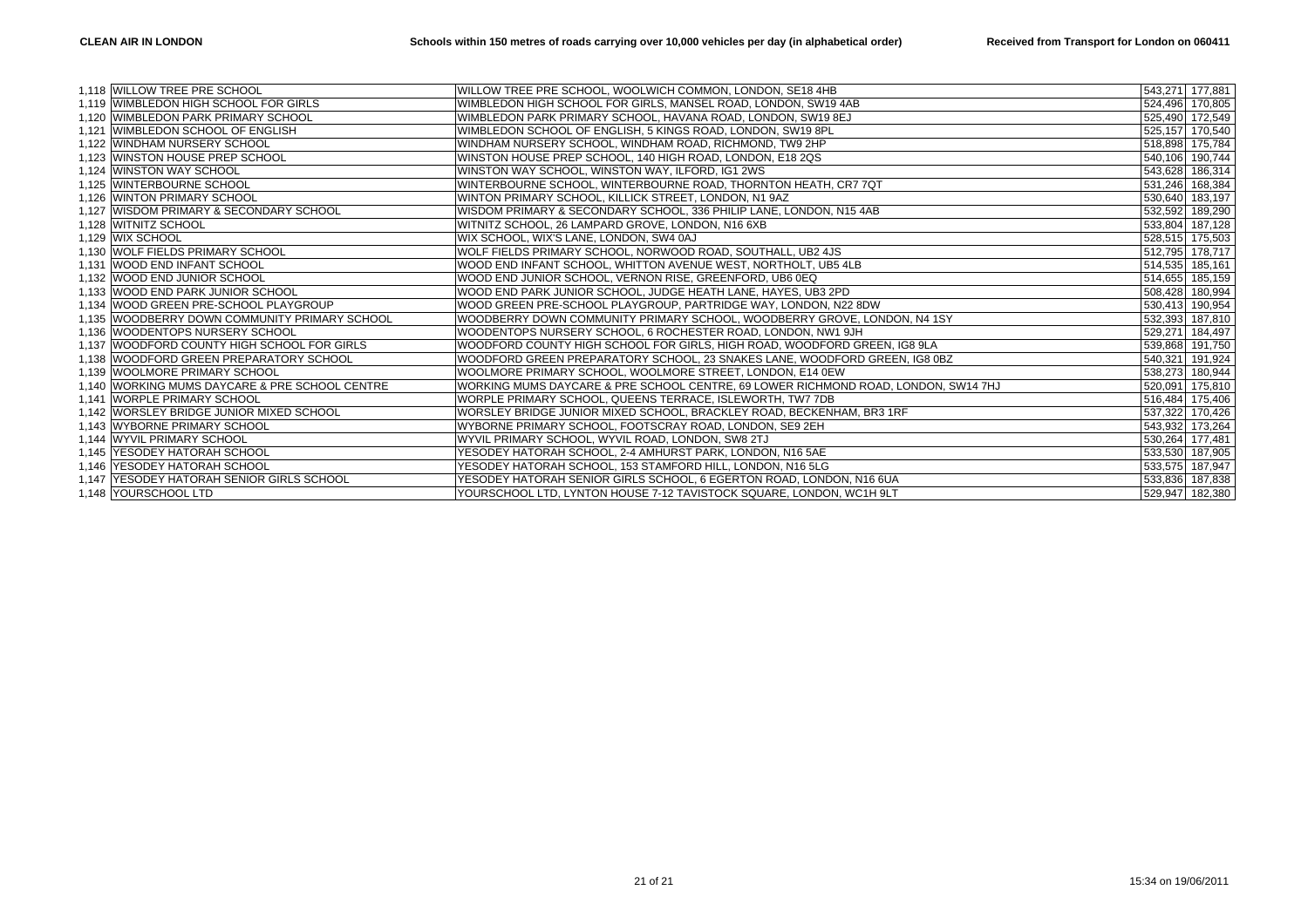| | | | | |
|---|---|---|---|---|
| 1,118 | WILLOW TREE PRE SCHOOL | WILLOW TREE PRE SCHOOL, WOOLWICH COMMON, LONDON, SE18 4HB | 543,271 | 177,881 |
| 1,119 | WIMBLEDON HIGH SCHOOL FOR GIRLS | WIMBLEDON HIGH SCHOOL FOR GIRLS, MANSEL ROAD, LONDON, SW19 4AB | 524,496 | 170,805 |
| 1,120 | WIMBLEDON PARK PRIMARY SCHOOL | WIMBLEDON PARK PRIMARY SCHOOL, HAVANA ROAD, LONDON, SW19 8EJ | 525,490 | 172,549 |
| 1,121 | WIMBLEDON SCHOOL OF ENGLISH | WIMBLEDON SCHOOL OF ENGLISH, 5 KINGS ROAD, LONDON, SW19 8PL | 525,157 | 170,540 |
| 1,122 | WINDHAM NURSERY SCHOOL | WINDHAM NURSERY SCHOOL, WINDHAM ROAD, RICHMOND, TW9 2HP | 518,898 | 175,784 |
| 1,123 | WINSTON HOUSE PREP SCHOOL | WINSTON HOUSE PREP SCHOOL, 140 HIGH ROAD, LONDON, E18 2QS | 540,106 | 190,744 |
| 1,124 | WINSTON WAY SCHOOL | WINSTON WAY SCHOOL, WINSTON WAY, ILFORD, IG1 2WS | 543,628 | 186,314 |
| 1,125 | WINTERBOURNE SCHOOL | WINTERBOURNE SCHOOL, WINTERBOURNE ROAD, THORNTON HEATH, CR7 7QT | 531,246 | 168,384 |
| 1,126 | WINTON PRIMARY SCHOOL | WINTON PRIMARY SCHOOL, KILLICK STREET, LONDON, N1 9AZ | 530,640 | 183,197 |
| 1,127 | WISDOM PRIMARY & SECONDARY SCHOOL | WISDOM PRIMARY & SECONDARY SCHOOL, 336 PHILIP LANE, LONDON, N15 4AB | 532,592 | 189,290 |
| 1,128 | WITNITZ SCHOOL | WITNITZ SCHOOL, 26 LAMPARD GROVE, LONDON, N16 6XB | 533,804 | 187,128 |
| 1,129 | WIX SCHOOL | WIX SCHOOL, WIX'S LANE, LONDON, SW4 0AJ | 528,515 | 175,503 |
| 1,130 | WOLF FIELDS PRIMARY SCHOOL | WOLF FIELDS PRIMARY SCHOOL, NORWOOD ROAD, SOUTHALL, UB2 4JS | 512,795 | 178,717 |
| 1,131 | WOOD END INFANT SCHOOL | WOOD END INFANT SCHOOL, WHITTON AVENUE WEST, NORTHOLT, UB5 4LB | 514,535 | 185,161 |
| 1,132 | WOOD END JUNIOR SCHOOL | WOOD END JUNIOR SCHOOL, VERNON RISE, GREENFORD, UB6 0EQ | 514,655 | 185,159 |
| 1,133 | WOOD END PARK JUNIOR SCHOOL | WOOD END PARK JUNIOR SCHOOL, JUDGE HEATH LANE, HAYES, UB3 2PD | 508,428 | 180,994 |
| 1,134 | WOOD GREEN PRE-SCHOOL PLAYGROUP | WOOD GREEN PRE-SCHOOL PLAYGROUP, PARTRIDGE WAY, LONDON, N22 8DW | 530,413 | 190,954 |
| 1,135 | WOODBERRY DOWN COMMUNITY PRIMARY SCHOOL | WOODBERRY DOWN COMMUNITY PRIMARY SCHOOL, WOODBERRY GROVE, LONDON, N4 1SY | 532,393 | 187,810 |
| 1,136 | WOODENTOPS NURSERY SCHOOL | WOODENTOPS NURSERY SCHOOL, 6 ROCHESTER ROAD, LONDON, NW1 9JH | 529,271 | 184,497 |
| 1,137 | WOODFORD COUNTY HIGH SCHOOL FOR GIRLS | WOODFORD COUNTY HIGH SCHOOL FOR GIRLS, HIGH ROAD, WOODFORD GREEN, IG8 9LA | 539,868 | 191,750 |
| 1,138 | WOODFORD GREEN PREPARATORY SCHOOL | WOODFORD GREEN PREPARATORY SCHOOL, 23 SNAKES LANE, WOODFORD GREEN, IG8 0BZ | 540,321 | 191,924 |
| 1,139 | WOOLMORE PRIMARY SCHOOL | WOOLMORE PRIMARY SCHOOL, WOOLMORE STREET, LONDON, E14 0EW | 538,273 | 180,944 |
| 1,140 | WORKING MUMS DAYCARE & PRE SCHOOL CENTRE | WORKING MUMS DAYCARE & PRE SCHOOL CENTRE, 69 LOWER RICHMOND ROAD, LONDON, SW14 7HJ | 520,091 | 175,810 |
| 1,141 | WORPLE PRIMARY SCHOOL | WORPLE PRIMARY SCHOOL, QUEENS TERRACE, ISLEWORTH, TW7 7DB | 516,484 | 175,406 |
| 1,142 | WORSLEY BRIDGE JUNIOR MIXED SCHOOL | WORSLEY BRIDGE JUNIOR MIXED SCHOOL, BRACKLEY ROAD, BECKENHAM, BR3 1RF | 537,322 | 170,426 |
| 1,143 | WYBORNE PRIMARY SCHOOL | WYBORNE PRIMARY SCHOOL, FOOTSCRAY ROAD, LONDON, SE9 2EH | 543,932 | 173,264 |
| 1,144 | WYVIL PRIMARY SCHOOL | WYVIL PRIMARY SCHOOL, WYVIL ROAD, LONDON, SW8 2TJ | 530,264 | 177,481 |
| 1,145 | YESODEY HATORAH SCHOOL | YESODEY HATORAH SCHOOL, 2-4 AMHURST PARK, LONDON, N16 5AE | 533,530 | 187,905 |
| 1,146 | YESODEY HATORAH SCHOOL | YESODEY HATORAH SCHOOL, 153 STAMFORD HILL, LONDON, N16 5LG | 533,575 | 187,947 |
| 1,147 | YESODEY HATORAH SENIOR GIRLS SCHOOL | YESODEY HATORAH SENIOR GIRLS SCHOOL, 6 EGERTON ROAD, LONDON, N16 6UA | 533,836 | 187,838 |
| 1,148 | YOURSCHOOL LTD | YOURSCHOOL LTD, LYNTON HOUSE 7-12 TAVISTOCK SQUARE, LONDON, WC1H 9LT | 529,947 | 182,380 |